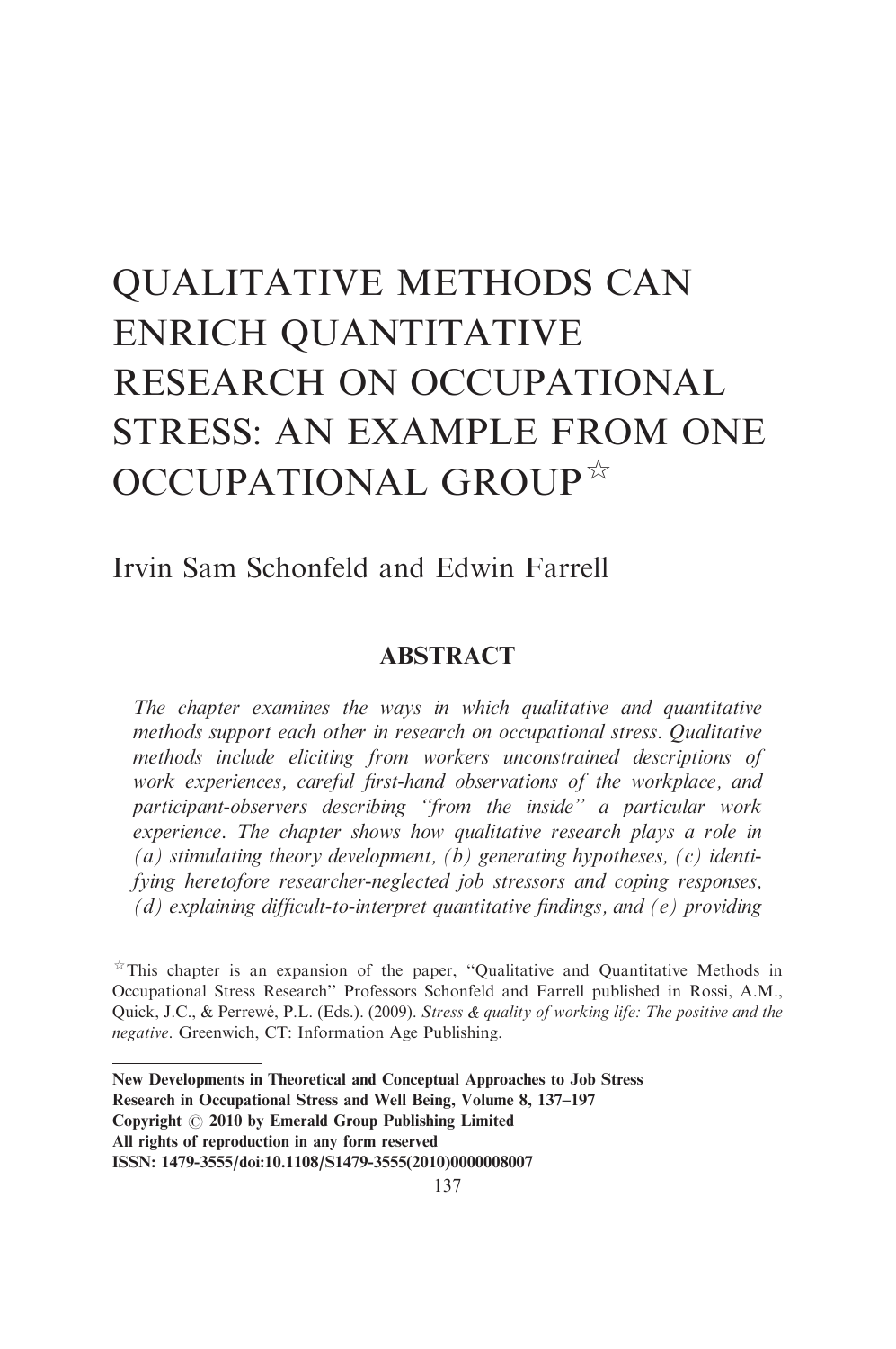# QUALITATIVE METHODS CAN ENRICH QUANTITATIVE RESEARCH ON OCCUPATIONAL STRESS: AN EXAMPLE FROM ONE OCCUPATIONAL GROUP☆

Irvin Sam Schonfeld and Edwin Farrell

## ABSTRACT

*The chapter examines the ways in which qualitative and quantitative methods support each other in research on occupational stress. Qualitative methods include eliciting from workers unconstrained descriptions of work experiences, careful first-hand observations of the workplace, and participant-observers describing "from the inside" a particular work experience. The chapter shows how qualitative research plays a role in (a) stimulating theory development, (b) generating hypotheses, (c) identifying heretofore researcher-neglected job stressors and coping responses, (d) explaining difficult-to-interpret quantitative findings, and (e) providing*

☆This chapter is an expansion of the paper, "Qualitative and Quantitative Methods in Occupational Stress Research" Professors Schonfeld and Farrell published in Rossi, A.M., Quick, J.C., & Perrewé, P.L. (Eds.). (2009). *Stress & quality of working life: The positive and the negative*. Greenwich, CT: Information Age Publishing.

**New Developments in Theoretical and Conceptual Approaches to Job Stress**
**Research in Occupational Stress and Well Being, Volume 8, 137–197**
**Copyright © 2010 by Emerald Group Publishing Limited**
**All rights of reproduction in any form reserved**
**ISSN: 1479-3555/doi:10.1108/S1479-3555(2010)0000008007**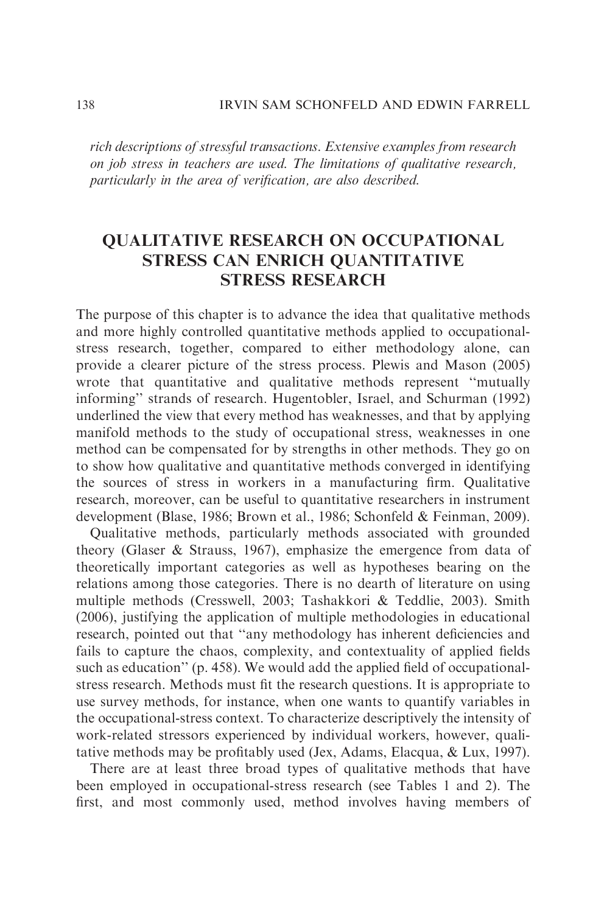*rich descriptions of stressful transactions. Extensive examples from research on job stress in teachers are used. The limitations of qualitative research, particularly in the area of verification, are also described.*

## QUALITATIVE RESEARCH ON OCCUPATIONAL STRESS CAN ENRICH QUANTITATIVE STRESS RESEARCH

The purpose of this chapter is to advance the idea that qualitative methods and more highly controlled quantitative methods applied to occupational-stress research, together, compared to either methodology alone, can provide a clearer picture of the stress process. Plewis and Mason (2005) wrote that quantitative and qualitative methods represent ''mutually informing'' strands of research. Hugentobler, Israel, and Schurman (1992) underlined the view that every method has weaknesses, and that by applying manifold methods to the study of occupational stress, weaknesses in one method can be compensated for by strengths in other methods. They go on to show how qualitative and quantitative methods converged in identifying the sources of stress in workers in a manufacturing firm. Qualitative research, moreover, can be useful to quantitative researchers in instrument development (Blase, 1986; Brown et al., 1986; Schonfeld & Feinman, 2009).

Qualitative methods, particularly methods associated with grounded theory (Glaser & Strauss, 1967), emphasize the emergence from data of theoretically important categories as well as hypotheses bearing on the relations among those categories. There is no dearth of literature on using multiple methods (Cresswell, 2003; Tashakkori & Teddlie, 2003). Smith (2006), justifying the application of multiple methodologies in educational research, pointed out that ''any methodology has inherent deficiencies and fails to capture the chaos, complexity, and contextuality of applied fields such as education'' (p. 458). We would add the applied field of occupational-stress research. Methods must fit the research questions. It is appropriate to use survey methods, for instance, when one wants to quantify variables in the occupational-stress context. To characterize descriptively the intensity of work-related stressors experienced by individual workers, however, qualitative methods may be profitably used (Jex, Adams, Elacqua, & Lux, 1997).

There are at least three broad types of qualitative methods that have been employed in occupational-stress research (see Tables 1 and 2). The first, and most commonly used, method involves having members of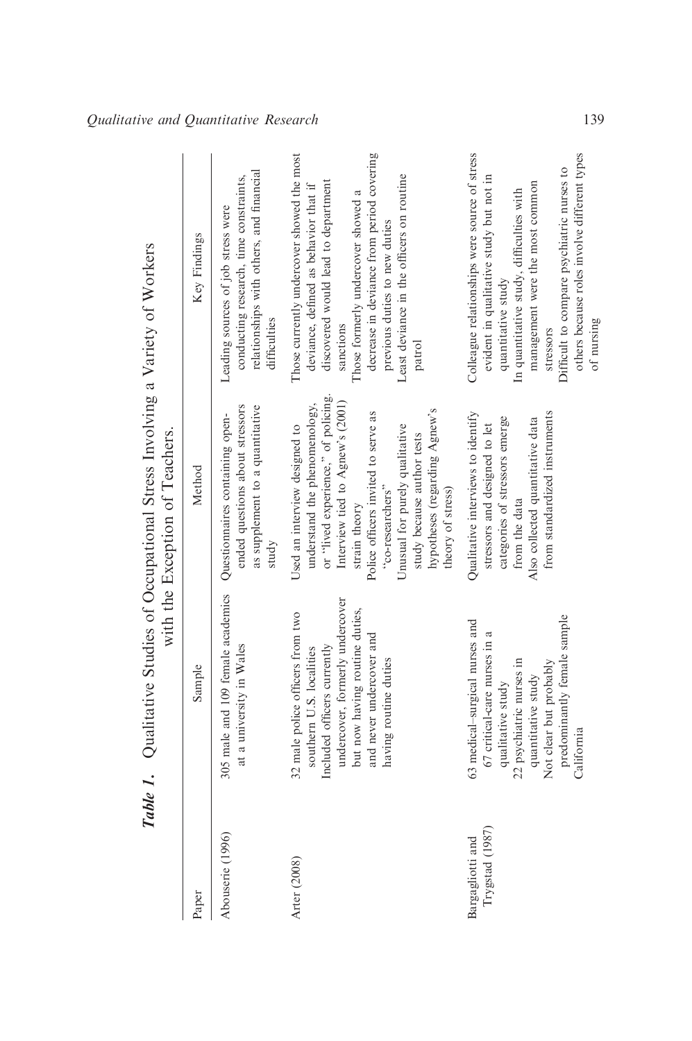***Table 1.*** Qualitative Studies of Occupational Stress Involving a Variety of Workers with the Exception of Teachers.

| Paper | Sample | Method | Key Findings |
|---|---|---|---|
| Abouserie (1996) | 305 male and 109 female academics at a university in Wales | Questionnaires containing open-ended questions about stressors as supplement to a quantitative study | Leading sources of job stress were conducting research, time constraints, relationships with others, and financial difficulties |
| Arter (2008) | 32 male police officers from two southern U.S. localities<br>Included officers currently undercover, formerly undercover but now having routine duties, and never undercover and having routine duties | Used an interview designed to understand the phenomenology, or "lived experience," of policing. Interview tied to Agnew's (2001) strain theory<br>Police officers invited to serve as "co-researchers"<br>Unusual for purely qualitative study because author tests hypotheses (regarding Agnew's theory of stress) | Those currently undercover showed the most deviance, defined as behavior that if discovered would lead to department sanctions<br>Those formerly undercover showed a decrease in deviance from period covering previous duties to new duties<br>Least deviance in the officers on routine patrol |
| Bargagliotti and Trygstad (1987) | 63 medical–surgical nurses and 67 critical-care nurses in a qualitative study<br>22 psychiatric nurses in quantitative study<br>Not clear but probably predominantly female sample<br>California | Qualitative interviews to identify stressors and designed to let categories of stressors emerge from the data<br>Also collected quantitative data from standardized instruments | Colleague relationships were source of stress evident in qualitative study but not in quantitative study<br>In quantitative study, difficulties with management were the most common stressors<br>Difficult to compare psychiatric nurses to others because roles involve different types of nursing |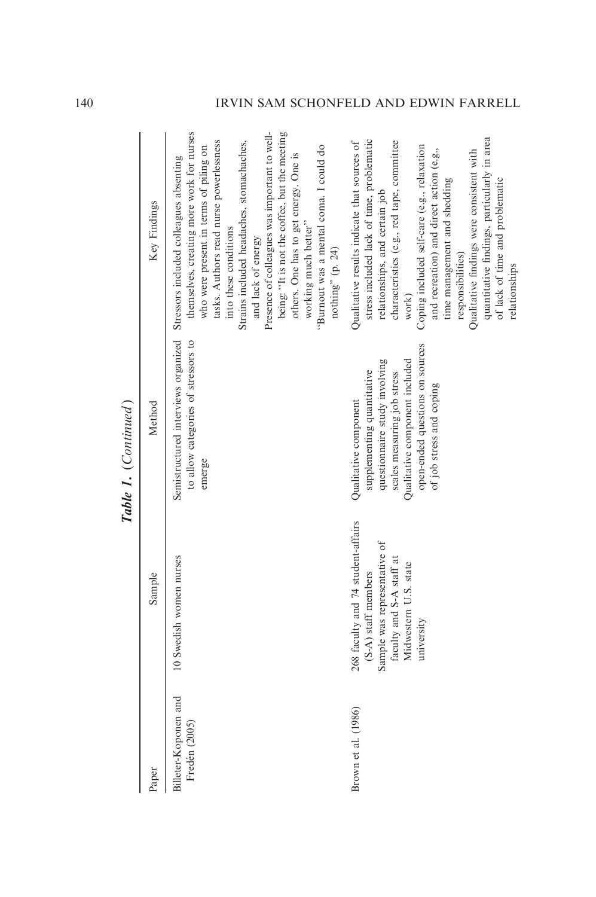*Table 1.* (*Continued*)

| Paper | Sample | Method | Key Findings |
|---|---|---|---|
| Billeter-Koponen and Fredén (2005) | 10 Swedish women nurses | Semistructured interviews organized to allow categories of stressors to emerge | Stressors included colleagues absenting themselves, creating more work for nurses who were present in terms of piling on tasks. Authors read nurse powerlessness into these conditions<br>Strains included headaches, stomachaches, and lack of energy<br>Presence of colleagues was important to well-being: "It is not the coffee, but the meeting others. One has to get energy. One is working much better"<br>"Burnout was a mental coma. I could do nothing" (p. 24) |
| Brown et al. (1986) | 268 faculty and 74 student-affairs (S-A) staff members<br>Sample was representative of faculty and S-A staff at Midwestern U.S. state university | Qualitative component supplementing quantitative questionnaire study involving scales measuring job stress<br>Qualitative component included open-ended questions on sources of job stress and coping | Qualitative results indicate that sources of stress included lack of time, problematic relationships, and certain job characteristics (e.g., red tape, committee work)<br>Coping included self-care (e.g., relaxation and recreation) and direct action (e.g., time management and shedding responsibilities)<br>Qualitative findings were consistent with quantitative findings, particularly in area of lack of time and problematic relationships |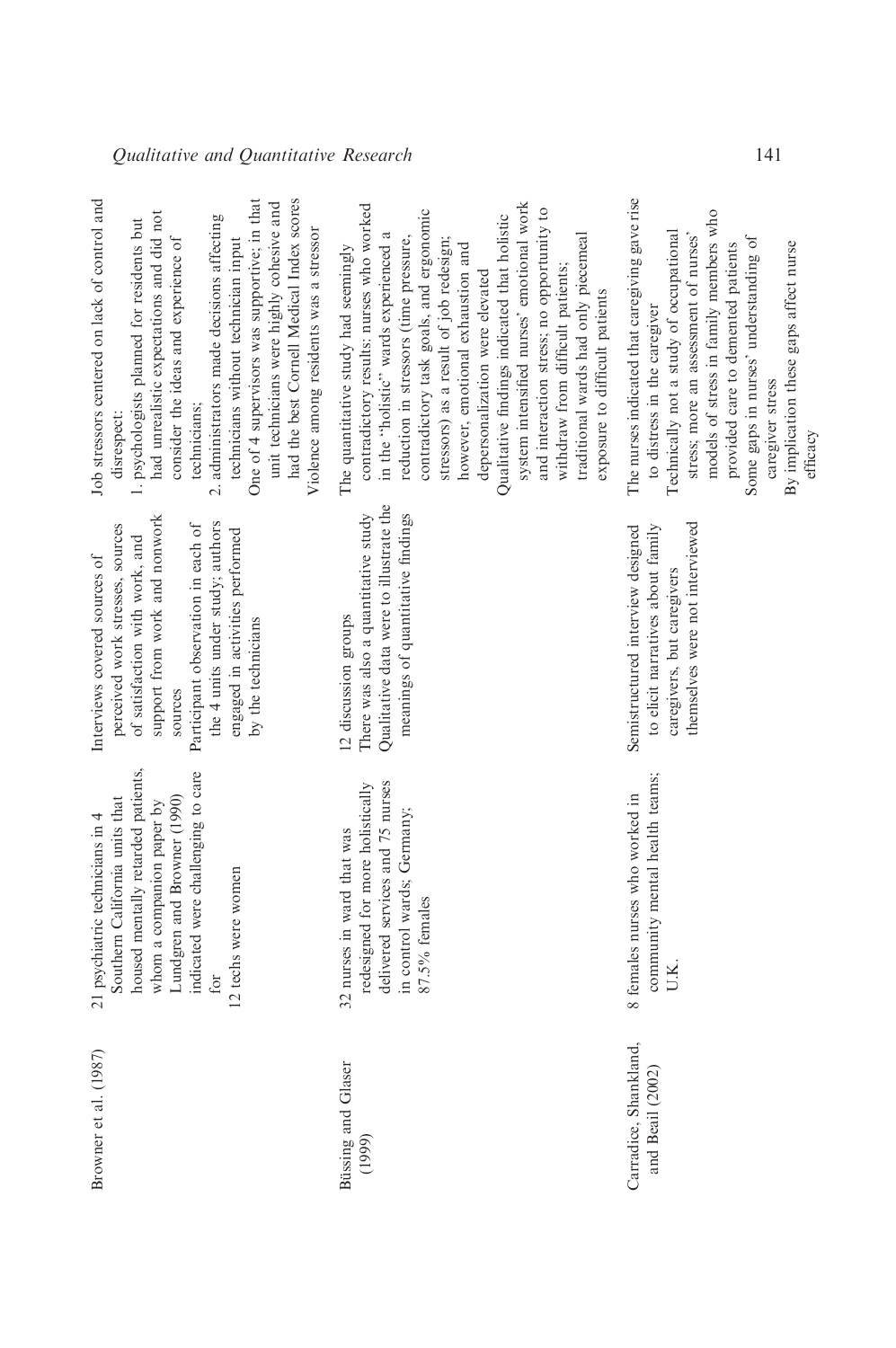| | | | |
|---|---|---|---|
| Browner et al. (1987) | 21 psychiatric technicians in 4 Southern California units that housed mentally retarded patients, whom a companion paper by Lundgren and Browner (1990) indicated were challenging to care for<br>12 techs were women | Interviews covered sources of perceived work stresses, sources of satisfaction with work, and support from work and nonwork sources<br>Participant observation in each of the 4 units under study; authors engaged in activities performed by the technicians | Job stressors centered on lack of control and disrespect:<br>1. psychologists planned for residents but had unrealistic expectations and did not consider the ideas and experience of technicians;<br>2. administrators made decisions affecting technicians without technician input<br>One of 4 supervisors was supportive; in that unit technicians were highly cohesive and had the best Cornell Medical Index scores<br>Violence among residents was a stressor |
| Büssing and Glaser (1999) | 32 nurses in ward that was redesigned for more holistically delivered services and 75 nurses in control wards; Germany; 87.5% females | 12 discussion groups<br>There was also a quantitative study<br>Qualitative data were to illustrate the meanings of quantitative findings | The quantitative study had seemingly contradictory results: nurses who worked in the "holistic" wards experienced a reduction in stressors (time pressure, contradictory task goals, and ergonomic stressors) as a result of job redesign; however, emotional exhaustion and depersonalization were elevated<br>Qualitative findings indicated that holistic system intensified nurses' emotional work and interaction stress; no opportunity to withdraw from difficult patients; traditional wards had only piecemeal exposure to difficult patients |
| Carradice, Shankland, and Beail (2002) | 8 females nurses who worked in community mental health teams; U.K. | Semistructured interview designed to elicit narratives about family caregivers, but caregivers themselves were not interviewed | The nurses indicated that caregiving gave rise to distress in the caregiver<br>Technically not a study of occupational stress; more an assessment of nurses' models of stress in family members who provided care to demented patients<br>Some gaps in nurses' understanding of caregiver stress<br>By implication these gaps affect nurse efficacy |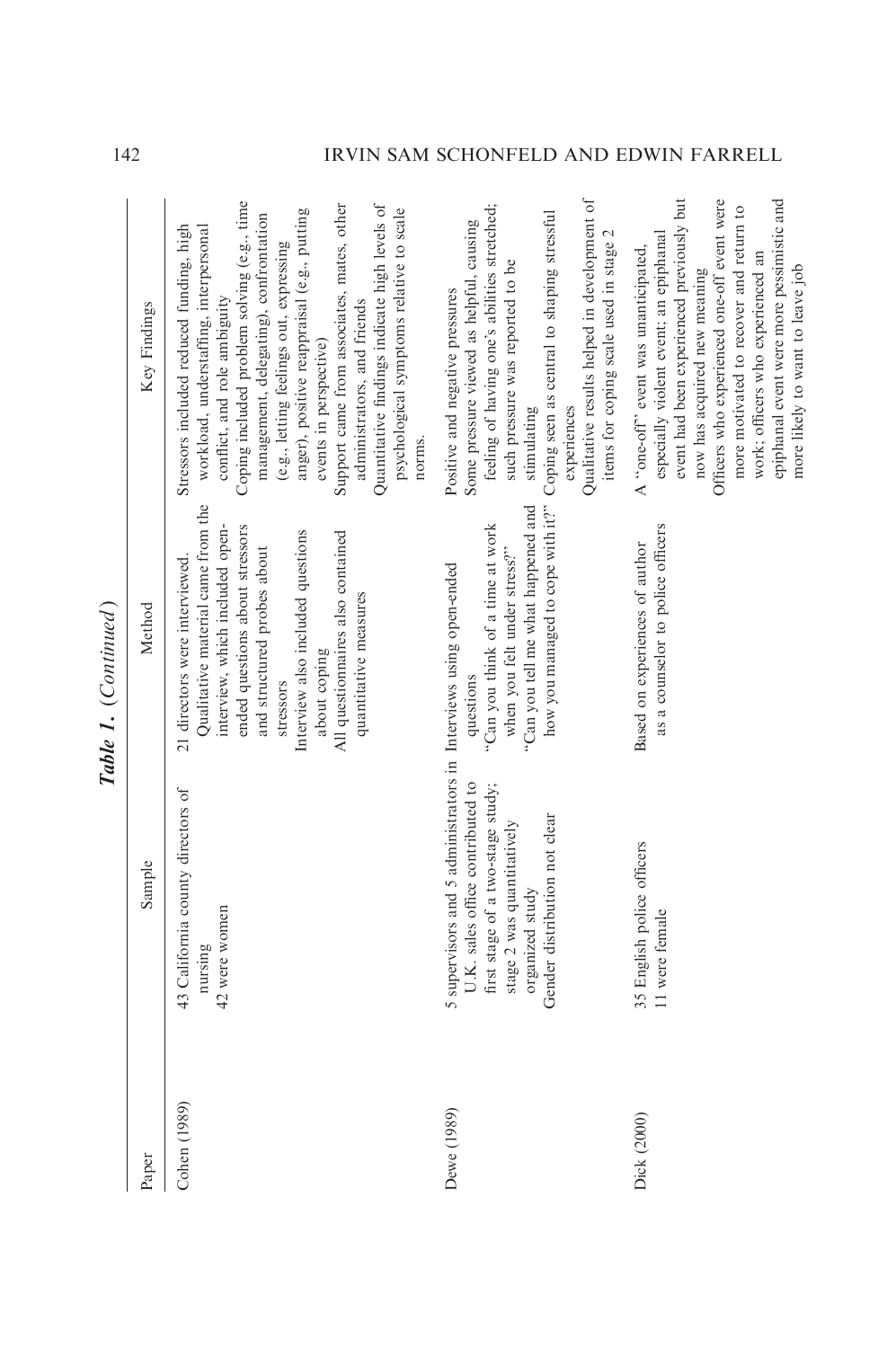*Table 1.* (*Continued*)

| Paper | Sample | Method | Key Findings |
|---|---|---|---|
| Cohen (1989) | 43 California county directors of nursing<br>42 were women | 21 directors were interviewed.<br>Qualitative material came from the interview, which included open-ended questions about stressors and structured probes about stressors<br>Interview also included questions about coping<br>All questionnaires also contained quantitative measures | Stressors included reduced funding, high workload, understaffing, interpersonal conflict, and role ambiguity<br>Coping included problem solving (e.g., time management, delegating), confrontation (e.g., letting feelings out, expressing anger), positive reappraisal (e.g., putting events in perspective)<br>Support came from associates, mates, other administrators, and friends<br>Quantitative findings indicate high levels of psychological symptoms relative to scale norms. |
| Dewe (1989) | 5 supervisors and 5 administrators in U.K. sales office contributed to first stage of a two-stage study; stage 2 was quantitatively organized study<br>Gender distribution not clear | Interviews using open-ended questions<br>"Can you think of a time at work when you felt under stress?"<br>"Can you tell me what happened and how you managed to cope with it?" | Positive and negative pressures<br>Some pressure viewed as helpful, causing feeling of having one's abilities stretched; such pressure was reported to be stimulating<br>Coping seen as central to shaping stressful experiences<br>Qualitative results helped in development of items for coping scale used in stage 2 |
| Dick (2000) | 35 English police officers<br>11 were female | Based on experiences of author as a counselor to police officers | A "one-off" event was unanticipated, especially violent event; an epiphanal event had been experienced previously but now has acquired new meaning<br>Officers who experienced one-off event were more motivated to recover and return to work; officers who experienced an epiphanal event were more pessimistic and more likely to want to leave job |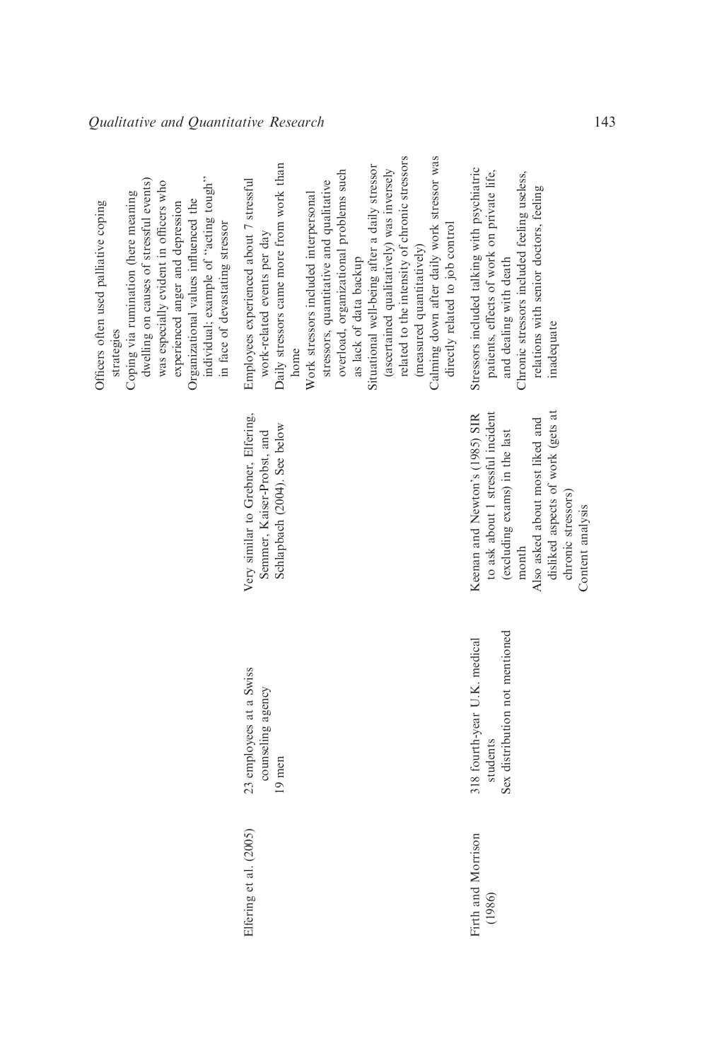| | | | Officers often used palliative coping strategies<br>Coping via rumination (here meaning dwelling on causes of stressful events) was especially evident in officers who experienced anger and depression<br>Organizational values influenced the individual; example of ''acting tough'' in face of devastating stressor |
|---|---|---|---|
| Elfering et al. (2005) | 23 employees at a Swiss counseling agency<br>19 men | Very similar to Grebner, Elfering, Semmer, Kaiser-Probst, and Schlapbach (2004). See below | Employees experienced about 7 stressful work-related events per day<br>Daily stressors came more from work than home<br>Work stressors included interpersonal stressors, quantitative and qualitative overload, organizational problems such as lack of data backup<br>Situational well-being after a daily stressor (ascertained qualitatively) was inversely related to the intensity of chronic stressors (measured quantitatively)<br>Calming down after daily work stressor was directly related to job control |
| Firth and Morrison (1986) | 318 fourth-year U.K. medical students<br>Sex distribution not mentioned | Keenan and Newton's (1985) SIR to ask about 1 stressful incident (excluding exams) in the last month<br>Also asked about most liked and disliked aspects of work (gets at chronic stressors)<br>Content analysis | Stressors included talking with psychiatric patients, effects of work on private life, and dealing with death<br>Chronic stressors included feeling useless, relations with senior doctors, feeling inadequate |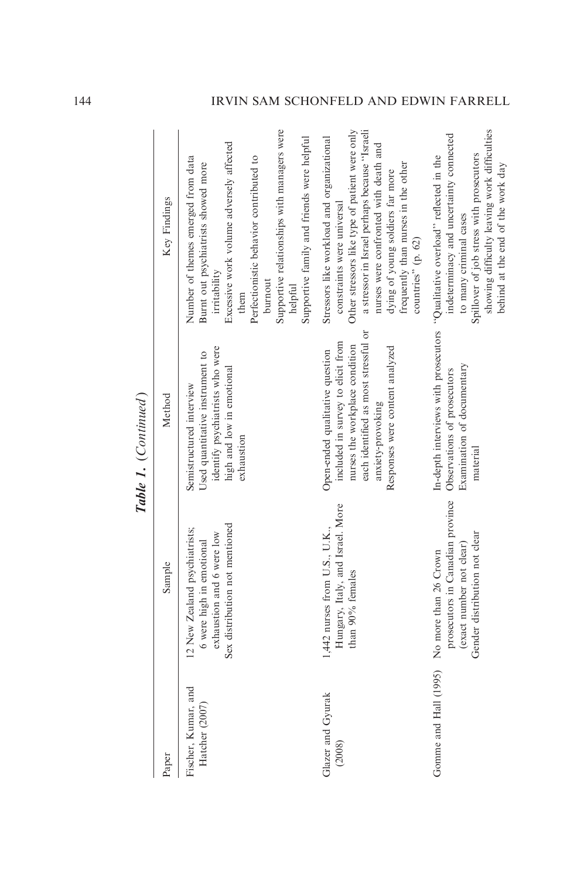*Table 1.* (*Continued*)

| Paper | Sample | Method | Key Findings |
|---|---|---|---|
| Fischer, Kumar, and Hatcher (2007) | 12 New Zealand psychiatrists; 6 were high in emotional exhaustion and 6 were low<br>Sex distribution not mentioned | Semistructured interview<br>Used quantitative instrument to identify psychiatrists who were high and low in emotional exhaustion | Number of themes emerged from data<br>Burnt out psychiatrists showed more irritability<br>Excessive work volume adversely affected them<br>Perfectionistic behavior contributed to burnout<br>Supportive relationships with managers were helpful<br>Supportive family and friends were helpful |
| Glazer and Gyurak (2008) | 1,442 nurses from U.S., U.K., Hungary, Italy, and Israel. More than 90% females | Open-ended qualitative question included in survey to elicit from nurses the workplace condition each identified as most stressful or anxiety-provoking<br>Responses were content analyzed | Stressors like workload and organizational constraints were universal<br>Other stressors like type of patient were only a stressor in Israel perhaps because "Israeli nurses were confronted with death and dying of young soldiers far more frequently than nurses in the other countries" (p. 62) |
| Gomme and Hall (1995) | No more than 26 Crown prosecutors in Canadian province (exact number not clear)<br>Gender distribution not clear | In-depth interviews with prosecutors<br>Observations of prosecutors<br>Examination of documentary material | "Qualitative overload" reflected in the indeterminacy and uncertainty connected to many criminal cases<br>Spillover of job stress with prosecutors showing difficulty leaving work difficulties behind at the end of the work day |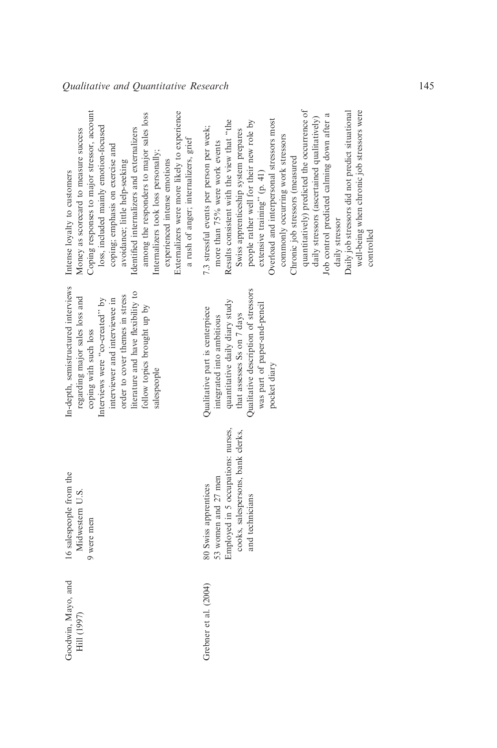| | | | |
|---|---|---|---|
| Goodwin, Mayo, and Hill (1997) | 16 salespeople from the Midwestern U.S. 9 were men | In-depth, semistructured interviews regarding major sales loss and coping with such loss. Interviews were "co-created" by interviewer and interviewee in order to cover themes in stress literature and have flexibility to follow topics brought up by salespeople | Intense loyalty to customers. Money as scorecard to measure success. Coping responses to major stressor, account loss, included mainly emotion-focused coping; emphasis on exercise and avoidance; little help-seeking. Identified internalizers and externalizers among the responders to major sales loss. Internalizers took loss personally; experienced intense emotions. Externalizers were more likely to experience a rush of anger; internalizers, grief |
| Grebner et al. (2004) | 80 Swiss apprentices. 53 women and 27 men. Employed in 5 occupations: nurses, cooks, salespersons, bank clerks, and technicians | Qualitative part is centerpiece integrated into ambitious quantitative daily diary study that assesses Ss on 7 days. Qualitative description of stressors was part of paper-and-pencil pocket diary | 7.3 stressful events per person per week; more than 75% were work events. Results consistent with the view that "the Swiss apprenticeship system prepares people rather well for their new role by extensive training" (p. 41). Overload and interpersonal stressors most commonly occurring work stressors. Chronic job stressors (measured quantitatively) predicted the occurrence of daily stressors (ascertained qualitatively). Job control predicted calming down after a daily stressor. Daily job stressors did not predict situational well-being when chronic job stressors were controlled |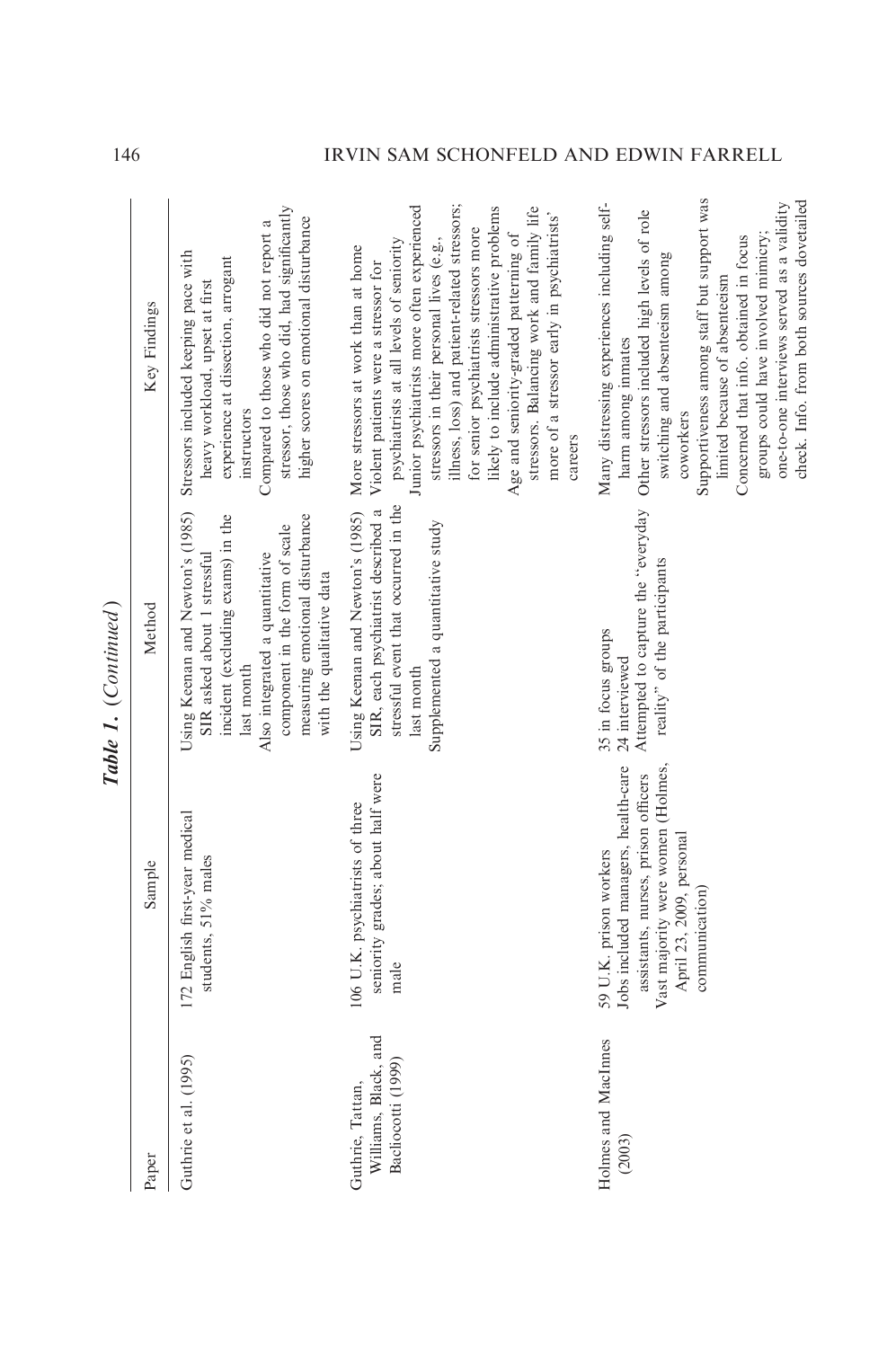***Table 1.*** *(Continued)*

| Paper | Sample | Method | Key Findings |
|---|---|---|---|
| Guthrie et al. (1995) | 172 English first-year medical students, 51% males | Using Keenan and Newton's (1985) SIR asked about 1 stressful incident (excluding exams) in the last month<br>Also integrated a quantitative component in the form of scale measuring emotional disturbance with the qualitative data | Stressors included keeping pace with heavy workload, upset at first experience at dissection, arrogant instructors<br>Compared to those who did not report a stressor, those who did, had significantly higher scores on emotional disturbance |
| Guthrie, Tattan, Williams, Black, and Bacliocotti (1999) | 106 U.K. psychiatrists of three seniority grades; about half were male | Using Keenan and Newton's (1985) SIR, each psychiatrist described a stressful event that occurred in the last month<br>Supplemented a quantitative study | More stressors at work than at home<br>Violent patients were a stressor for psychiatrists at all levels of seniority<br>Junior psychiatrists more often experienced stressors in their personal lives (e.g., illness, loss) and patient-related stressors; for senior psychiatrists stressors more likely to include administrative problems<br>Age and seniority-graded patterning of stressors. Balancing work and family life more of a stressor early in psychiatrists' careers |
| Holmes and MacInnes (2003) | 59 U.K. prison workers<br>Jobs included managers, health-care assistants, nurses, prison officers<br>Vast majority were women (Holmes, April 23, 2009, personal communication) | 35 in focus groups<br>24 interviewed<br>Attempted to capture the "everyday reality" of the participants | Many distressing experiences including self-harm among inmates<br>Other stressors included high levels of role switching and absenteeism among coworkers<br>Supportiveness among staff but support was limited because of absenteeism<br>Concerned that info. obtained in focus groups could have involved mimicry; one-to-one interviews served as a validity check. Info. from both sources dovetailed |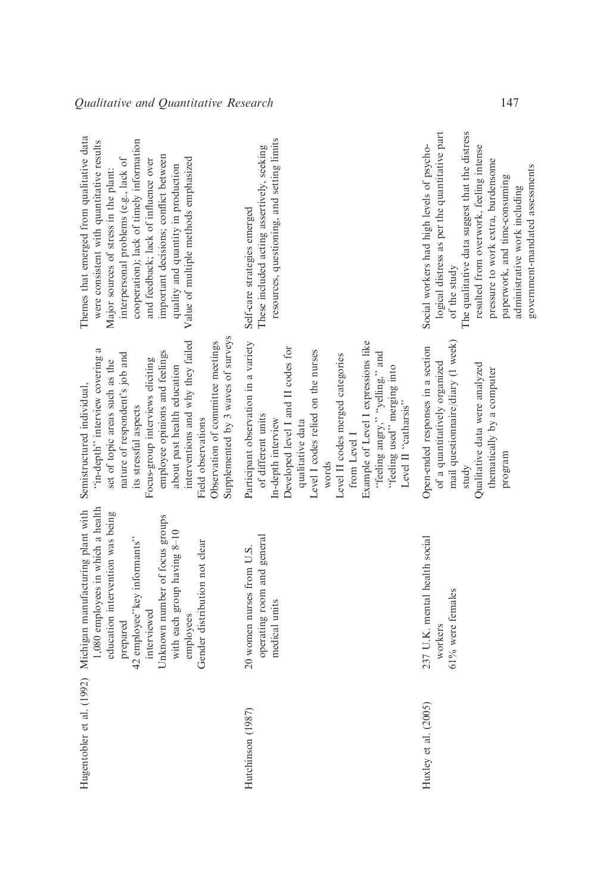| | | | |
|---|---|---|---|
| Hugentobler et al. (1992) | Michigan manufacturing plant with 1,080 employees in which a health education intervention was being prepared<br>42 employee "key informants" interviewed<br>Unknown number of focus groups with each group having 8–10 employees<br>Gender distribution not clear | Semistructured individual, "in-depth" interview covering a set of topic areas such as the nature of respondent's job and its stressful aspects<br>Focus-group interviews eliciting employee opinions and feelings about past health education interventions and why they failed<br>Field observations<br>Observation of committee meetings<br>Supplemented by 3 waves of surveys | Themes that emerged from qualitative data were consistent with quantitative results<br>Major sources of stress in the plant: interpersonal problems (e.g., lack of cooperation); lack of timely information and feedback; lack of influence over important decisions; conflict between quality and quantity in production<br>Value of multiple methods emphasized |
| Hutchinson (1987) | 20 women nurses from U.S. operating room and general medical units | Participant observation in a variety of different units<br>In-depth interview<br>Developed level I and II codes for qualitative data<br>Level I codes relied on the nurses words<br>Level II codes merged categories from Level I<br>Example of Level I expressions like "feeling angry," "yelling," and "feeling used" merging into Level II "catharsis" | Self-care strategies emerged<br>These included acting assertively, seeking resources, questioning, and setting limits |
| Huxley et al. (2005) | 237 U.K. mental health social workers<br>61% were females | Open-ended responses in a section of a quantitatively organized mail questionnaire/diary (1 week) study<br>Qualitative data were analyzed thematically by a computer program | Social workers had high levels of psychological distress as per the quantitative part of the study<br>The qualitative data suggest that the distress resulted from overwork, feeling intense pressure to work extra, burdensome paperwork, and time-consuming administrative work including government-mandated assessments |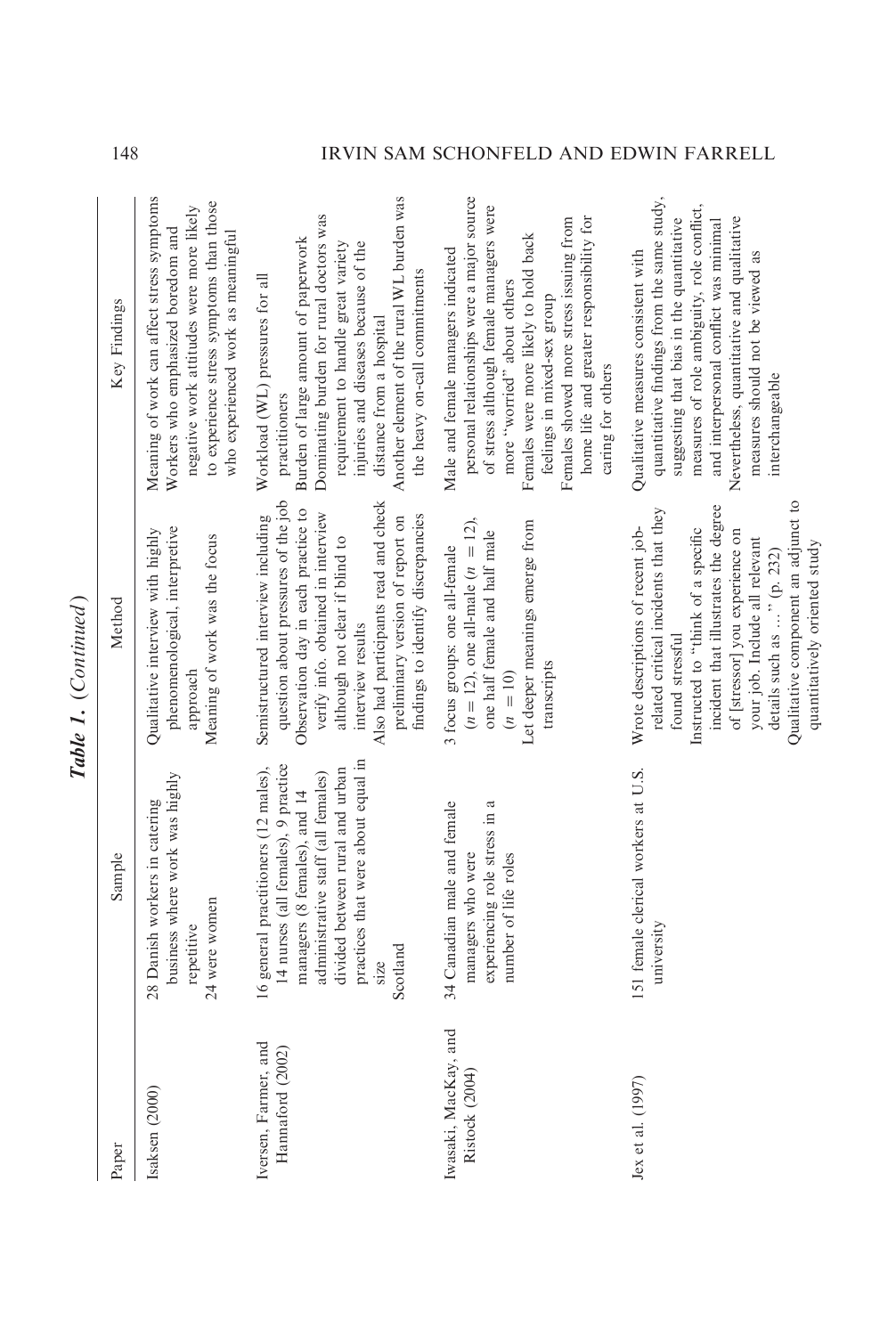*Table 1.* (*Continued*)

| Paper | Sample | Method | Key Findings |
|---|---|---|---|
| Isaksen (2000) | 28 Danish workers in catering business where work was highly repetitive<br>24 were women | Qualitative interview with highly phenomenological, interpretive approach<br>Meaning of work was the focus | Meaning of work can affect stress symptoms<br>Workers who emphasized boredom and negative work attitudes were more likely to experience stress symptoms than those who experienced work as meaningful |
| Iversen, Farmer, and Hannaford (2002) | 16 general practitioners (12 males), 14 nurses (all females), 9 practice managers (8 females), and 14 administrative staff (all females) divided between rural and urban practices that were about equal in size<br>Scotland | Semistructured interview including question about pressures of the job<br>Observation day in each practice to verify info. obtained in interview although not clear if blind to interview results<br>Also had participants read and check preliminary version of report on findings to identify discrepancies | Workload (WL) pressures for all practitioners<br>Burden of large amount of paperwork<br>Dominating burden for rural doctors was requirement to handle great variety injuries and diseases because of the distance from a hospital<br>Another element of the rural WL burden was the heavy on-call commitments |
| Iwasaki, MacKay, and Ristock (2004) | 34 Canadian male and female managers who were experiencing role stress in a number of life roles | 3 focus groups: one all-female ($n = 12$), one all-male ($n = 12$), one half female and half male ($n = 10$)<br>Let deeper meanings emerge from transcripts | Male and female managers indicated personal relationships were a major source of stress although female managers were more "worried" about others<br>Females were more likely to hold back feelings in mixed-sex group<br>Females showed more stress issuing from home life and greater responsibility for caring for others |
| Jex et al. (1997) | 151 female clerical workers at U.S. university | Wrote descriptions of recent job-related critical incidents that they found stressful<br>Instructed to "think of a specific incident that illustrates the degree of [stressor] you experience on your job. Include all relevant details such as ..." (p. 232)<br>Qualitative component an adjunct to quantitatively oriented study | Qualitative measures consistent with quantitative findings from the same study, suggesting that bias in the quantitative measures of role ambiguity, role conflict, and interpersonal conflict was minimal<br>Nevertheless, quantitative and qualitative measures should not be viewed as interchangeable |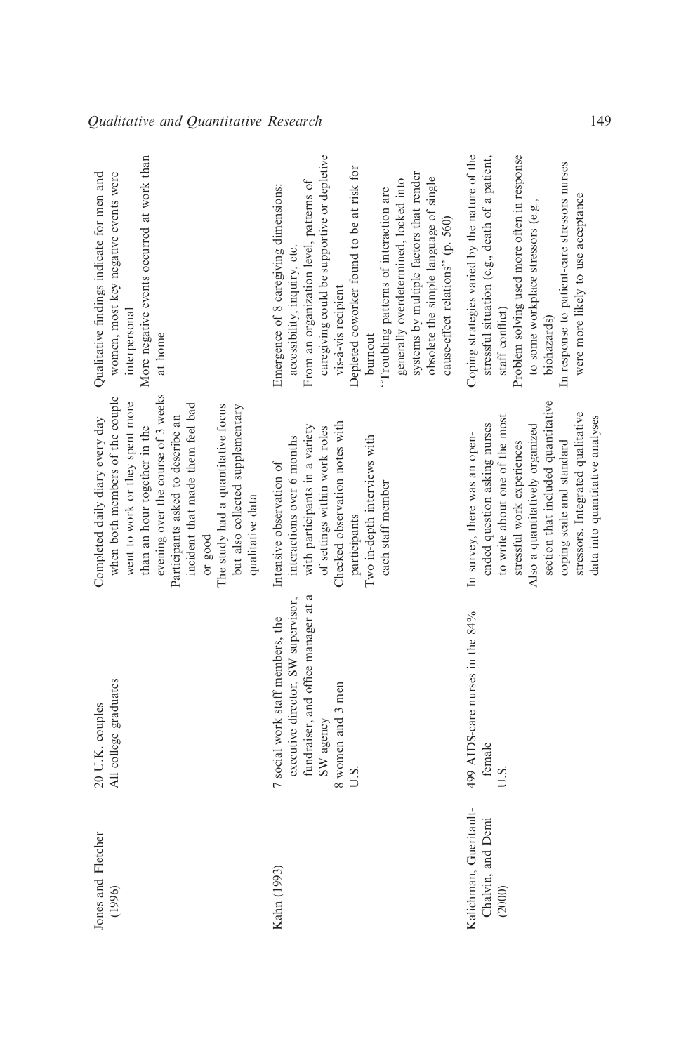| | | | |
|---|---|---|---|
| Jones and Fletcher (1996) | 20 U.K. couples<br>All college graduates | Completed daily diary every day when both members of the couple went to work or they spent more than an hour together in the evening over the course of 3 weeks<br>Participants asked to describe an incident that made them feel bad or good<br>The study had a quantitative focus but also collected supplementary qualitative data | Qualitative findings indicate for men and women, most key negative events were interpersonal<br>More negative events occurred at work than at home |
| Kahn (1993) | 7 social work staff members, the executive director, SW supervisor, fundraiser, and office manager at a SW agency<br>8 women and 3 men<br>U.S. | Intensive observation of interactions over 6 months with participants in a variety of settings within work roles<br>Checked observation notes with participants<br>Two in-depth interviews with each staff member | Emergence of 8 caregiving dimensions: accessibility, inquiry, etc.<br>From an organization level, patterns of caregiving could be supportive or depletive vis-à-vis recipient<br>Depleted coworker found to be at risk for burnout<br>"Troubling patterns of interaction are generally overdetermined, locked into systems by multiple factors that render obsolete the simple language of single cause-effect relations" (p. 560) |
| Kalichman, Gueritault-Chalvin, and Demi (2000) | 499 AIDS-care nurses in the 84% female<br>U.S. | In survey, there was an open-ended question asking nurses to write about one of the most stressful work experiences<br>Also a quantitatively organized section that included quantitative coping scale and standard stressors. Integrated qualitative data into quantitative analyses | Coping strategies varied by the nature of the stressful situation (e.g., death of a patient, staff conflict)<br>Problem solving used more often in response to some workplace stressors (e.g., biohazards)<br>In response to patient-care stressors nurses were more likely to use acceptance |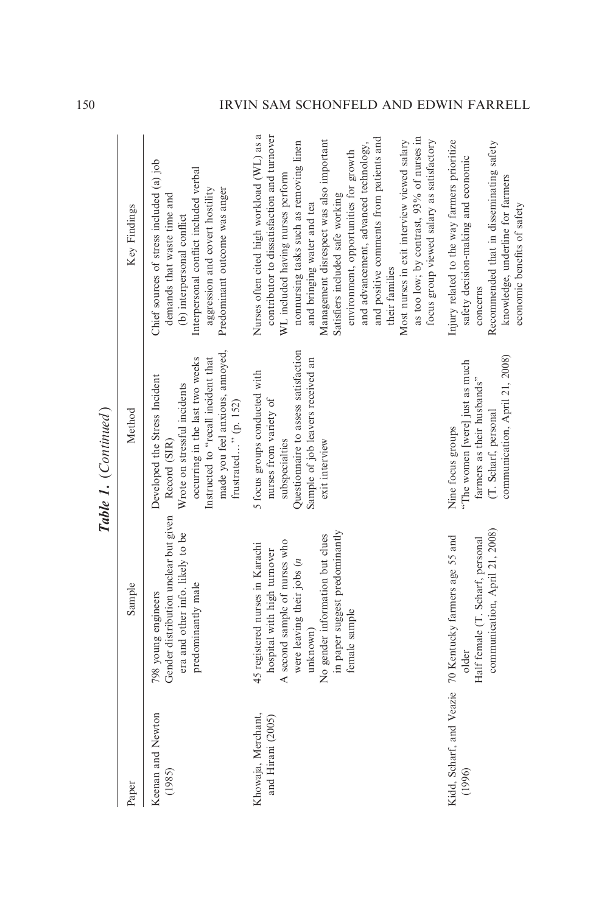**Table 1.** (*Continued*)

| Paper | Sample | Method | Key Findings |
|---|---|---|---|
| Keenan and Newton (1985) | 798 young engineers<br>Gender distribution unclear but given era and other info. likely to be predominantly male | Developed the Stress Incident Record (SIR)<br>Wrote on stressful incidents occurring in the last two weeks<br>Instructed to "recall incident that made you feel anxious, annoyed, frustrated…" (p. 152) | Chief sources of stress included (a) job demands that waste time and (b) interpersonal conflict<br>Interpersonal conflict included verbal aggression and covert hostility<br>Predominant outcome was anger |
| Khowaja, Merchant, and Hirani (2005) | 45 registered nurses in Karachi hospital with high turnover<br>A second sample of nurses who were leaving their jobs (*n* unknown)<br>No gender information but clues in paper suggest predominantly female sample | 5 focus groups conducted with nurses from variety of subspecialties<br>Questionnaire to assess satisfaction<br>Sample of job leavers received an exit interview | Nurses often cited high workload (WL) as a contributor to dissatisfaction and turnover<br>WL included having nurses perform nonnursing tasks such as removing linen and bringing water and tea<br>Management disrespect was also important<br>Satisfiers included safe working environment, opportunities for growth and advancement, advanced technology, and positive comments from patients and their families<br>Most nurses in exit interview viewed salary as too low; by contrast, 93% of nurses in focus group viewed salary as satisfactory |
| Kidd, Scharf, and Veazie (1996) | 70 Kentucky farmers age 55 and older<br>Half female (T. Scharf, personal communication, April 21, 2008) | Nine focus groups<br>"The women [were] just as much farmers as their husbands" (T. Scharf, personal communication, April 21, 2008) | Injury related to the way farmers prioritize safety decision-making and economic concerns<br>Recommended that in disseminating safety knowledge, underline for farmers economic benefits of safety |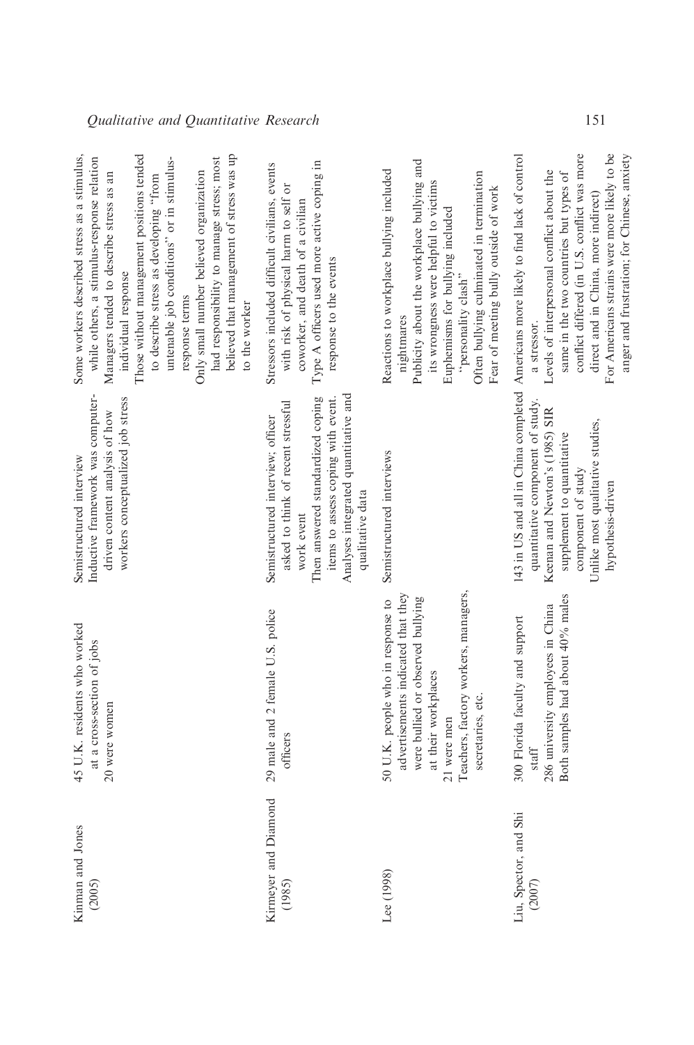| | | | |
|---|---|---|---|
| Kinman and Jones (2005) | 45 U.K. residents who worked at a cross-section of jobs<br>20 were women | Semistructured interview<br>Inductive framework was computer-driven content analysis of how workers conceptualized job stress | Some workers described stress as a stimulus, while others, a stimulus-response relation<br>Managers tended to describe stress as an individual response<br>Those without management positions tended to describe stress as developing "from untenable job conditions" or in stimulus-response terms<br>Only small number believed organization had responsibility to manage stress; most believed that management of stress was up to the worker |
| Kirmeyer and Diamond (1985) | 29 male and 2 female U.S. police officers | Semistructured interview; officer asked to think of recent stressful work event<br>Then answered standardized coping items to assess coping with event.<br>Analyses integrated quantitative and qualitative data | Stressors included difficult civilians, events with risk of physical harm to self or coworker, and death of a civilian<br>Type A officers used more active coping in response to the events |
| Lee (1998) | 50 U.K. people who in response to advertisements indicated that they were bullied or observed bullying at their workplaces<br>21 were men<br>Teachers, factory workers, managers, secretaries, etc. | Semistructured interviews | Reactions to workplace bullying included nightmares<br>Publicity about the workplace bullying and its wrongness were helpful to victims<br>Euphemisms for bullying included "personality clash"<br>Often bullying culminated in termination<br>Fear of meeting bully outside of work |
| Liu, Spector, and Shi (2007) | 300 Florida faculty and support staff<br>286 university employees in China<br>Both samples had about 40% males | 143 in US and all in China completed quantitative component of study.<br>Keenan and Newton's (1985) SIR supplement to quantitative component of study<br>Unlike most qualitative studies, hypothesis-driven | Americans more likely to find lack of control a stressor.<br>Levels of interpersonal conflict about the same in the two countries but types of conflict differed (in U.S. conflict was more direct and in China, more indirect)<br>For Americans strains were more likely to be anger and frustration; for Chinese, anxiety |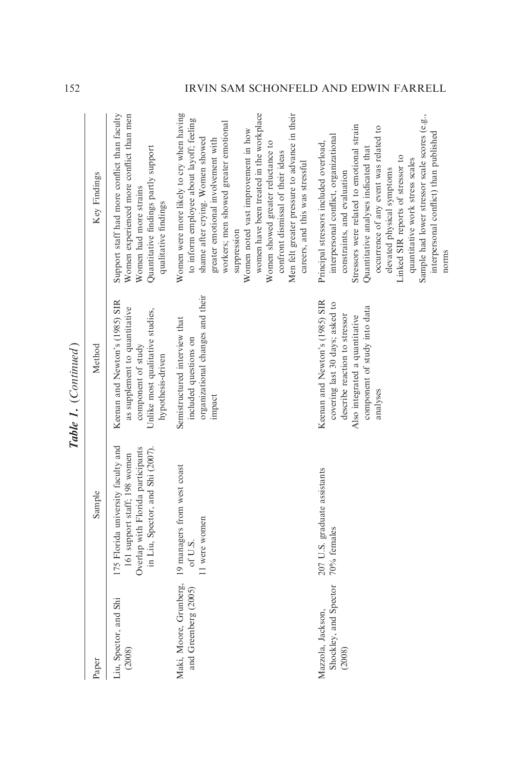**Table 1.** *(Continued)*

| Paper | Sample | Method | Key Findings |
|---|---|---|---|
| Liu, Spector, and Shi (2008) | 175 Florida university faculty and 161 support staff; 198 women<br>Overlap with Florida participants in Liu, Spector, and Shi (2007). | Keenan and Newton's (1985) SIR as supplement to quantitative component of study<br>Unlike most qualitative studies, hypothesis-driven | Support staff had more conflict than faculty<br>Women experienced more conflict than men<br>Women had more strains<br>Quantitative findings partly support qualitative findings |
| Maki, Moore, Grunberg, and Greenberg (2005) | 19 managers from west coast of U.S.<br>11 were women | Semistructured interview that included questions on organizational changes and their impact | Women were more likely to cry when having to inform employee about layoff; feeling shame after crying. Women showed greater emotional involvement with workers; men showed greater emotional suppression<br>Women noted vast improvement in how women have been treated in the workplace<br>Women showed greater reluctance to confront dismissal of their ideas<br>Men felt greater pressure to advance in their careers, and this was stressful |
| Mazzola, Jackson, Shockley, and Spector (2008) | 207 U.S. graduate assistants<br>70% females | Keenan and Newton's (1985) SIR covering last 30 days; asked to describe reaction to stressor<br>Also integrated a quantitative component of study into data analyses | Principal stressors included overload, interpersonal conflict, organizational constraints, and evaluation<br>Stressors were related to emotional strain<br>Quantitative analyses indicated that occurrence of any event was related to elevated physical symptoms<br>Linked SIR reports of stressor to quantitative work stress scales<br>Sample had lower stressor scale scores (e.g., interpersonal conflict) than published norms |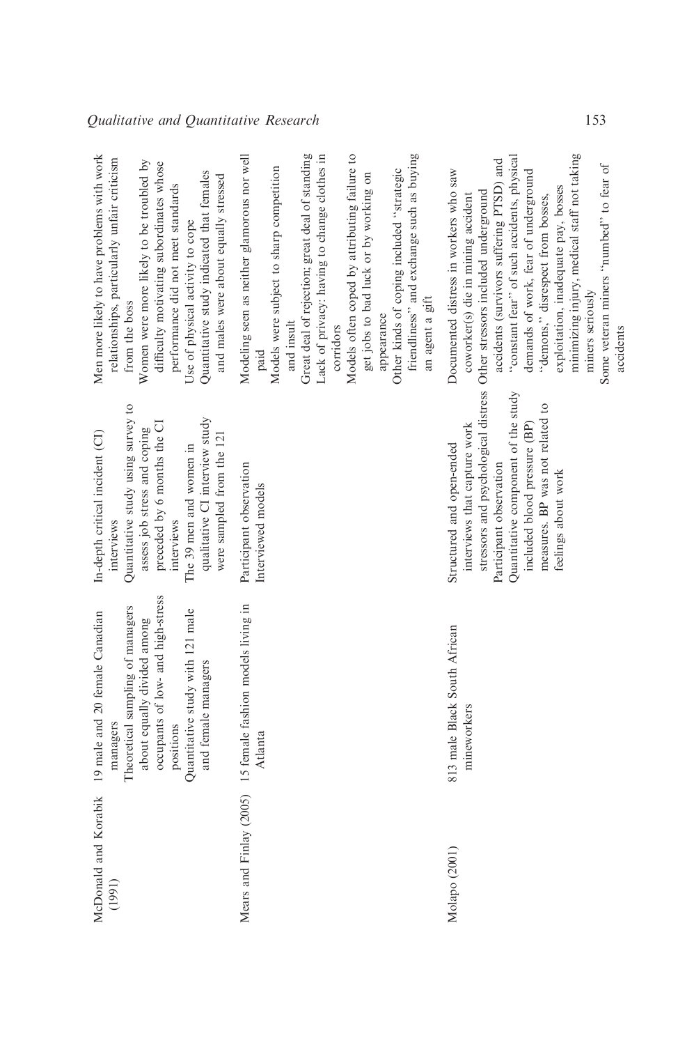| | | | |
|---|---|---|---|
| McDonald and Korabik (1991) | 19 male and 20 female Canadian managers<br>Theoretical sampling of managers about equally divided among occupants of low- and high-stress positions<br>Quantitative study with 121 male and female managers | In-depth critical incident (CI) interviews<br>Quantitative study using survey to assess job stress and coping preceded by 6 months the CI interviews<br>The 39 men and women in qualitative CI interview study were sampled from the 121 | Men more likely to have problems with work relationships, particularly unfair criticism from the boss<br>Women were more likely to be troubled by difficulty motivating subordinates whose performance did not meet standards<br>Use of physical activity to cope<br>Quantitative study indicated that females and males were about equally stressed |
| Mears and Finlay (2005) | 15 female fashion models living in Atlanta | Participant observation<br>Interviewed models | Modeling seen as neither glamorous nor well paid<br>Models were subject to sharp competition and insult<br>Great deal of rejection; great deal of standing<br>Lack of privacy: having to change clothes in corridors<br>Models often coped by attributing failure to get jobs to bad luck or by working on appearance<br>Other kinds of coping included "strategic friendliness" and exchange such as buying an agent a gift |
| Molapo (2001) | 813 male Black South African mineworkers | Structured and open-ended interviews that capture work stressors and psychological distress<br>Participant observation<br>Quantitative component of the study included blood pressure (BP) measures. BP was not related to feelings about work | Documented distress in workers who saw coworker(s) die in mining accident<br>Other stressors included underground accidents (survivors suffering PTSD) and "constant fear" of such accidents, physical demands of work, fear of underground "demons," disrespect from bosses, exploitation, inadequate pay, bosses minimizing injury, medical staff not taking miners seriously<br>Some veteran miners "numbed" to fear of accidents |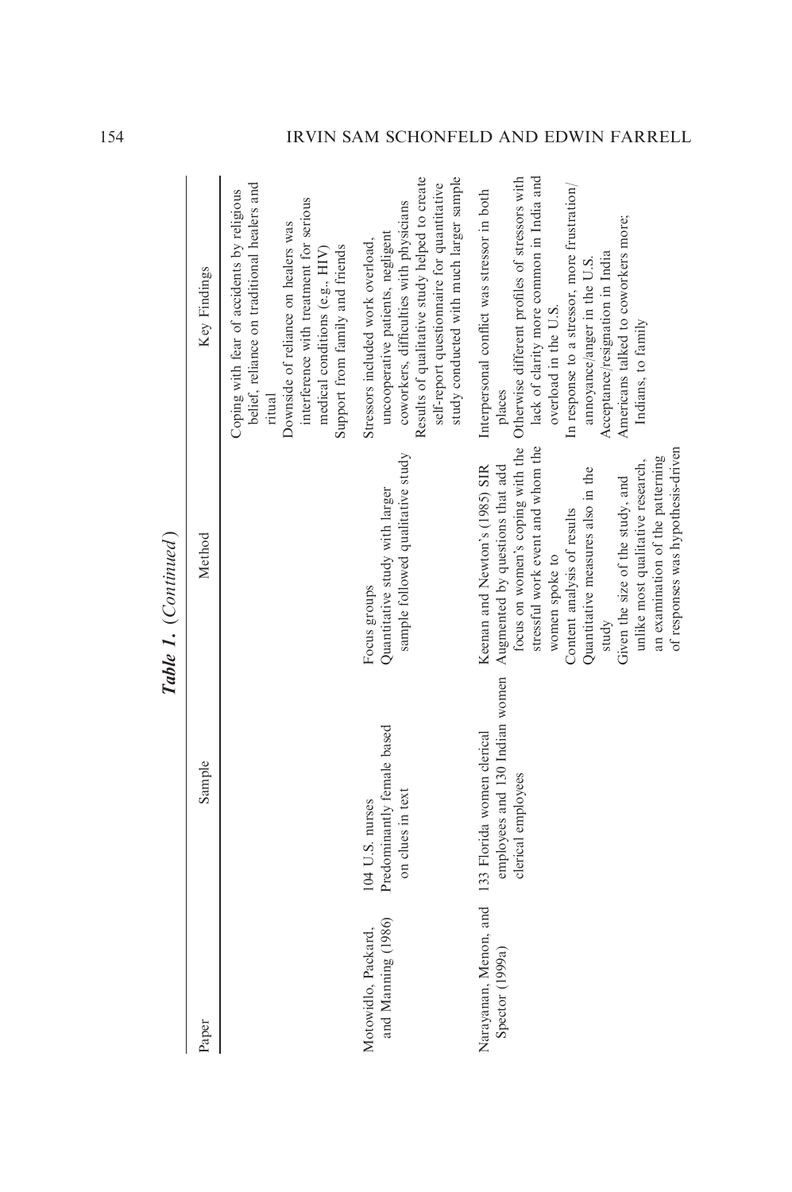*Table 1.* (*Continued*)

| Paper | Sample | Method | Key Findings |
|---|---|---|---|
| | | | Coping with fear of accidents by religious belief, reliance on traditional healers and ritual<br>Downside of reliance on healers was interference with treatment for serious medical conditions (e.g., HIV)<br>Support from family and friends |
| Motowidlo, Packard, and Manning (1986) | 104 U.S. nurses<br>Predominantly female based on clues in text | Focus groups<br>Quantitative study with larger sample followed qualitative study | Stressors included work overload, uncooperative patients, negligent coworkers, difficulties with physicians<br>Results of qualitative study helped to create self-report questionnaire for quantitative study conducted with much larger sample |
| Narayanan, Menon, and Spector (1999a) | 133 Florida women clerical employees and 130 Indian women clerical employees | Keenan and Newton's (1985) SIR Augmented by questions that add focus on women's coping with the stressful work event and whom the women spoke to<br>Content analysis of results<br>Quantitative measures also in the study<br>Given the size of the study, and unlike most qualitative research, an examination of the patterning of responses was hypothesis-driven | Interpersonal conflict was stressor in both places<br>Otherwise different profiles of stressors with lack of clarity more common in India and overload in the U.S.<br>In response to a stressor, more frustration/annoyance/anger in the U.S.<br>Acceptance/resignation in India<br>Americans talked to coworkers more; Indians, to family |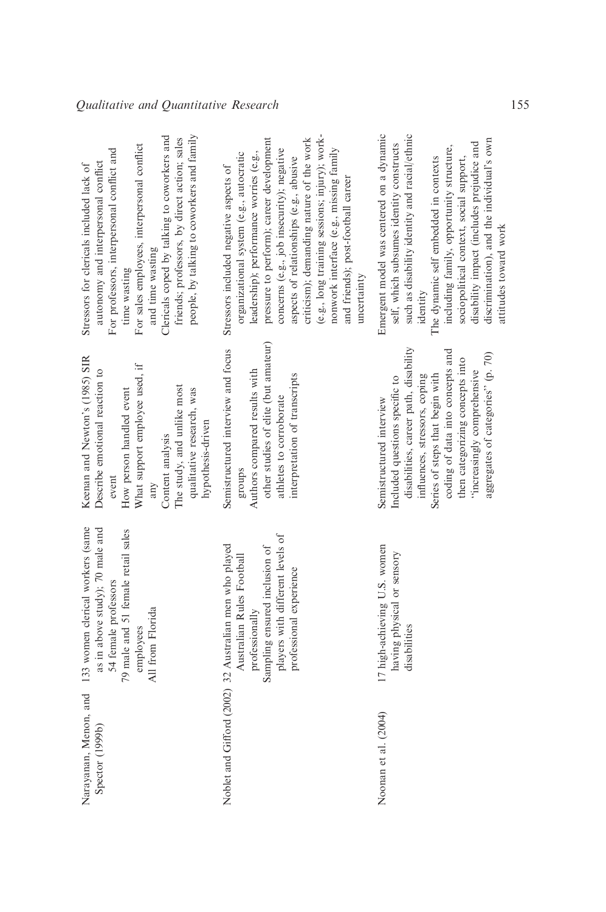| | | | |
|---|---|---|---|
| Narayanan, Menon, and Spector (1999b) | 133 women clerical workers (same as in above study); 70 male and 54 female professors<br>79 male and 51 female retail sales employees<br>All from Florida | Keenan and Newton's (1985) SIR<br>Describe emotional reaction to event<br>How person handled event<br>What support employee used, if any<br>Content analysis<br>The study, and unlike most qualitative research, was hypothesis-driven | Stressors for clericals included lack of autonomy and interpersonal conflict<br>For professors, interpersonal conflict and time wasting<br>For sales employees, interpersonal conflict and time wasting<br>Clericals coped by talking to coworkers and friends; professors, by direct action; sales people, by talking to coworkers and family |
| Noblet and Gifford (2002) | 32 Australian men who played Australian Rules Football professionally<br>Sampling ensured inclusion of players with different levels of professional experience | Semistructured interview and focus groups<br>Authors compared results with other studies of elite (but amateur) athletes to corroborate interpretation of transcripts | Stressors included negative aspects of organizational system (e.g., autocratic leadership); performance worries (e.g., pressure to perform); career development concerns (e.g., job insecurity); negative aspects of relationships (e.g., abusive criticism); demanding nature of the work (e.g., long training sessions; injury); work-nonwork interface (e.g., missing family and friends); post-football career uncertainty |
| Noonan et al. (2004) | 17 high-achieving U.S. women having physical or sensory disabilities | Semistructured interview<br>Included questions specific to disabilities, career path, disability influences, stressors, coping<br>Series of steps that begin with coding of data into concepts and then categorizing concepts into "increasingly comprehensive aggregates of categories" (p. 70) | Emergent model was centered on a dynamic self, which subsumes identity constructs such as disability identity and racial/ethnic identity<br>The dynamic self embedded in contexts including family, opportunity structure, sociopolitical context, social support, disability impact (includes prejudice and discrimination), and the individual's own attitudes toward work |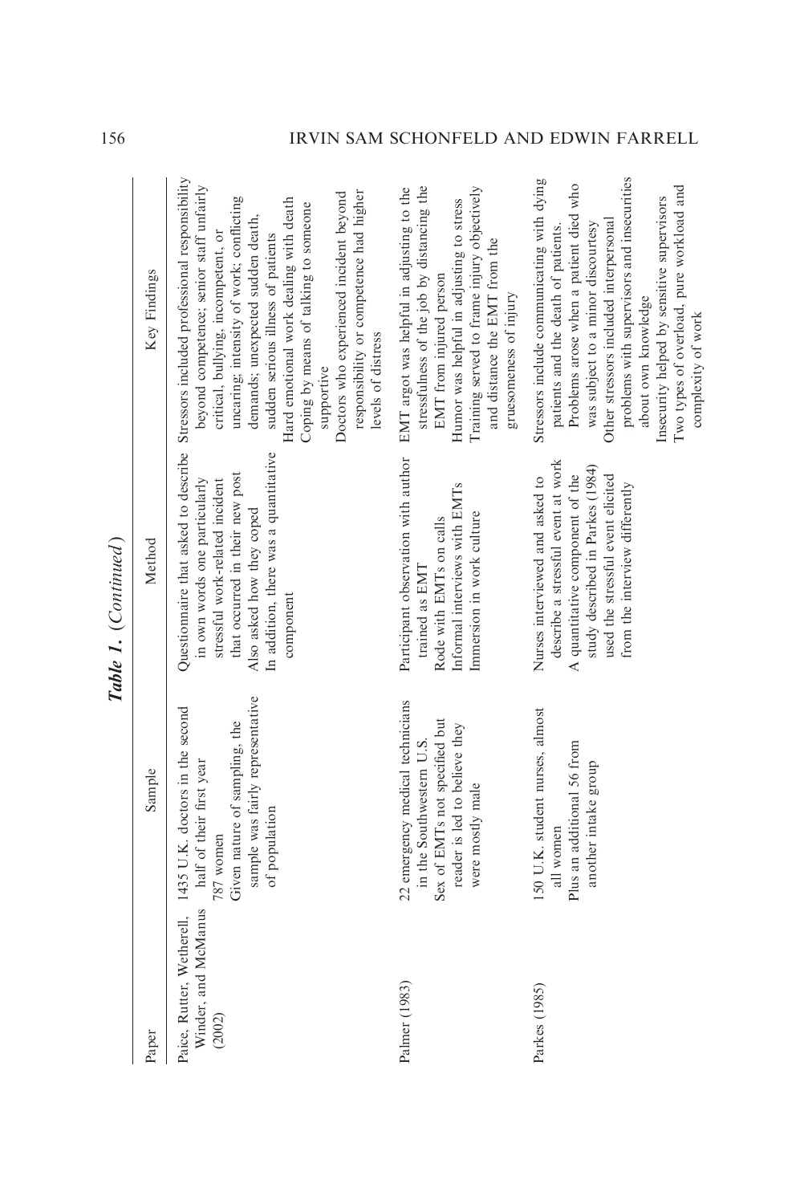***Table 1.*** *(Continued)*

| Paper | Sample | Method | Key Findings |
|---|---|---|---|
| Paice, Rutter, Wetherell, Winder, and McManus (2002) | 1435 U.K. doctors in the second half of their first year<br>787 women<br>Given nature of sampling, the sample was fairly representative of population | Questionnaire that asked to describe in own words one particularly stressful work-related incident that occurred in their new post<br>Also asked how they coped<br>In addition, there was a quantitative component | Stressors included professional responsibility beyond competence; senior staff unfairly critical, bullying, incompetent, or uncaring; intensity of work; conflicting demands; unexpected sudden death, sudden serious illness of patients<br>Hard emotional work dealing with death<br>Coping by means of talking to someone supportive<br>Doctors who experienced incident beyond responsibility or competence had higher levels of distress |
| Palmer (1983) | 22 emergency medical technicians in the Southwestern U.S.<br>Sex of EMTs not specified but reader is led to believe they were mostly male | Participant observation with author trained as EMT<br>Rode with EMTs on calls<br>Informal interviews with EMTs<br>Immersion in work culture | EMT argot was helpful in adjusting to the stressfulness of the job by distancing the EMT from injured person<br>Humor was helpful in adjusting to stress<br>Training served to frame injury objectively and distance the EMT from the gruesomeness of injury |
| Parkes (1985) | 150 U.K. student nurses, almost all women<br>Plus an additional 56 from another intake group | Nurses interviewed and asked to describe a stressful event at work<br>A quantitative component of the study described in Parkes (1984) used the stressful event elicited from the interview differently | Stressors include communicating with dying patients and the death of patients.<br>Problems arose when a patient died who was subject to a minor discourtesy<br>Other stressors included interpersonal problems with supervisors and insecurities about own knowledge<br>Insecurity helped by sensitive supervisors<br>Two types of overload, pure workload and complexity of work |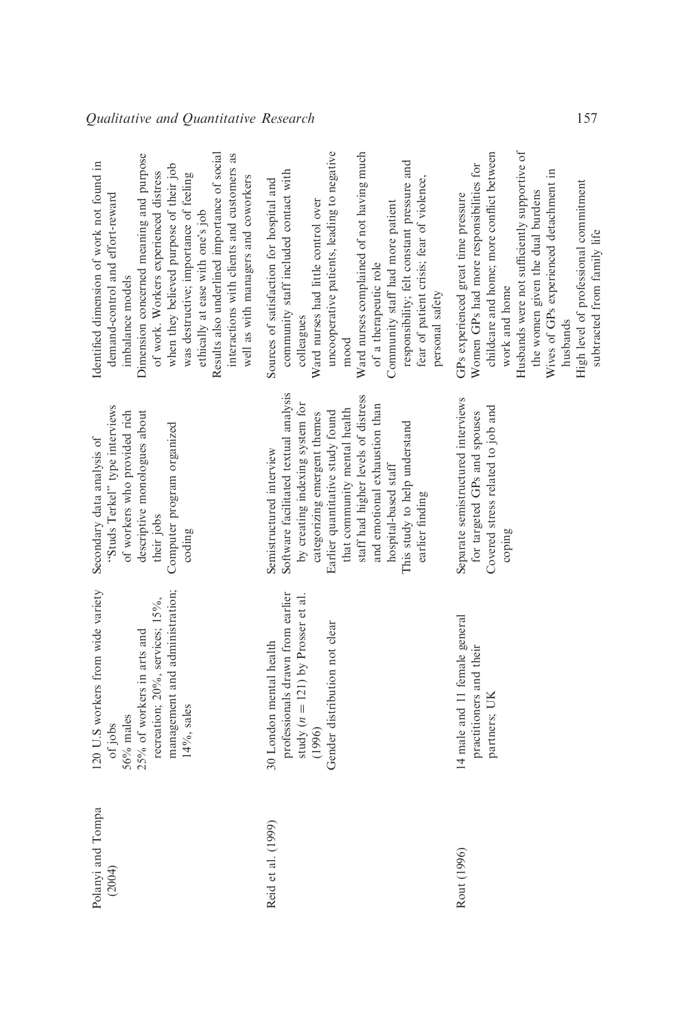| | | | |
|---|---|---|---|
| Polanyi and Tompa (2004) | 120 U.S workers from wide variety of jobs<br>56% males<br>25% of workers in arts and recreation; 20%, services; 15%, management and administration; 14%, sales | Secondary data analysis of "Studs Terkel" type interviews of workers who provided rich descriptive monologues about their jobs<br>Computer program organized coding | Identified dimension of work not found in demand-control and effort-reward imbalance models<br>Dimension concerned meaning and purpose of work. Workers experienced distress when they believed purpose of their job was destructive; importance of feeling ethically at ease with one's job<br>Results also underlined importance of social interactions with clients and customers as well as with managers and coworkers |
| Reid et al. (1999) | 30 London mental health professionals drawn from earlier study ($n = 121$) by Prosser et al. (1996)<br>Gender distribution not clear | Semistructured interview<br>Software facilitated textual analysis by creating indexing system for categorizing emergent themes<br>Earlier quantitative study found that community mental health staff had higher levels of distress and emotional exhaustion than hospital-based staff<br>This study to help understand earlier finding | Sources of satisfaction for hospital and community staff included contact with colleagues<br>Ward nurses had little control over uncooperative patients, leading to negative mood<br>Ward nurses complained of not having much of a therapeutic role<br>Community staff had more patient responsibility; felt constant pressure and fear of patient crisis; fear of violence, personal safety |
| Rout (1996) | 14 male and 11 female general practitioners and their partners; UK | Separate semistructured interviews for targeted GPs and spouses<br>Covered stress related to job and coping | GPs experienced great time pressure<br>Women GPs had more responsibilities for childcare and home; more conflict between work and home<br>Husbands were not sufficiently supportive of the women given the dual burdens<br>Wives of GPs experienced detachment in husbands<br>High level of professional commitment subtracted from family life |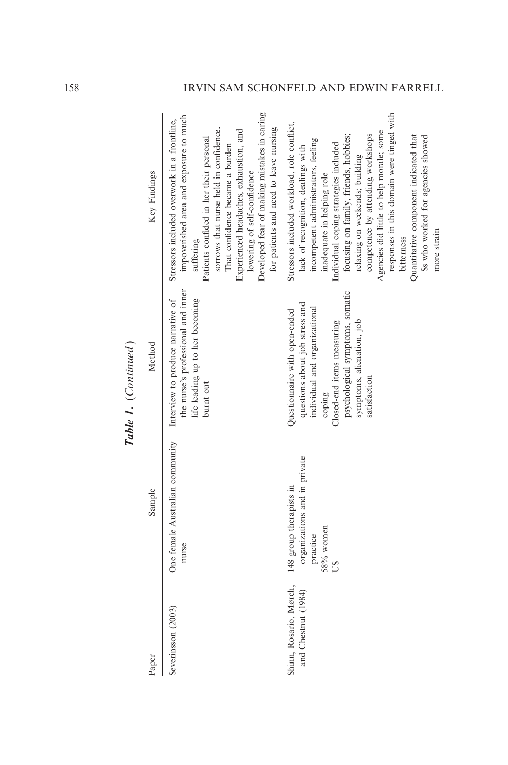*Table 1.* (*Continued*)

| Paper | Sample | Method | Key Findings |
|---|---|---|---|
| Severinsson (2003) | One female Australian community nurse | Interview to produce narrative of the nurse's professional and inner life leading up to her becoming burnt out | Stressors included overwork in a frontline, impoverished area and exposure to much suffering<br>Patients confided in her their personal sorrows that nurse held in confidence. That confidence became a burden<br>Experienced headaches, exhaustion, and lowering of self-confidence<br>Developed fear of making mistakes in caring for patients and need to leave nursing |
| Shinn, Rosario, Mørch, and Chestnut (1984) | 148 group therapists in organizations and in private practice<br>58% women<br>US | Questionnaire with open-ended questions about job stress and individual and organizational coping<br>Closed-end items measuring psychological symptoms, somatic symptoms, alienation, job satisfaction | Stressors included workload, role conflict, lack of recognition, dealings with incompetent administrators, feeling inadequate in helping role<br>Individual coping strategies included focusing on family, friends, hobbies; relaxing on weekends; building competence by attending workshops<br>Agencies did little to help morale; some responses in this domain were tinged with bitterness<br>Quantitative component indicated that Ss who worked for agencies showed more strain |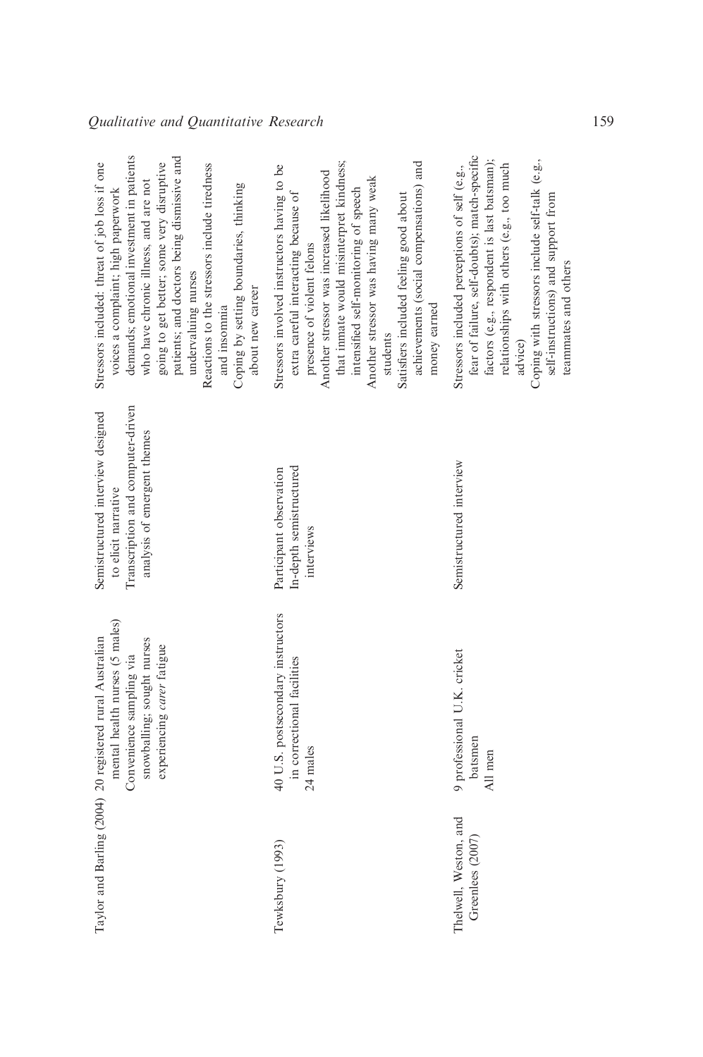| | | | |
|---|---|---|---|
| Taylor and Barling (2004) | 20 registered rural Australian mental health nurses (5 males)<br>Convenience sampling via snowballing; sought nurses experiencing *carer* fatigue | Semistructured interview designed to elicit narrative<br>Transcription and computer-driven analysis of emergent themes | Stressors included: threat of job loss if one voices a complaint; high paperwork demands; emotional investment in patients who have chronic illness, and are not going to get better; some very disruptive patients; and doctors being dismissive and undervaluing nurses<br>Reactions to the stressors include tiredness and insomnia<br>Coping by setting boundaries, thinking about new career |
| Tewksbury (1993) | 40 U.S. postsecondary instructors in correctional facilities<br>24 males | Participant observation<br>In-depth semistructured interviews | Stressors involved instructors having to be extra careful interacting because of presence of violent felons<br>Another stressor was increased likelihood that inmate would misinterpret kindness; intensified self-monitoring of speech<br>Another stressor was having many weak students<br>Satisfiers included feeling good about achievements (social compensations) and money earned |
| Thelwell, Weston, and Greenlees (2007) | 9 professional U.K. cricket batsmen<br>All men | Semistructured interview | Stressors included perceptions of self (e.g., fear of failure, self-doubts); match-specific factors (e.g., respondent is last batsman); relationships with others (e.g., too much advice)<br>Coping with stressors include self-talk (e.g., self-instructions) and support from teammates and others |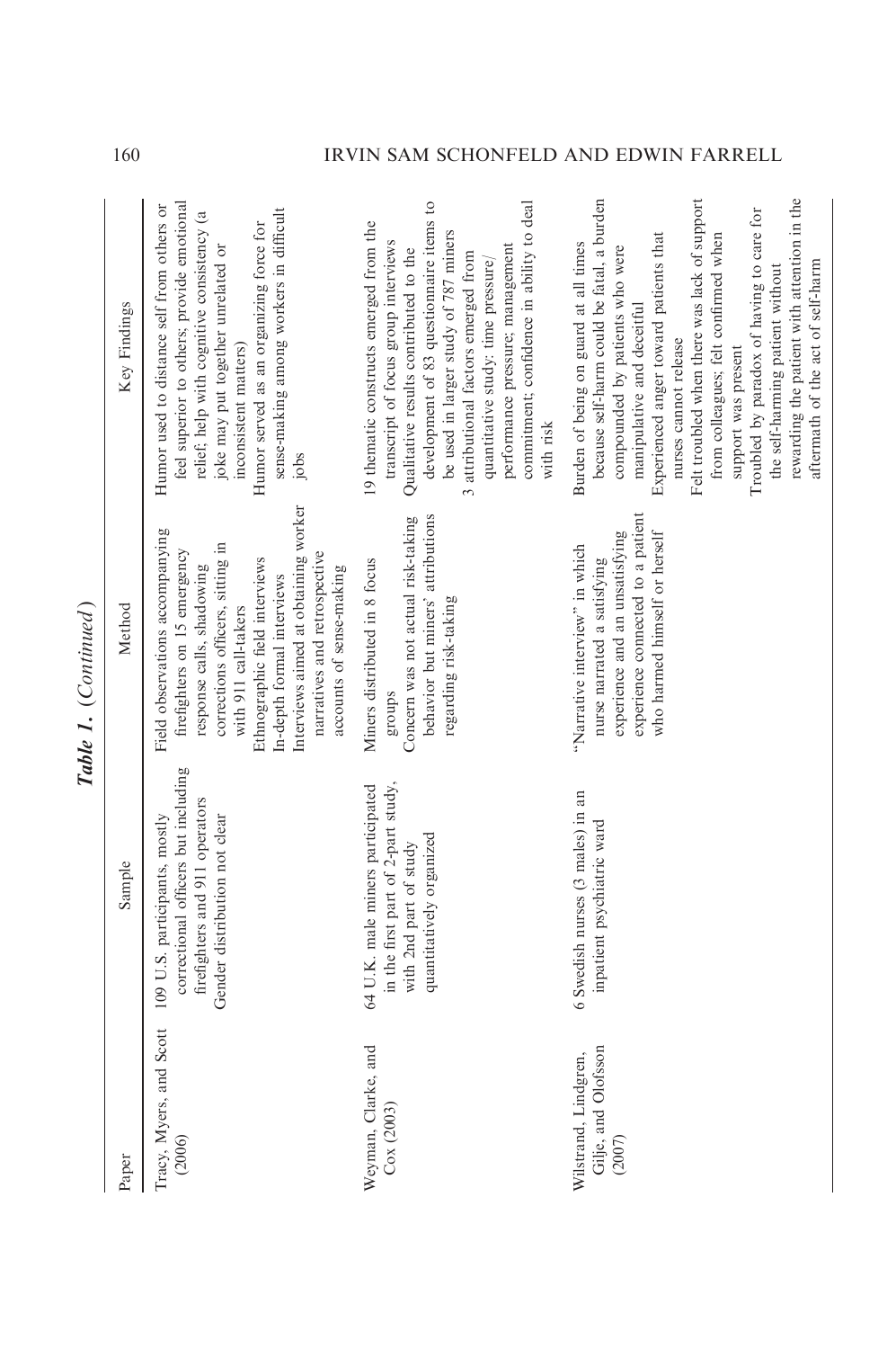***Table 1.*** *(Continued)*

| Paper | Sample | Method | Key Findings |
|---|---|---|---|
| Tracy, Myers, and Scott (2006) | 109 U.S. participants, mostly correctional officers but including firefighters and 911 operators<br>Gender distribution not clear | Field observations accompanying firefighters on 15 emergency response calls, shadowing corrections officers, sitting in with 911 call-takers<br>Ethnographic field interviews<br>In-depth formal interviews<br>Interviews aimed at obtaining worker narratives and retrospective accounts of sense-making | Humor used to distance self from others or feel superior to others; provide emotional relief; help with cognitive consistency (a joke may put together unrelated or inconsistent matters)<br>Humor served as an organizing force for sense-making among workers in difficult jobs |
| Weyman, Clarke, and Cox (2003) | 64 U.K. male miners participated in the first part of 2-part study, with 2nd part of study quantitatively organized | Miners distributed in 8 focus groups<br>Concern was not actual risk-taking behavior but miners' attributions regarding risk-taking | 19 thematic constructs emerged from the transcript of focus group interviews<br>Qualitative results contributed to the development of 83 questionnaire items to be used in larger study of 787 miners<br>3 attributional factors emerged from quantitative study: time pressure/performance pressure; management commitment; confidence in ability to deal with risk |
| Wilstrand, Lindgren, Gilje, and Olofsson (2007) | 6 Swedish nurses (3 males) in an inpatient psychiatric ward | "Narrative interview" in which nurse narrated a satisfying experience and an unsatisfying experience connected to a patient who harmed himself or herself | Burden of being on guard at all times because self-harm could be fatal, a burden compounded by patients who were manipulative and deceitful<br>Experienced anger toward patients that nurses cannot release<br>Felt troubled when there was lack of support from colleagues; felt confirmed when support was present<br>Troubled by paradox of having to care for the self-harming patient without rewarding the patient with attention in the aftermath of the act of self-harm |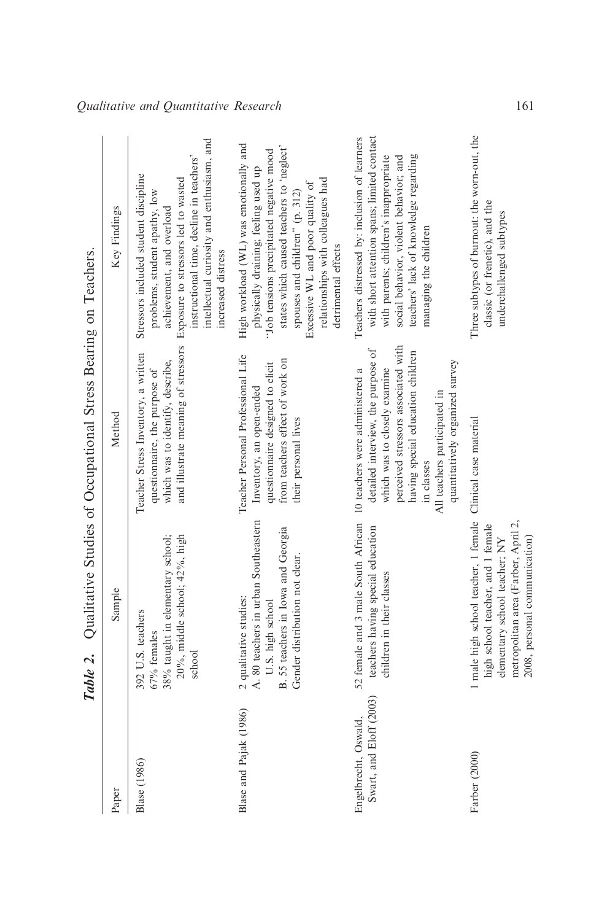**Table 2.** Qualitative Studies of Occupational Stress Bearing on Teachers.

| Paper | Sample | Method | Key Findings |
| --- | --- | --- | --- |
| Blase (1986) | 392 U.S. teachers<br>67% females<br>38% taught in elementary school; 20%, middle school; 42%, high school | Teacher Stress Inventory, a written questionnaire, the purpose of which was to identify, describe, and illustrate meaning of stressors | Stressors included student discipline problems, student apathy, low achievement, and overload<br>Exposure to stressors led to wasted instructional time, decline in teachers' intellectual curiosity and enthusiasm, and increased distress |
| Blase and Pajak (1986) | 2 qualitative studies:<br>A. 80 teachers in urban Southeastern U.S. high school<br>B. 55 teachers in Iowa and Georgia<br>Gender distribution not clear. | Teacher Personal Professional Life Inventory, an open-ended questionnaire designed to elicit from teachers effect of work on their personal lives | High workload (WL) was emotionally and physically draining; feeling used up<br>"Job tensions precipitated negative mood states which caused teachers to 'neglect' spouses and children" (p. 312)<br>Excessive WL and poor quality of relationships with colleagues had detrimental effects |
| Engelbrecht, Oswald, Swart, and Eloff (2003) | 52 female and 3 male South African teachers having special education children in their classes | 10 teachers were administered a detailed interview, the purpose of which was to closely examine perceived stressors associated with having special education children in classes<br>All teachers participated in quantitatively organized survey | Teachers distressed by: inclusion of learners with short attention spans; limited contact with parents; children's inappropriate social behavior, violent behavior; and teachers' lack of knowledge regarding managing the children |
| Farber (2000) | 1 male high school teacher, 1 female high school teacher, and 1 female elementary school teacher; NY metropolitan area (Farber, April 2, 2008, personal communication) | Clinical case material | Three subtypes of burnout: the worn-out, the classic (or frenetic), and the underchallenged subtypes |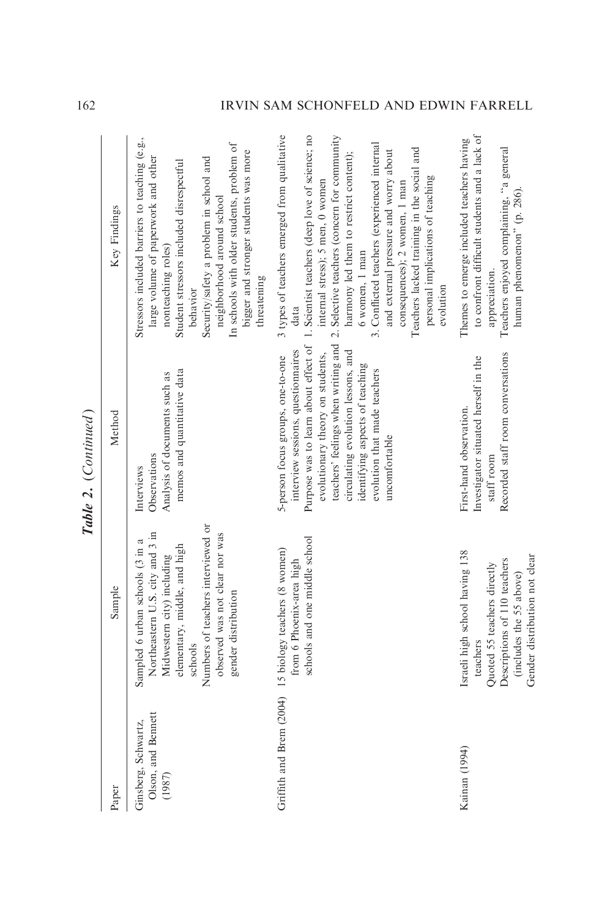**Table 2.** (*Continued*)

| Paper | Sample | Method | Key Findings |
|---|---|---|---|
| Ginsberg, Schwartz, Olson, and Bennett (1987) | Sampled 6 urban schools (3 in a Northeastern U.S. city and 3 in Midwestern city) including elementary, middle, and high schools<br>Numbers of teachers interviewed or observed was not clear nor was gender distribution | Interviews<br>Observations<br>Analysis of documents such as memos and quantitative data | Stressors included barriers to teaching (e.g., large volume of paperwork and other nonteaching roles)<br>Student stressors included disrespectful behavior<br>Security/safety a problem in school and neighborhood around school<br>In schools with older students, problem of bigger and stronger students was more threatening |
| Griffith and Brem (2004) | 15 biology teachers (8 women) from 6 Phoenix-area high schools and one middle school | 5-person focus groups, one-to-one interview sessions, questionnaires<br>Purpose was to learn about effect of evolutionary theory on students, teachers' feelings when writing and circulating evolution lessons, and identifying aspects of teaching evolution that made teachers uncomfortable | 3 types of teachers emerged from qualitative data<br>1. Scientist teachers (deep love of science; no internal stress); 5 men, 0 women<br>2. Selective teachers (concern for community harmony led them to restrict content); 6 women, 1 man<br>3. Conflicted teachers (experienced internal and external pressure and worry about consequences); 2 women, 1 man<br>Teachers lacked training in the social and personal implications of teaching evolution |
| Kainan (1994) | Israeli high school having 138 teachers<br>Quoted 55 teachers directly<br>Descriptions of 110 teachers (includes the 55 above)<br>Gender distribution not clear | First-hand observation.<br>Investigator situated herself in the staff room<br>Recorded staff room conversations | Themes to emerge included teachers having to confront difficult students and a lack of appreciation.<br>Teachers enjoyed complaining, "a general human phenomenon" (p. 286). |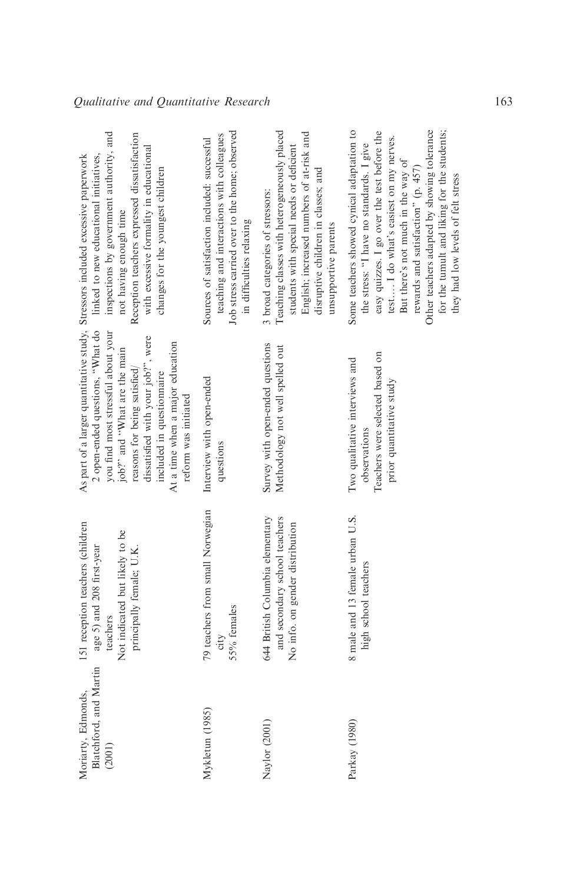| | | | |
|---|---|---|---|
| Moriarty, Edmonds, Blatchford, and Martin (2001) | 151 reception teachers (children age 5) and 208 first-year teachers<br>Not indicated but likely to be principally female; U.K. | As part of a larger quantitative study, 2 open-ended questions, "What do you find most stressful about your job?" and "What are the main reasons for being satisfied/dissatisfied with your job?", were included in questionnaire<br>At a time when a major education reform was initiated | Stressors included excessive paperwork linked to new educational initiatives, inspections by government authority, and not having enough time<br>Reception teachers expressed dissatisfaction with excessive formality in educational changes for the youngest children |
| Mykletun (1985) | 79 teachers from small Norwegian city<br>55% females | Interview with open-ended questions | Sources of satisfaction included: successful teaching and interactions with colleagues<br>Job stress carried over to the home; observed in difficulties relaxing |
| Naylor (2001) | 644 British Columbia elementary and secondary school teachers<br>No info. on gender distribution | Survey with open-ended questions<br>Methodology not well spelled out | 3 broad categories of stressors:<br>Teaching classes with heterogeneously placed students with special needs or deficient English; increased numbers of at-risk and disruptive children in classes; and unsupportive parents |
| Parkay (1980) | 8 male and 13 female urban U.S. high school teachers | Two qualitative interviews and observations<br>Teachers were selected based on prior quantitative study | Some teachers showed cynical adaptation to the stress: "I have no standards. I give easy quizzes. I go over the test before the test.... I do what's easiest on my nerves. But there's not much in the way of rewards and satisfaction" (p. 457)<br>Other teachers adapted by showing tolerance for the tumult and liking for the students; they had low levels of felt stress |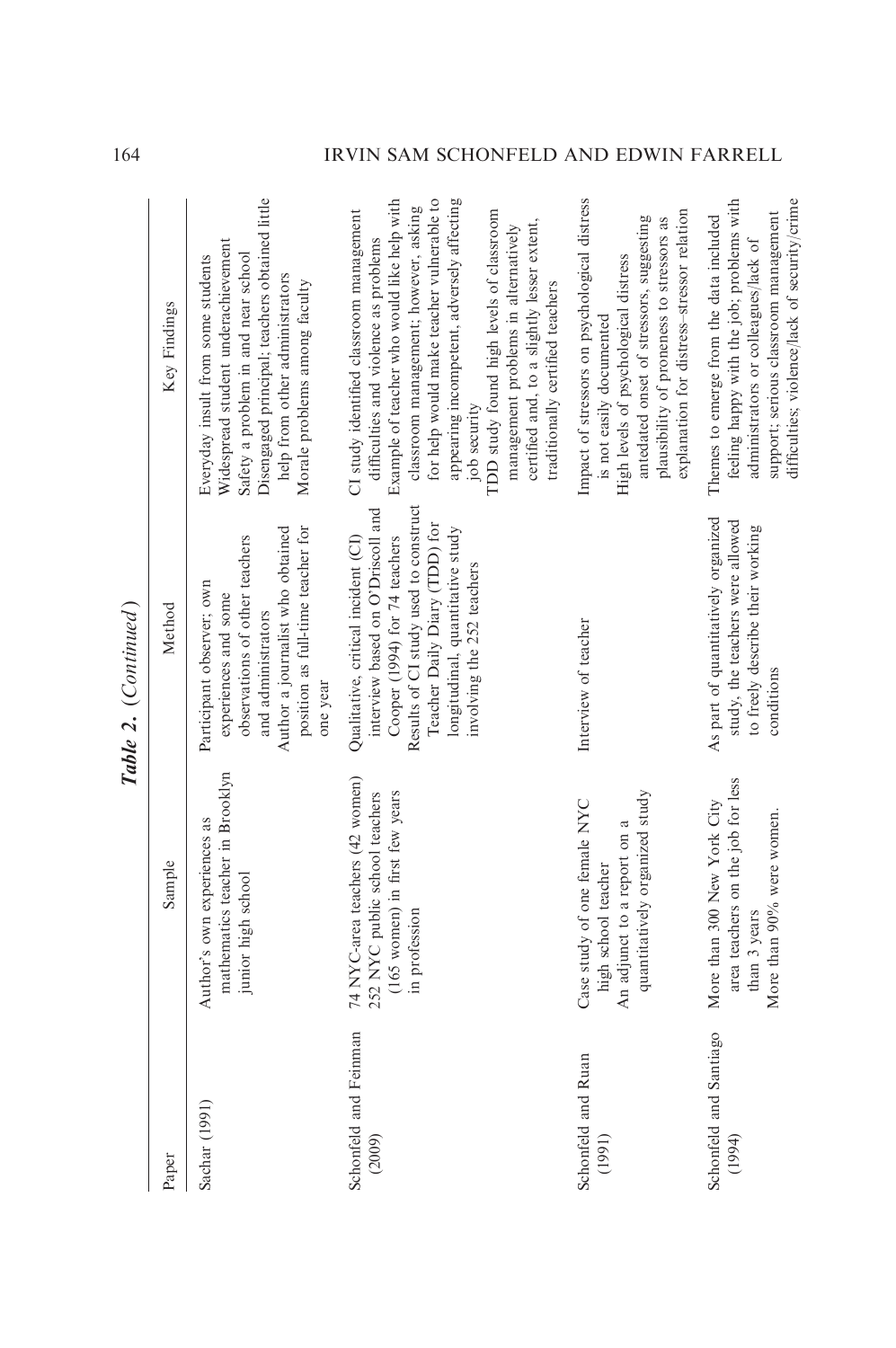*Table 2.* (*Continued*)

| Paper | Sample | Method | Key Findings |
|---|---|---|---|
| Sachar (1991) | Author's own experiences as mathematics teacher in Brooklyn junior high school | Participant observer; own experiences and some observations of other teachers and administrators<br>Author a journalist who obtained position as full-time teacher for one year | Everyday insult from some students<br>Widespread student underachievement<br>Safety a problem in and near school<br>Disengaged principal; teachers obtained little help from other administrators<br>Morale problems among faculty |
| Schonfeld and Feinman (2009) | 74 NYC-area teachers (42 women)<br>252 NYC public school teachers (165 women) in first few years in profession | Qualitative, critical incident (CI) interview based on O'Driscoll and Cooper (1994) for 74 teachers<br>Results of CI study used to construct Teacher Daily Diary (TDD) for longitudinal, quantitative study involving the 252 teachers | CI study identified classroom management difficulties and violence as problems<br>Example of teacher who would like help with classroom management; however, asking for help would make teacher vulnerable to appearing incompetent, adversely affecting job security<br>TDD study found high levels of classroom management problems in alternatively certified and, to a slightly lesser extent, traditionally certified teachers |
| Schonfeld and Ruan (1991) | Case study of one female NYC high school teacher<br>An adjunct to a report on a quantitatively organized study | Interview of teacher | Impact of stressors on psychological distress is not easily documented<br>High levels of psychological distress antedated onset of stressors, suggesting plausibility of proneness to stressors as explanation for distress–stressor relation |
| Schonfeld and Santiago (1994) | More than 300 New York City area teachers on the job for less than 3 years<br>More than 90% were women. | As part of quantitatively organized study, the teachers were allowed to freely describe their working conditions | Themes to emerge from the data included feeling happy with the job; problems with administrators or colleagues/lack of support; serious classroom management difficulties; violence/lack of security/crime |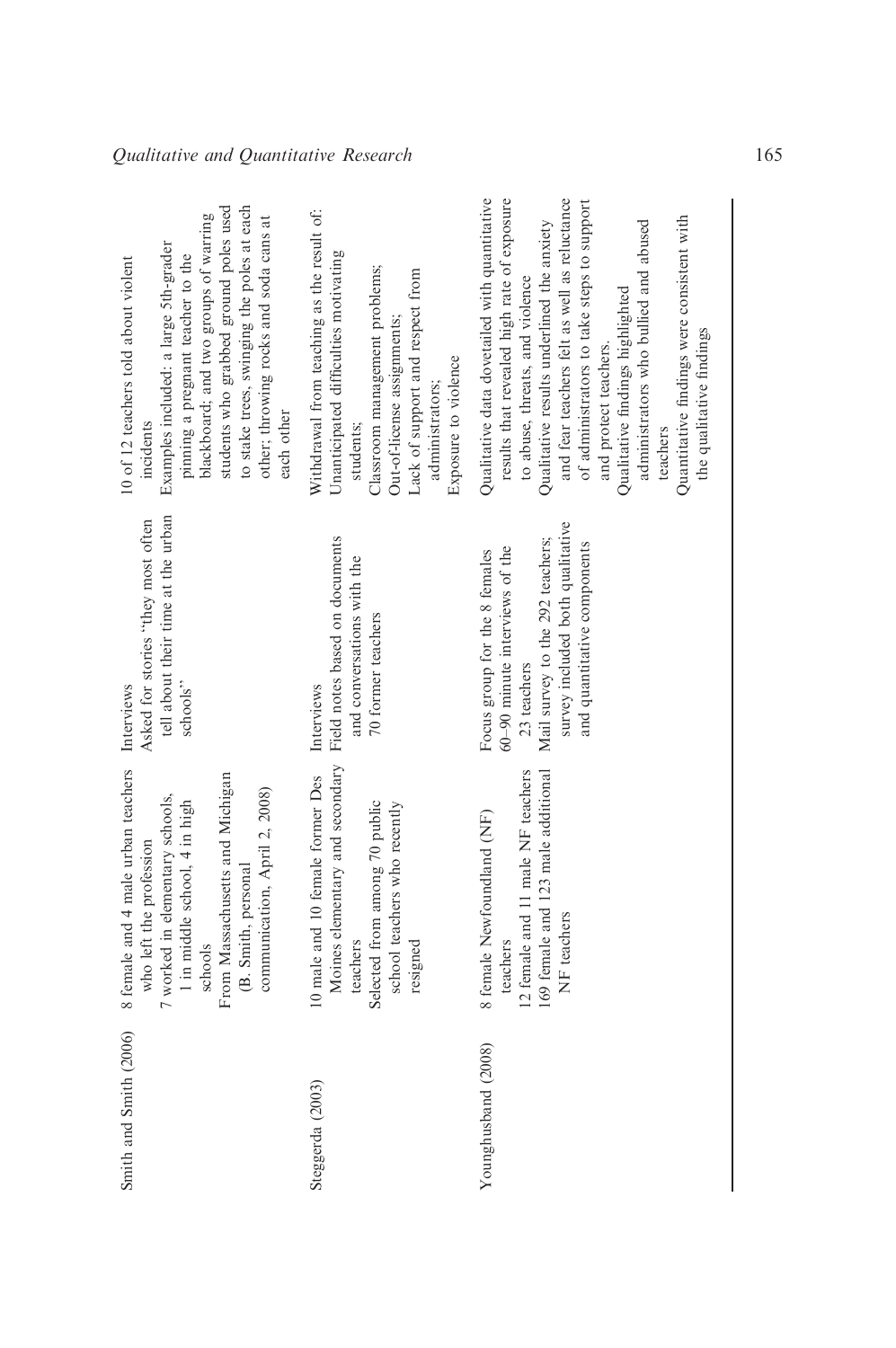| | | | |
|---|---|---|---|
| Smith and Smith (2006) | 8 female and 4 male urban teachers who left the profession<br>7 worked in elementary schools, 1 in middle school, 4 in high schools<br>From Massachusetts and Michigan (B. Smith, personal communication, April 2, 2008) | Interviews<br>Asked for stories "they most often tell about their time at the urban schools" | 10 of 12 teachers told about violent incidents<br>Examples included: a large 5th-grader pinning a pregnant teacher to the blackboard; and two groups of warring students who grabbed ground poles used to stake trees, swinging the poles at each other; throwing rocks and soda cans at each other |
| Steggerda (2003) | 10 male and 10 female former Des Moines elementary and secondary teachers<br>Selected from among 70 public school teachers who recently resigned | Interviews<br>Field notes based on documents and conversations with the 70 former teachers | Withdrawal from teaching as the result of:<br>Unanticipated difficulties motivating students;<br>Classroom management problems;<br>Out-of-license assignments;<br>Lack of support and respect from administrators;<br>Exposure to violence |
| Younghusband (2008) | 8 female Newfoundland (NF) teachers<br>12 female and 11 male NF teachers<br>169 female and 123 male additional NF teachers | Focus group for the 8 females<br>60–90 minute interviews of the 23 teachers<br>Mail survey to the 292 teachers; survey included both qualitative and quantitative components | Qualitative data dovetailed with quantitative results that revealed high rate of exposure to abuse, threats, and violence<br>Qualitative results underlined the anxiety and fear teachers felt as well as reluctance of administrators to take steps to support and protect teachers.<br>Qualitative findings highlighted administrators who bullied and abused teachers<br>Quantitative findings were consistent with the qualitative findings |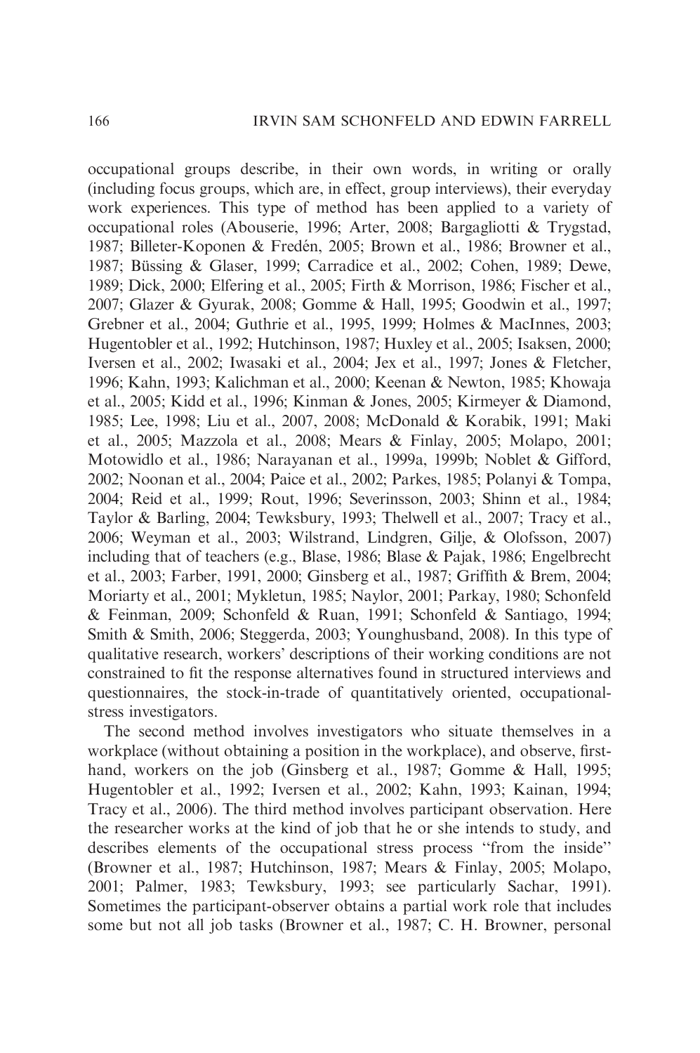occupational groups describe, in their own words, in writing or orally (including focus groups, which are, in effect, group interviews), their everyday work experiences. This type of method has been applied to a variety of occupational roles (Abouserie, 1996; Arter, 2008; Bargagliotti & Trygstad, 1987; Billeter-Koponen & Fredén, 2005; Brown et al., 1986; Browner et al., 1987; Büssing & Glaser, 1999; Carradice et al., 2002; Cohen, 1989; Dewe, 1989; Dick, 2000; Elfering et al., 2005; Firth & Morrison, 1986; Fischer et al., 2007; Glazer & Gyurak, 2008; Gomme & Hall, 1995; Goodwin et al., 1997; Grebner et al., 2004; Guthrie et al., 1995, 1999; Holmes & MacInnes, 2003; Hugentobler et al., 1992; Hutchinson, 1987; Huxley et al., 2005; Isaksen, 2000; Iversen et al., 2002; Iwasaki et al., 2004; Jex et al., 1997; Jones & Fletcher, 1996; Kahn, 1993; Kalichman et al., 2000; Keenan & Newton, 1985; Khowaja et al., 2005; Kidd et al., 1996; Kinman & Jones, 2005; Kirmeyer & Diamond, 1985; Lee, 1998; Liu et al., 2007, 2008; McDonald & Korabik, 1991; Maki et al., 2005; Mazzola et al., 2008; Mears & Finlay, 2005; Molapo, 2001; Motowidlo et al., 1986; Narayanan et al., 1999a, 1999b; Noblet & Gifford, 2002; Noonan et al., 2004; Paice et al., 2002; Parkes, 1985; Polanyi & Tompa, 2004; Reid et al., 1999; Rout, 1996; Severinsson, 2003; Shinn et al., 1984; Taylor & Barling, 2004; Tewksbury, 1993; Thelwell et al., 2007; Tracy et al., 2006; Weyman et al., 2003; Wilstrand, Lindgren, Gilje, & Olofsson, 2007) including that of teachers (e.g., Blase, 1986; Blase & Pajak, 1986; Engelbrecht et al., 2003; Farber, 1991, 2000; Ginsberg et al., 1987; Griffith & Brem, 2004; Moriarty et al., 2001; Mykletun, 1985; Naylor, 2001; Parkay, 1980; Schonfeld & Feinman, 2009; Schonfeld & Ruan, 1991; Schonfeld & Santiago, 1994; Smith & Smith, 2006; Steggerda, 2003; Younghusband, 2008). In this type of qualitative research, workers' descriptions of their working conditions are not constrained to fit the response alternatives found in structured interviews and questionnaires, the stock-in-trade of quantitatively oriented, occupational-stress investigators.

The second method involves investigators who situate themselves in a workplace (without obtaining a position in the workplace), and observe, first-hand, workers on the job (Ginsberg et al., 1987; Gomme & Hall, 1995; Hugentobler et al., 1992; Iversen et al., 2002; Kahn, 1993; Kainan, 1994; Tracy et al., 2006). The third method involves participant observation. Here the researcher works at the kind of job that he or she intends to study, and describes elements of the occupational stress process "from the inside" (Browner et al., 1987; Hutchinson, 1987; Mears & Finlay, 2005; Molapo, 2001; Palmer, 1983; Tewksbury, 1993; see particularly Sachar, 1991). Sometimes the participant-observer obtains a partial work role that includes some but not all job tasks (Browner et al., 1987; C. H. Browner, personal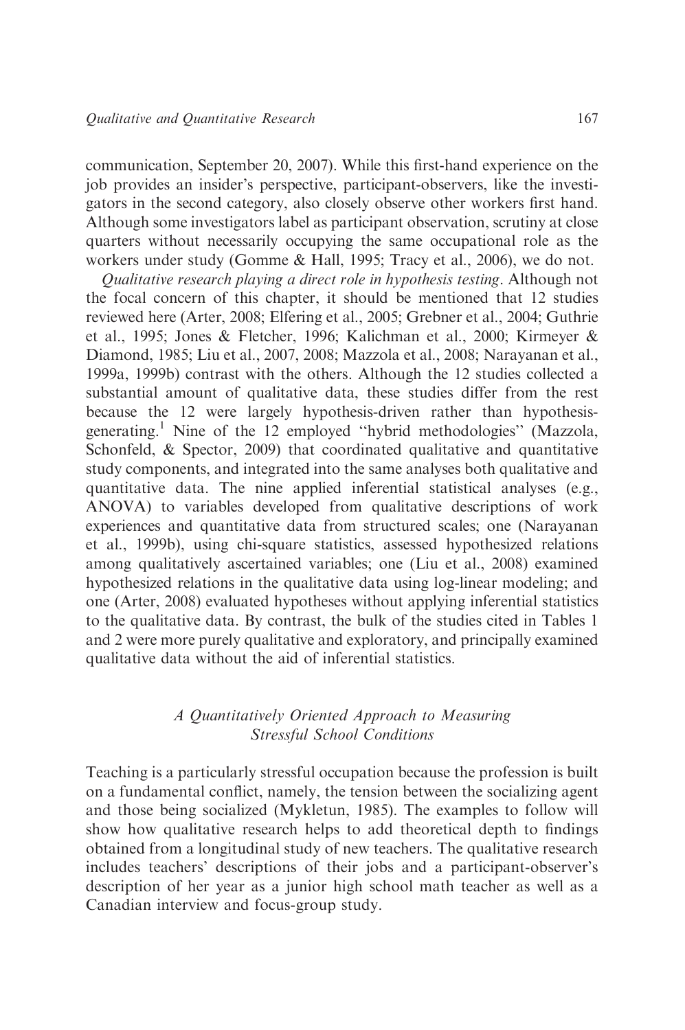communication, September 20, 2007). While this first-hand experience on the job provides an insider's perspective, participant-observers, like the investigators in the second category, also closely observe other workers first hand. Although some investigators label as participant observation, scrutiny at close quarters without necessarily occupying the same occupational role as the workers under study (Gomme & Hall, 1995; Tracy et al., 2006), we do not.

*Qualitative research playing a direct role in hypothesis testing*. Although not the focal concern of this chapter, it should be mentioned that 12 studies reviewed here (Arter, 2008; Elfering et al., 2005; Grebner et al., 2004; Guthrie et al., 1995; Jones & Fletcher, 1996; Kalichman et al., 2000; Kirmeyer & Diamond, 1985; Liu et al., 2007, 2008; Mazzola et al., 2008; Narayanan et al., 1999a, 1999b) contrast with the others. Although the 12 studies collected a substantial amount of qualitative data, these studies differ from the rest because the 12 were largely hypothesis-driven rather than hypothesis-generating.[1] Nine of the 12 employed "hybrid methodologies" (Mazzola, Schonfeld, & Spector, 2009) that coordinated qualitative and quantitative study components, and integrated into the same analyses both qualitative and quantitative data. The nine applied inferential statistical analyses (e.g., ANOVA) to variables developed from qualitative descriptions of work experiences and quantitative data from structured scales; one (Narayanan et al., 1999b), using chi-square statistics, assessed hypothesized relations among qualitatively ascertained variables; one (Liu et al., 2008) examined hypothesized relations in the qualitative data using log-linear modeling; and one (Arter, 2008) evaluated hypotheses without applying inferential statistics to the qualitative data. By contrast, the bulk of the studies cited in Tables 1 and 2 were more purely qualitative and exploratory, and principally examined qualitative data without the aid of inferential statistics.

## *A Quantitatively Oriented Approach to Measuring Stressful School Conditions*

Teaching is a particularly stressful occupation because the profession is built on a fundamental conflict, namely, the tension between the socializing agent and those being socialized (Mykletun, 1985). The examples to follow will show how qualitative research helps to add theoretical depth to findings obtained from a longitudinal study of new teachers. The qualitative research includes teachers' descriptions of their jobs and a participant-observer's description of her year as a junior high school math teacher as well as a Canadian interview and focus-group study.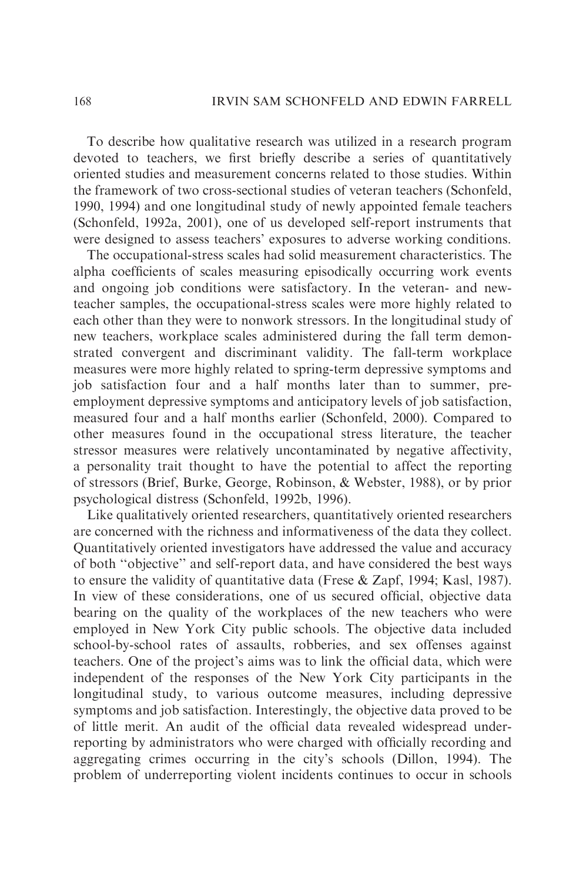To describe how qualitative research was utilized in a research program devoted to teachers, we first briefly describe a series of quantitatively oriented studies and measurement concerns related to those studies. Within the framework of two cross-sectional studies of veteran teachers (Schonfeld, 1990, 1994) and one longitudinal study of newly appointed female teachers (Schonfeld, 1992a, 2001), one of us developed self-report instruments that were designed to assess teachers' exposures to adverse working conditions.

The occupational-stress scales had solid measurement characteristics. The alpha coefficients of scales measuring episodically occurring work events and ongoing job conditions were satisfactory. In the veteran- and new-teacher samples, the occupational-stress scales were more highly related to each other than they were to nonwork stressors. In the longitudinal study of new teachers, workplace scales administered during the fall term demonstrated convergent and discriminant validity. The fall-term workplace measures were more highly related to spring-term depressive symptoms and job satisfaction four and a half months later than to summer, pre-employment depressive symptoms and anticipatory levels of job satisfaction, measured four and a half months earlier (Schonfeld, 2000). Compared to other measures found in the occupational stress literature, the teacher stressor measures were relatively uncontaminated by negative affectivity, a personality trait thought to have the potential to affect the reporting of stressors (Brief, Burke, George, Robinson, & Webster, 1988), or by prior psychological distress (Schonfeld, 1992b, 1996).

Like qualitatively oriented researchers, quantitatively oriented researchers are concerned with the richness and informativeness of the data they collect. Quantitatively oriented investigators have addressed the value and accuracy of both "objective" and self-report data, and have considered the best ways to ensure the validity of quantitative data (Frese & Zapf, 1994; Kasl, 1987). In view of these considerations, one of us secured official, objective data bearing on the quality of the workplaces of the new teachers who were employed in New York City public schools. The objective data included school-by-school rates of assaults, robberies, and sex offenses against teachers. One of the project's aims was to link the official data, which were independent of the responses of the New York City participants in the longitudinal study, to various outcome measures, including depressive symptoms and job satisfaction. Interestingly, the objective data proved to be of little merit. An audit of the official data revealed widespread underreporting by administrators who were charged with officially recording and aggregating crimes occurring in the city's schools (Dillon, 1994). The problem of underreporting violent incidents continues to occur in schools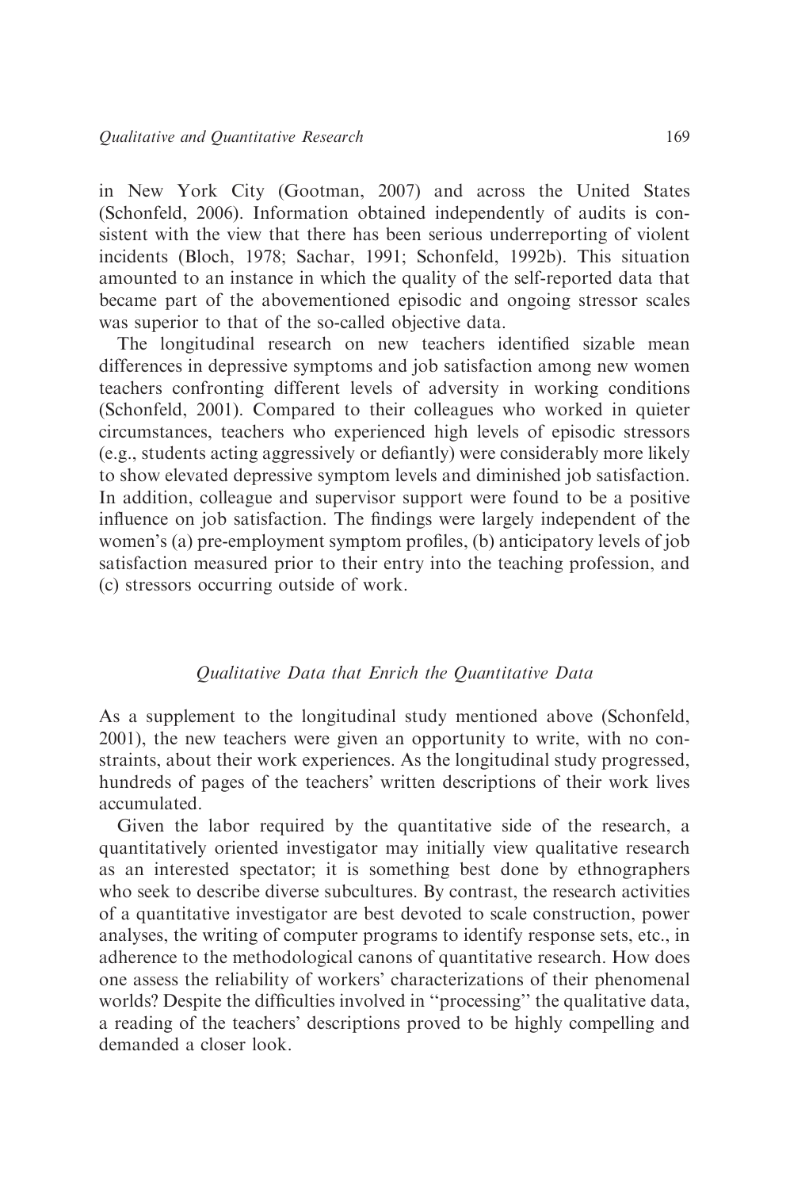in New York City (Gootman, 2007) and across the United States (Schonfeld, 2006). Information obtained independently of audits is consistent with the view that there has been serious underreporting of violent incidents (Bloch, 1978; Sachar, 1991; Schonfeld, 1992b). This situation amounted to an instance in which the quality of the self-reported data that became part of the abovementioned episodic and ongoing stressor scales was superior to that of the so-called objective data.

The longitudinal research on new teachers identified sizable mean differences in depressive symptoms and job satisfaction among new women teachers confronting different levels of adversity in working conditions (Schonfeld, 2001). Compared to their colleagues who worked in quieter circumstances, teachers who experienced high levels of episodic stressors (e.g., students acting aggressively or defiantly) were considerably more likely to show elevated depressive symptom levels and diminished job satisfaction. In addition, colleague and supervisor support were found to be a positive influence on job satisfaction. The findings were largely independent of the women's (a) pre-employment symptom profiles, (b) anticipatory levels of job satisfaction measured prior to their entry into the teaching profession, and (c) stressors occurring outside of work.

### *Qualitative Data that Enrich the Quantitative Data*

As a supplement to the longitudinal study mentioned above (Schonfeld, 2001), the new teachers were given an opportunity to write, with no constraints, about their work experiences. As the longitudinal study progressed, hundreds of pages of the teachers' written descriptions of their work lives accumulated.

Given the labor required by the quantitative side of the research, a quantitatively oriented investigator may initially view qualitative research as an interested spectator; it is something best done by ethnographers who seek to describe diverse subcultures. By contrast, the research activities of a quantitative investigator are best devoted to scale construction, power analyses, the writing of computer programs to identify response sets, etc., in adherence to the methodological canons of quantitative research. How does one assess the reliability of workers' characterizations of their phenomenal worlds? Despite the difficulties involved in "processing" the qualitative data, a reading of the teachers' descriptions proved to be highly compelling and demanded a closer look.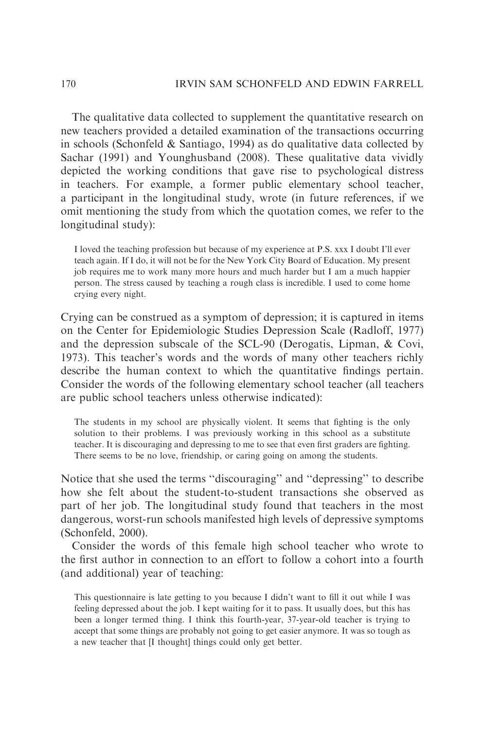The qualitative data collected to supplement the quantitative research on new teachers provided a detailed examination of the transactions occurring in schools (Schonfeld & Santiago, 1994) as do qualitative data collected by Sachar (1991) and Younghusband (2008). These qualitative data vividly depicted the working conditions that gave rise to psychological distress in teachers. For example, a former public elementary school teacher, a participant in the longitudinal study, wrote (in future references, if we omit mentioning the study from which the quotation comes, we refer to the longitudinal study):

> I loved the teaching profession but because of my experience at P.S. xxx I doubt I'll ever teach again. If I do, it will not be for the New York City Board of Education. My present job requires me to work many more hours and much harder but I am a much happier person. The stress caused by teaching a rough class is incredible. I used to come home crying every night.

Crying can be construed as a symptom of depression; it is captured in items on the Center for Epidemiologic Studies Depression Scale (Radloff, 1977) and the depression subscale of the SCL-90 (Derogatis, Lipman, & Covi, 1973). This teacher's words and the words of many other teachers richly describe the human context to which the quantitative findings pertain. Consider the words of the following elementary school teacher (all teachers are public school teachers unless otherwise indicated):

> The students in my school are physically violent. It seems that fighting is the only solution to their problems. I was previously working in this school as a substitute teacher. It is discouraging and depressing to me to see that even first graders are fighting. There seems to be no love, friendship, or caring going on among the students.

Notice that she used the terms "discouraging" and "depressing" to describe how she felt about the student-to-student transactions she observed as part of her job. The longitudinal study found that teachers in the most dangerous, worst-run schools manifested high levels of depressive symptoms (Schonfeld, 2000).

Consider the words of this female high school teacher who wrote to the first author in connection to an effort to follow a cohort into a fourth (and additional) year of teaching:

> This questionnaire is late getting to you because I didn't want to fill it out while I was feeling depressed about the job. I kept waiting for it to pass. It usually does, but this has been a longer termed thing. I think this fourth-year, 37-year-old teacher is trying to accept that some things are probably not going to get easier anymore. It was so tough as a new teacher that [I thought] things could only get better.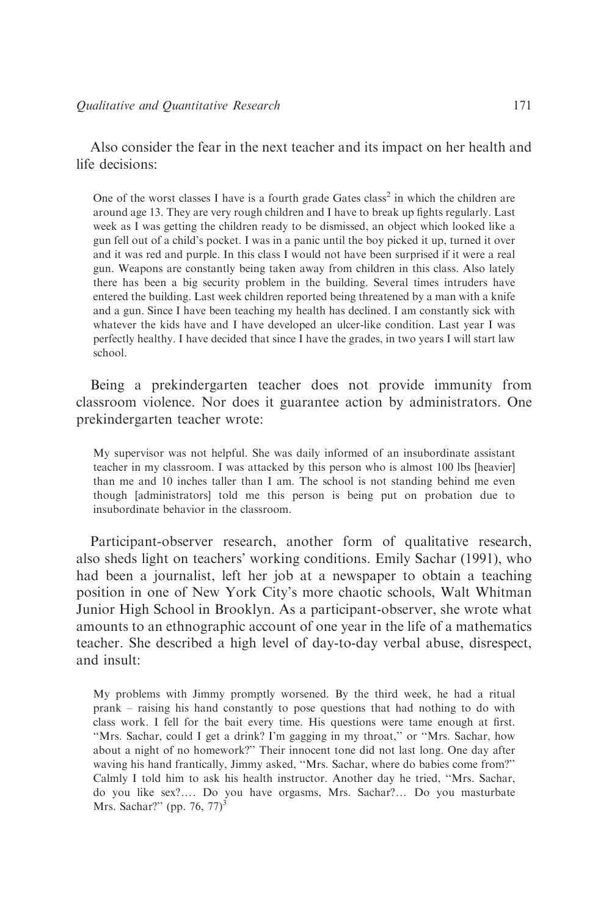Also consider the fear in the next teacher and its impact on her health and life decisions:

> One of the worst classes I have is a fourth grade Gates class[2] in which the children are around age 13. They are very rough children and I have to break up fights regularly. Last week as I was getting the children ready to be dismissed, an object which looked like a gun fell out of a child's pocket. I was in a panic until the boy picked it up, turned it over and it was red and purple. In this class I would not have been surprised if it were a real gun. Weapons are constantly being taken away from children in this class. Also lately there has been a big security problem in the building. Several times intruders have entered the building. Last week children reported being threatened by a man with a knife and a gun. Since I have been teaching my health has declined. I am constantly sick with whatever the kids have and I have developed an ulcer-like condition. Last year I was perfectly healthy. I have decided that since I have the grades, in two years I will start law school.

Being a prekindergarten teacher does not provide immunity from classroom violence. Nor does it guarantee action by administrators. One prekindergarten teacher wrote:

> My supervisor was not helpful. She was daily informed of an insubordinate assistant teacher in my classroom. I was attacked by this person who is almost 100 lbs [heavier] than me and 10 inches taller than I am. The school is not standing behind me even though [administrators] told me this person is being put on probation due to insubordinate behavior in the classroom.

Participant-observer research, another form of qualitative research, also sheds light on teachers' working conditions. Emily Sachar (1991), who had been a journalist, left her job at a newspaper to obtain a teaching position in one of New York City's more chaotic schools, Walt Whitman Junior High School in Brooklyn. As a participant-observer, she wrote what amounts to an ethnographic account of one year in the life of a mathematics teacher. She described a high level of day-to-day verbal abuse, disrespect, and insult:

> My problems with Jimmy promptly worsened. By the third week, he had a ritual prank – raising his hand constantly to pose questions that had nothing to do with class work. I fell for the bait every time. His questions were tame enough at first. "Mrs. Sachar, could I get a drink? I'm gagging in my throat," or "Mrs. Sachar, how about a night of no homework?" Their innocent tone did not last long. One day after waving his hand frantically, Jimmy asked, "Mrs. Sachar, where do babies come from?" Calmly I told him to ask his health instructor. Another day he tried, "Mrs. Sachar, do you like sex?…. Do you have orgasms, Mrs. Sachar?… Do you masturbate Mrs. Sachar?" (pp. 76, 77)[3]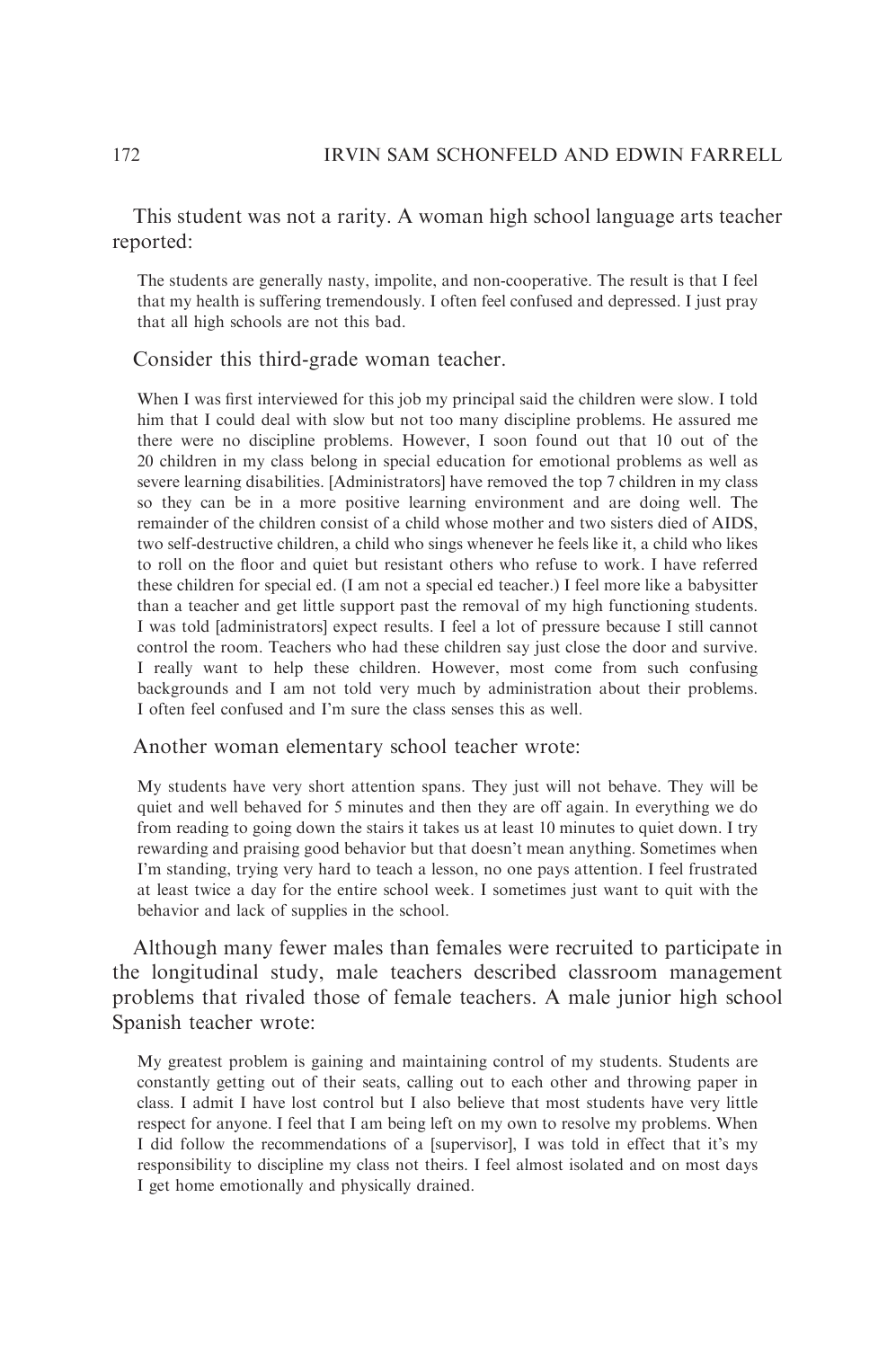This student was not a rarity. A woman high school language arts teacher reported:

> The students are generally nasty, impolite, and non-cooperative. The result is that I feel that my health is suffering tremendously. I often feel confused and depressed. I just pray that all high schools are not this bad.

Consider this third-grade woman teacher.

> When I was first interviewed for this job my principal said the children were slow. I told him that I could deal with slow but not too many discipline problems. He assured me there were no discipline problems. However, I soon found out that 10 out of the 20 children in my class belong in special education for emotional problems as well as severe learning disabilities. [Administrators] have removed the top 7 children in my class so they can be in a more positive learning environment and are doing well. The remainder of the children consist of a child whose mother and two sisters died of AIDS, two self-destructive children, a child who sings whenever he feels like it, a child who likes to roll on the floor and quiet but resistant others who refuse to work. I have referred these children for special ed. (I am not a special ed teacher.) I feel more like a babysitter than a teacher and get little support past the removal of my high functioning students. I was told [administrators] expect results. I feel a lot of pressure because I still cannot control the room. Teachers who had these children say just close the door and survive. I really want to help these children. However, most come from such confusing backgrounds and I am not told very much by administration about their problems. I often feel confused and I'm sure the class senses this as well.

Another woman elementary school teacher wrote:

> My students have very short attention spans. They just will not behave. They will be quiet and well behaved for 5 minutes and then they are off again. In everything we do from reading to going down the stairs it takes us at least 10 minutes to quiet down. I try rewarding and praising good behavior but that doesn't mean anything. Sometimes when I'm standing, trying very hard to teach a lesson, no one pays attention. I feel frustrated at least twice a day for the entire school week. I sometimes just want to quit with the behavior and lack of supplies in the school.

Although many fewer males than females were recruited to participate in the longitudinal study, male teachers described classroom management problems that rivaled those of female teachers. A male junior high school Spanish teacher wrote:

> My greatest problem is gaining and maintaining control of my students. Students are constantly getting out of their seats, calling out to each other and throwing paper in class. I admit I have lost control but I also believe that most students have very little respect for anyone. I feel that I am being left on my own to resolve my problems. When I did follow the recommendations of a [supervisor], I was told in effect that it's my responsibility to discipline my class not theirs. I feel almost isolated and on most days I get home emotionally and physically drained.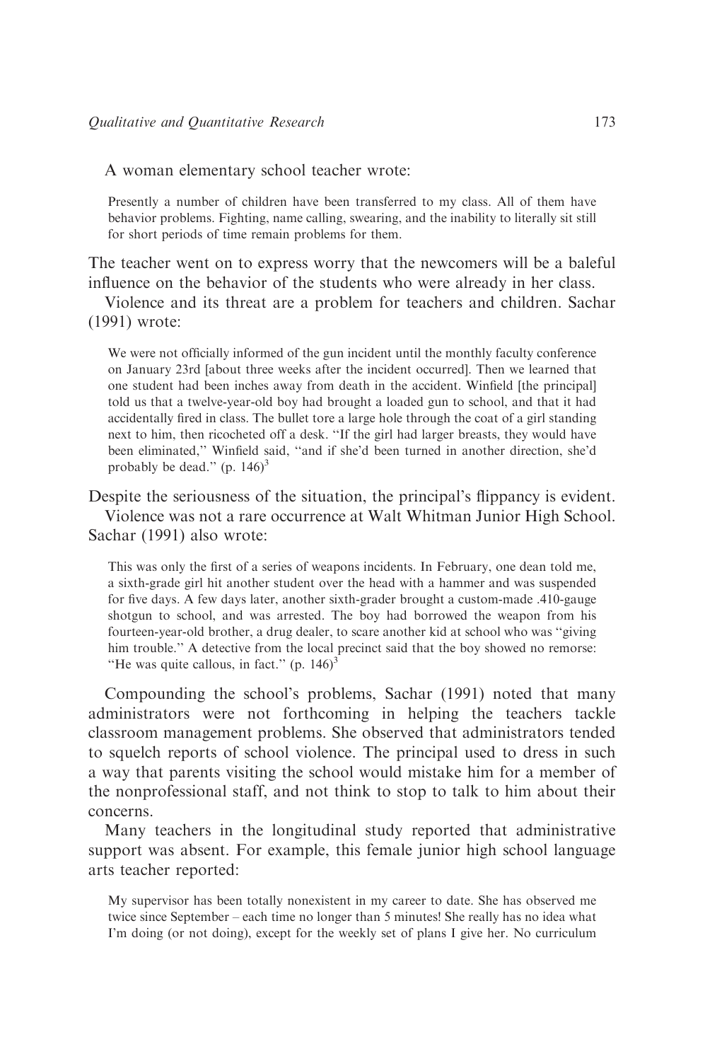A woman elementary school teacher wrote:

> Presently a number of children have been transferred to my class. All of them have behavior problems. Fighting, name calling, swearing, and the inability to literally sit still for short periods of time remain problems for them.

The teacher went on to express worry that the newcomers will be a baleful influence on the behavior of the students who were already in her class.

Violence and its threat are a problem for teachers and children. Sachar (1991) wrote:

> We were not officially informed of the gun incident until the monthly faculty conference on January 23rd [about three weeks after the incident occurred]. Then we learned that one student had been inches away from death in the accident. Winfield [the principal] told us that a twelve-year-old boy had brought a loaded gun to school, and that it had accidentally fired in class. The bullet tore a large hole through the coat of a girl standing next to him, then ricocheted off a desk. "If the girl had larger breasts, they would have been eliminated," Winfield said, "and if she'd been turned in another direction, she'd probably be dead." (p. 146)[3]

Despite the seriousness of the situation, the principal's flippancy is evident.

Violence was not a rare occurrence at Walt Whitman Junior High School. Sachar (1991) also wrote:

> This was only the first of a series of weapons incidents. In February, one dean told me, a sixth-grade girl hit another student over the head with a hammer and was suspended for five days. A few days later, another sixth-grader brought a custom-made .410-gauge shotgun to school, and was arrested. The boy had borrowed the weapon from his fourteen-year-old brother, a drug dealer, to scare another kid at school who was "giving him trouble." A detective from the local precinct said that the boy showed no remorse: "He was quite callous, in fact." (p. 146)[3]

Compounding the school's problems, Sachar (1991) noted that many administrators were not forthcoming in helping the teachers tackle classroom management problems. She observed that administrators tended to squelch reports of school violence. The principal used to dress in such a way that parents visiting the school would mistake him for a member of the nonprofessional staff, and not think to stop to talk to him about their concerns.

Many teachers in the longitudinal study reported that administrative support was absent. For example, this female junior high school language arts teacher reported:

> My supervisor has been totally nonexistent in my career to date. She has observed me twice since September – each time no longer than 5 minutes! She really has no idea what I'm doing (or not doing), except for the weekly set of plans I give her. No curriculum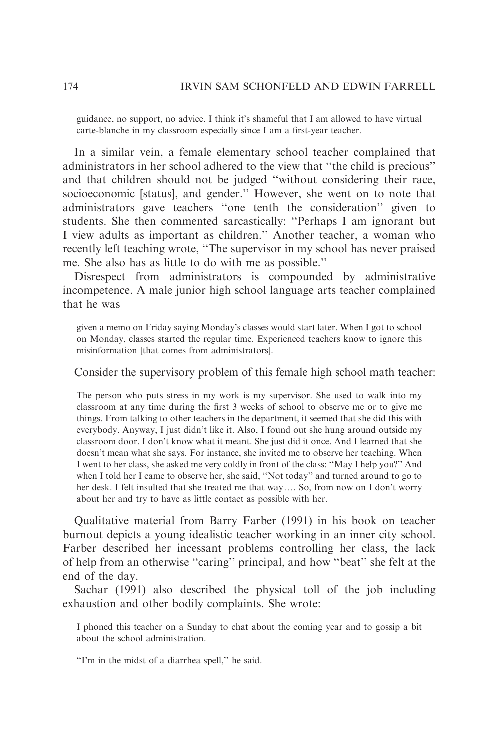> guidance, no support, no advice. I think it's shameful that I am allowed to have virtual carte-blanche in my classroom especially since I am a first-year teacher.

In a similar vein, a female elementary school teacher complained that administrators in her school adhered to the view that "the child is precious" and that children should not be judged "without considering their race, socioeconomic [status], and gender." However, she went on to note that administrators gave teachers "one tenth the consideration" given to students. She then commented sarcastically: "Perhaps I am ignorant but I view adults as important as children." Another teacher, a woman who recently left teaching wrote, "The supervisor in my school has never praised me. She also has as little to do with me as possible."

Disrespect from administrators is compounded by administrative incompetence. A male junior high school language arts teacher complained that he was

> given a memo on Friday saying Monday's classes would start later. When I got to school on Monday, classes started the regular time. Experienced teachers know to ignore this misinformation [that comes from administrators].

Consider the supervisory problem of this female high school math teacher:

> The person who puts stress in my work is my supervisor. She used to walk into my classroom at any time during the first 3 weeks of school to observe me or to give me things. From talking to other teachers in the department, it seemed that she did this with everybody. Anyway, I just didn't like it. Also, I found out she hung around outside my classroom door. I don't know what it meant. She just did it once. And I learned that she doesn't mean what she says. For instance, she invited me to observe her teaching. When I went to her class, she asked me very coldly in front of the class: "May I help you?" And when I told her I came to observe her, she said, "Not today" and turned around to go to her desk. I felt insulted that she treated me that way.... So, from now on I don't worry about her and try to have as little contact as possible with her.

Qualitative material from Barry Farber (1991) in his book on teacher burnout depicts a young idealistic teacher working in an inner city school. Farber described her incessant problems controlling her class, the lack of help from an otherwise "caring" principal, and how "beat" she felt at the end of the day.

Sachar (1991) also described the physical toll of the job including exhaustion and other bodily complaints. She wrote:

> I phoned this teacher on a Sunday to chat about the coming year and to gossip a bit about the school administration.
>
> "I'm in the midst of a diarrhea spell," he said.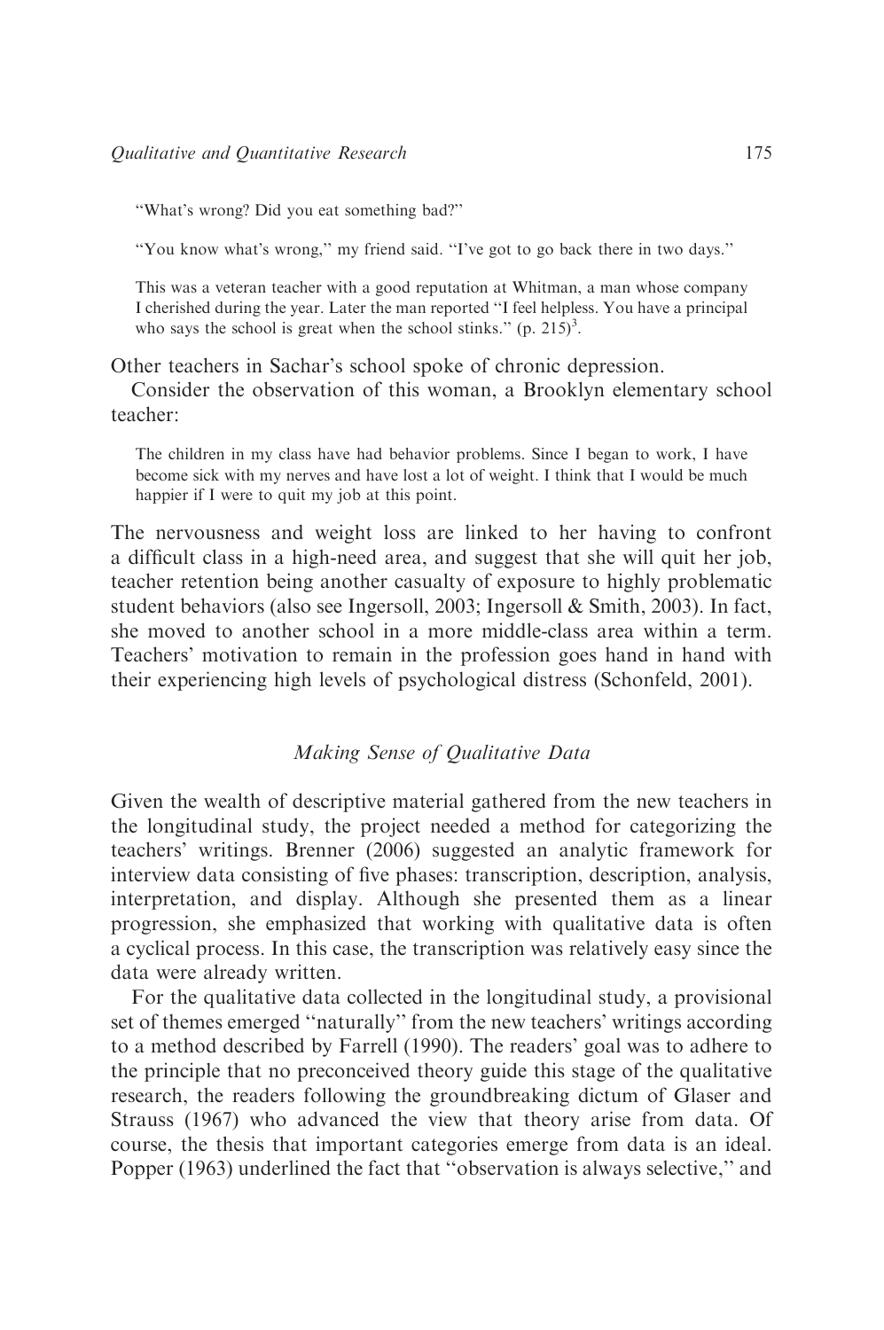> "What's wrong? Did you eat something bad?"
>
> "You know what's wrong," my friend said. "I've got to go back there in two days."
>
> This was a veteran teacher with a good reputation at Whitman, a man whose company I cherished during the year. Later the man reported "I feel helpless. You have a principal who says the school is great when the school stinks." (p. 215)[3].

Other teachers in Sachar's school spoke of chronic depression.

Consider the observation of this woman, a Brooklyn elementary school teacher:

> The children in my class have had behavior problems. Since I began to work, I have become sick with my nerves and have lost a lot of weight. I think that I would be much happier if I were to quit my job at this point.

The nervousness and weight loss are linked to her having to confront a difficult class in a high-need area, and suggest that she will quit her job, teacher retention being another casualty of exposure to highly problematic student behaviors (also see Ingersoll, 2003; Ingersoll & Smith, 2003). In fact, she moved to another school in a more middle-class area within a term. Teachers' motivation to remain in the profession goes hand in hand with their experiencing high levels of psychological distress (Schonfeld, 2001).

### *Making Sense of Qualitative Data*

Given the wealth of descriptive material gathered from the new teachers in the longitudinal study, the project needed a method for categorizing the teachers' writings. Brenner (2006) suggested an analytic framework for interview data consisting of five phases: transcription, description, analysis, interpretation, and display. Although she presented them as a linear progression, she emphasized that working with qualitative data is often a cyclical process. In this case, the transcription was relatively easy since the data were already written.

For the qualitative data collected in the longitudinal study, a provisional set of themes emerged "naturally" from the new teachers' writings according to a method described by Farrell (1990). The readers' goal was to adhere to the principle that no preconceived theory guide this stage of the qualitative research, the readers following the groundbreaking dictum of Glaser and Strauss (1967) who advanced the view that theory arise from data. Of course, the thesis that important categories emerge from data is an ideal. Popper (1963) underlined the fact that "observation is always selective," and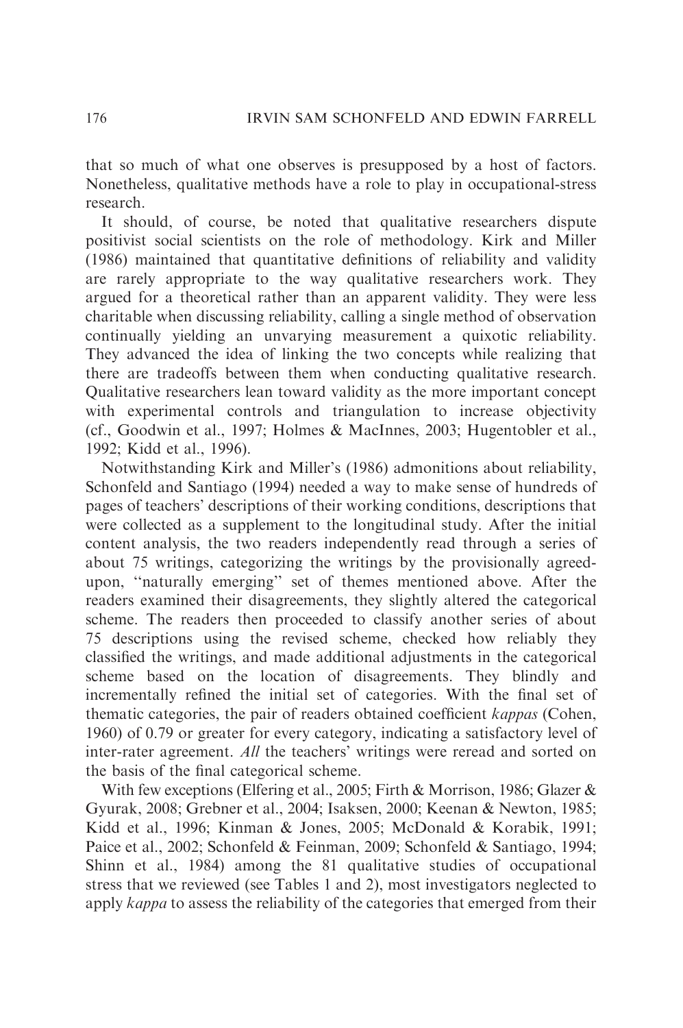that so much of what one observes is presupposed by a host of factors. Nonetheless, qualitative methods have a role to play in occupational-stress research.

It should, of course, be noted that qualitative researchers dispute positivist social scientists on the role of methodology. Kirk and Miller (1986) maintained that quantitative definitions of reliability and validity are rarely appropriate to the way qualitative researchers work. They argued for a theoretical rather than an apparent validity. They were less charitable when discussing reliability, calling a single method of observation continually yielding an unvarying measurement a quixotic reliability. They advanced the idea of linking the two concepts while realizing that there are tradeoffs between them when conducting qualitative research. Qualitative researchers lean toward validity as the more important concept with experimental controls and triangulation to increase objectivity (cf., Goodwin et al., 1997; Holmes & MacInnes, 2003; Hugentobler et al., 1992; Kidd et al., 1996).

Notwithstanding Kirk and Miller's (1986) admonitions about reliability, Schonfeld and Santiago (1994) needed a way to make sense of hundreds of pages of teachers' descriptions of their working conditions, descriptions that were collected as a supplement to the longitudinal study. After the initial content analysis, the two readers independently read through a series of about 75 writings, categorizing the writings by the provisionally agreed-upon, "naturally emerging" set of themes mentioned above. After the readers examined their disagreements, they slightly altered the categorical scheme. The readers then proceeded to classify another series of about 75 descriptions using the revised scheme, checked how reliably they classified the writings, and made additional adjustments in the categorical scheme based on the location of disagreements. They blindly and incrementally refined the initial set of categories. With the final set of thematic categories, the pair of readers obtained coefficient *kappas* (Cohen, 1960) of 0.79 or greater for every category, indicating a satisfactory level of inter-rater agreement. *All* the teachers' writings were reread and sorted on the basis of the final categorical scheme.

With few exceptions (Elfering et al., 2005; Firth & Morrison, 1986; Glazer & Gyurak, 2008; Grebner et al., 2004; Isaksen, 2000; Keenan & Newton, 1985; Kidd et al., 1996; Kinman & Jones, 2005; McDonald & Korabik, 1991; Paice et al., 2002; Schonfeld & Feinman, 2009; Schonfeld & Santiago, 1994; Shinn et al., 1984) among the 81 qualitative studies of occupational stress that we reviewed (see Tables 1 and 2), most investigators neglected to apply *kappa* to assess the reliability of the categories that emerged from their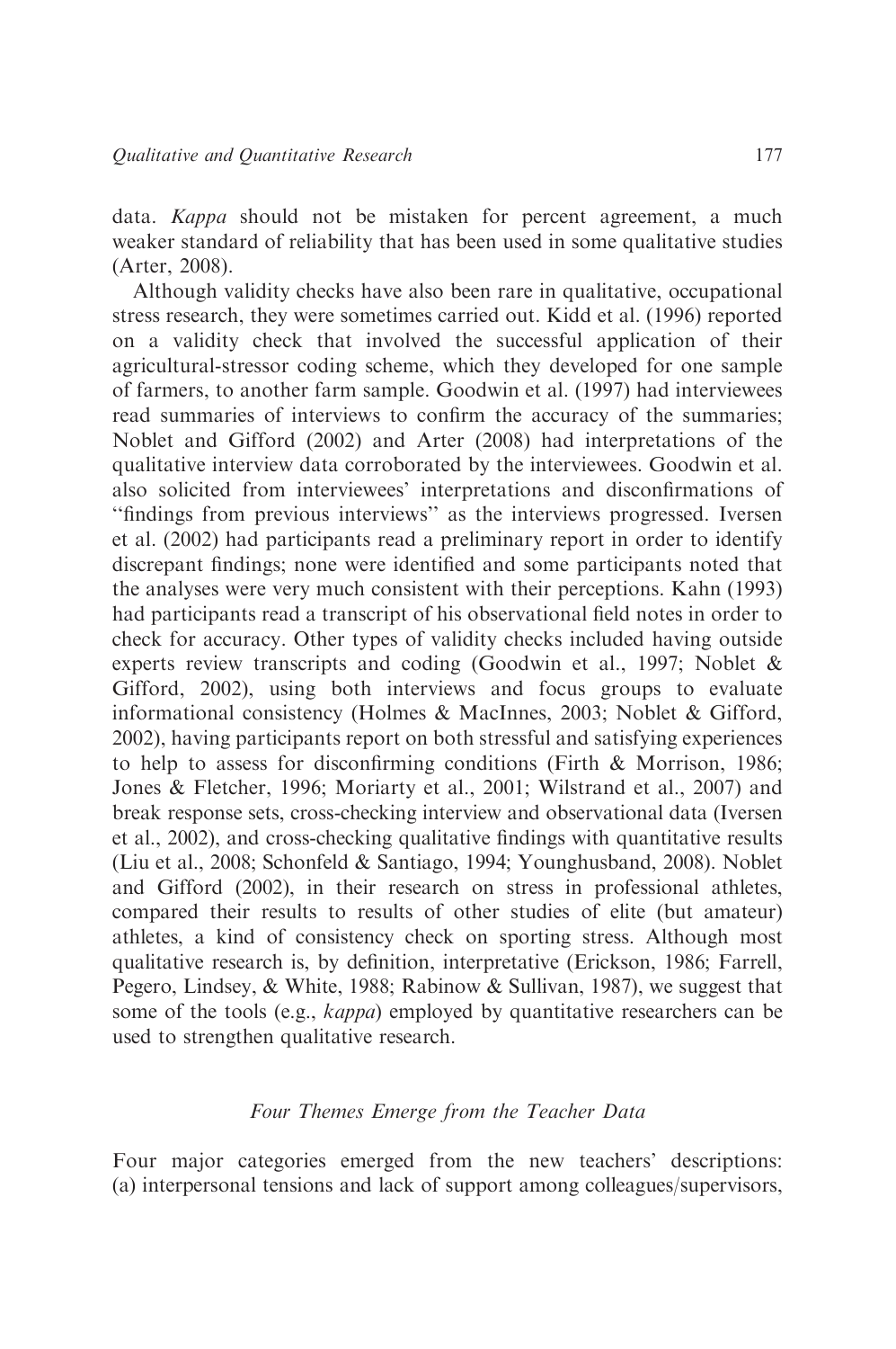data. *Kappa* should not be mistaken for percent agreement, a much weaker standard of reliability that has been used in some qualitative studies (Arter, 2008).

Although validity checks have also been rare in qualitative, occupational stress research, they were sometimes carried out. Kidd et al. (1996) reported on a validity check that involved the successful application of their agricultural-stressor coding scheme, which they developed for one sample of farmers, to another farm sample. Goodwin et al. (1997) had interviewees read summaries of interviews to confirm the accuracy of the summaries; Noblet and Gifford (2002) and Arter (2008) had interpretations of the qualitative interview data corroborated by the interviewees. Goodwin et al. also solicited from interviewees' interpretations and disconfirmations of "findings from previous interviews" as the interviews progressed. Iversen et al. (2002) had participants read a preliminary report in order to identify discrepant findings; none were identified and some participants noted that the analyses were very much consistent with their perceptions. Kahn (1993) had participants read a transcript of his observational field notes in order to check for accuracy. Other types of validity checks included having outside experts review transcripts and coding (Goodwin et al., 1997; Noblet & Gifford, 2002), using both interviews and focus groups to evaluate informational consistency (Holmes & MacInnes, 2003; Noblet & Gifford, 2002), having participants report on both stressful and satisfying experiences to help to assess for disconfirming conditions (Firth & Morrison, 1986; Jones & Fletcher, 1996; Moriarty et al., 2001; Wilstrand et al., 2007) and break response sets, cross-checking interview and observational data (Iversen et al., 2002), and cross-checking qualitative findings with quantitative results (Liu et al., 2008; Schonfeld & Santiago, 1994; Younghusband, 2008). Noblet and Gifford (2002), in their research on stress in professional athletes, compared their results to results of other studies of elite (but amateur) athletes, a kind of consistency check on sporting stress. Although most qualitative research is, by definition, interpretative (Erickson, 1986; Farrell, Pegero, Lindsey, & White, 1988; Rabinow & Sullivan, 1987), we suggest that some of the tools (e.g., *kappa*) employed by quantitative researchers can be used to strengthen qualitative research.

### *Four Themes Emerge from the Teacher Data*

Four major categories emerged from the new teachers' descriptions: (a) interpersonal tensions and lack of support among colleagues/supervisors,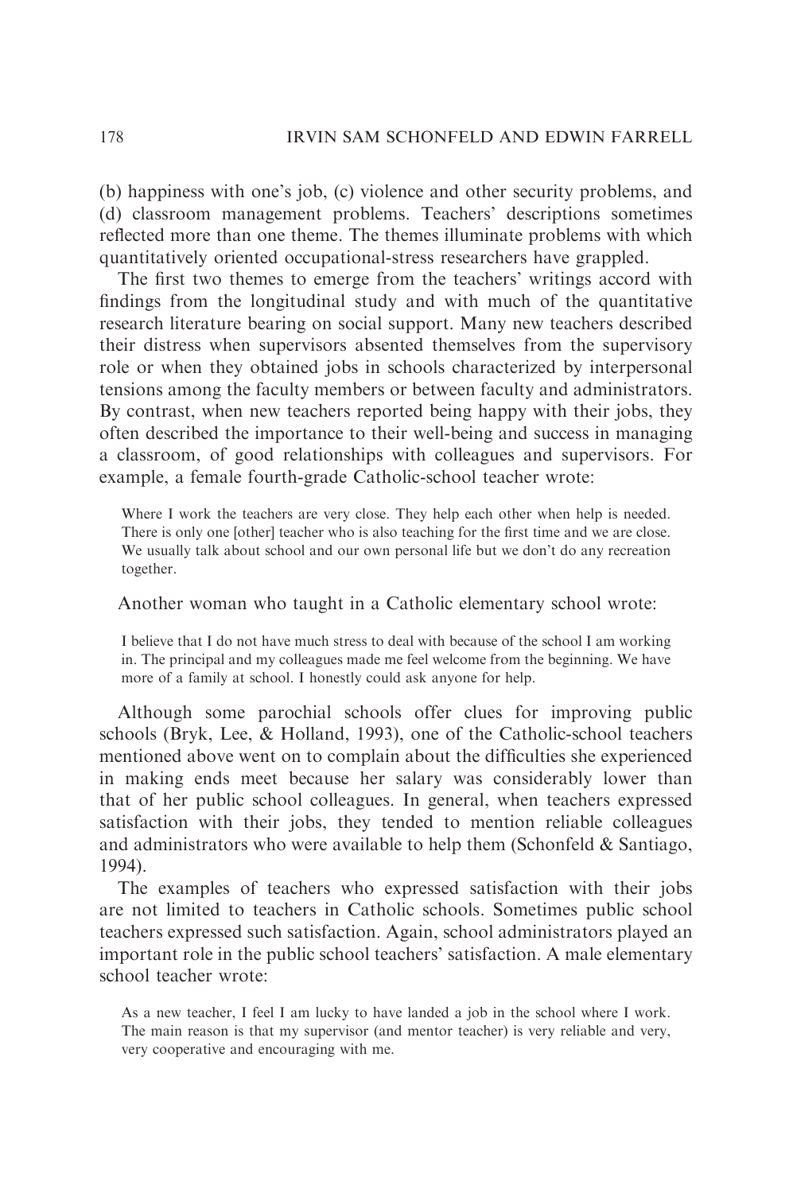(b) happiness with one's job, (c) violence and other security problems, and (d) classroom management problems. Teachers' descriptions sometimes reflected more than one theme. The themes illuminate problems with which quantitatively oriented occupational-stress researchers have grappled.

The first two themes to emerge from the teachers' writings accord with findings from the longitudinal study and with much of the quantitative research literature bearing on social support. Many new teachers described their distress when supervisors absented themselves from the supervisory role or when they obtained jobs in schools characterized by interpersonal tensions among the faculty members or between faculty and administrators. By contrast, when new teachers reported being happy with their jobs, they often described the importance to their well-being and success in managing a classroom, of good relationships with colleagues and supervisors. For example, a female fourth-grade Catholic-school teacher wrote:

> Where I work the teachers are very close. They help each other when help is needed. There is only one [other] teacher who is also teaching for the first time and we are close. We usually talk about school and our own personal life but we don't do any recreation together.

Another woman who taught in a Catholic elementary school wrote:

> I believe that I do not have much stress to deal with because of the school I am working in. The principal and my colleagues made me feel welcome from the beginning. We have more of a family at school. I honestly could ask anyone for help.

Although some parochial schools offer clues for improving public schools (Bryk, Lee, & Holland, 1993), one of the Catholic-school teachers mentioned above went on to complain about the difficulties she experienced in making ends meet because her salary was considerably lower than that of her public school colleagues. In general, when teachers expressed satisfaction with their jobs, they tended to mention reliable colleagues and administrators who were available to help them (Schonfeld & Santiago, 1994).

The examples of teachers who expressed satisfaction with their jobs are not limited to teachers in Catholic schools. Sometimes public school teachers expressed such satisfaction. Again, school administrators played an important role in the public school teachers' satisfaction. A male elementary school teacher wrote:

> As a new teacher, I feel I am lucky to have landed a job in the school where I work. The main reason is that my supervisor (and mentor teacher) is very reliable and very, very cooperative and encouraging with me.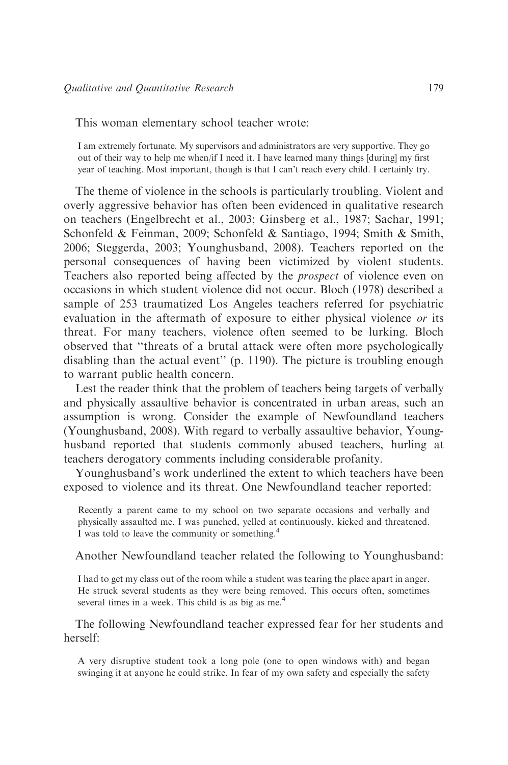This woman elementary school teacher wrote:

> I am extremely fortunate. My supervisors and administrators are very supportive. They go out of their way to help me when/if I need it. I have learned many things [during] my first year of teaching. Most important, though is that I can't reach every child. I certainly try.

The theme of violence in the schools is particularly troubling. Violent and overly aggressive behavior has often been evidenced in qualitative research on teachers (Engelbrecht et al., 2003; Ginsberg et al., 1987; Sachar, 1991; Schonfeld & Feinman, 2009; Schonfeld & Santiago, 1994; Smith & Smith, 2006; Steggerda, 2003; Younghusband, 2008). Teachers reported on the personal consequences of having been victimized by violent students. Teachers also reported being affected by the *prospect* of violence even on occasions in which student violence did not occur. Bloch (1978) described a sample of 253 traumatized Los Angeles teachers referred for psychiatric evaluation in the aftermath of exposure to either physical violence *or* its threat. For many teachers, violence often seemed to be lurking. Bloch observed that "threats of a brutal attack were often more psychologically disabling than the actual event" (p. 1190). The picture is troubling enough to warrant public health concern.

Lest the reader think that the problem of teachers being targets of verbally and physically assaultive behavior is concentrated in urban areas, such an assumption is wrong. Consider the example of Newfoundland teachers (Younghusband, 2008). With regard to verbally assaultive behavior, Younghusband reported that students commonly abused teachers, hurling at teachers derogatory comments including considerable profanity.

Younghusband's work underlined the extent to which teachers have been exposed to violence and its threat. One Newfoundland teacher reported:

> Recently a parent came to my school on two separate occasions and verbally and physically assaulted me. I was punched, yelled at continuously, kicked and threatened. I was told to leave the community or something.[4]

Another Newfoundland teacher related the following to Younghusband:

> I had to get my class out of the room while a student was tearing the place apart in anger. He struck several students as they were being removed. This occurs often, sometimes several times in a week. This child is as big as me.[4]

The following Newfoundland teacher expressed fear for her students and herself:

> A very disruptive student took a long pole (one to open windows with) and began swinging it at anyone he could strike. In fear of my own safety and especially the safety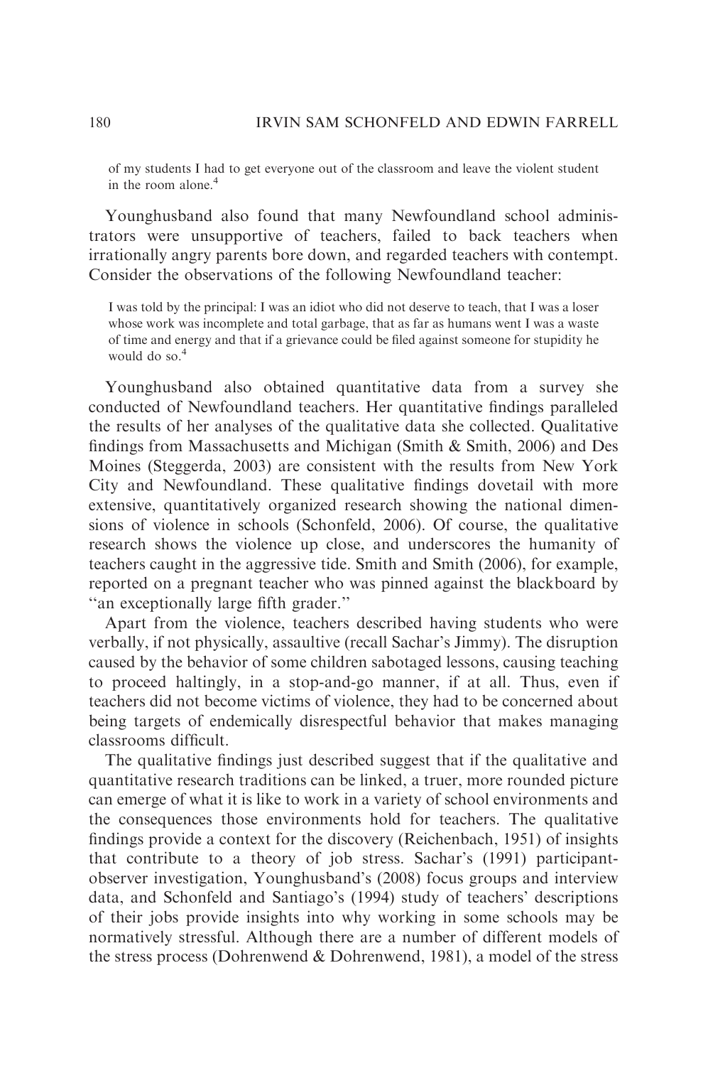of my students I had to get everyone out of the classroom and leave the violent student in the room alone.[4]

Younghusband also found that many Newfoundland school administrators were unsupportive of teachers, failed to back teachers when irrationally angry parents bore down, and regarded teachers with contempt. Consider the observations of the following Newfoundland teacher:

> I was told by the principal: I was an idiot who did not deserve to teach, that I was a loser whose work was incomplete and total garbage, that as far as humans went I was a waste of time and energy and that if a grievance could be filed against someone for stupidity he would do so.[4]

Younghusband also obtained quantitative data from a survey she conducted of Newfoundland teachers. Her quantitative findings paralleled the results of her analyses of the qualitative data she collected. Qualitative findings from Massachusetts and Michigan (Smith & Smith, 2006) and Des Moines (Steggerda, 2003) are consistent with the results from New York City and Newfoundland. These qualitative findings dovetail with more extensive, quantitatively organized research showing the national dimensions of violence in schools (Schonfeld, 2006). Of course, the qualitative research shows the violence up close, and underscores the humanity of teachers caught in the aggressive tide. Smith and Smith (2006), for example, reported on a pregnant teacher who was pinned against the blackboard by "an exceptionally large fifth grader."

Apart from the violence, teachers described having students who were verbally, if not physically, assaultive (recall Sachar's Jimmy). The disruption caused by the behavior of some children sabotaged lessons, causing teaching to proceed haltingly, in a stop-and-go manner, if at all. Thus, even if teachers did not become victims of violence, they had to be concerned about being targets of endemically disrespectful behavior that makes managing classrooms difficult.

The qualitative findings just described suggest that if the qualitative and quantitative research traditions can be linked, a truer, more rounded picture can emerge of what it is like to work in a variety of school environments and the consequences those environments hold for teachers. The qualitative findings provide a context for the discovery (Reichenbach, 1951) of insights that contribute to a theory of job stress. Sachar's (1991) participant-observer investigation, Younghusband's (2008) focus groups and interview data, and Schonfeld and Santiago's (1994) study of teachers' descriptions of their jobs provide insights into why working in some schools may be normatively stressful. Although there are a number of different models of the stress process (Dohrenwend & Dohrenwend, 1981), a model of the stress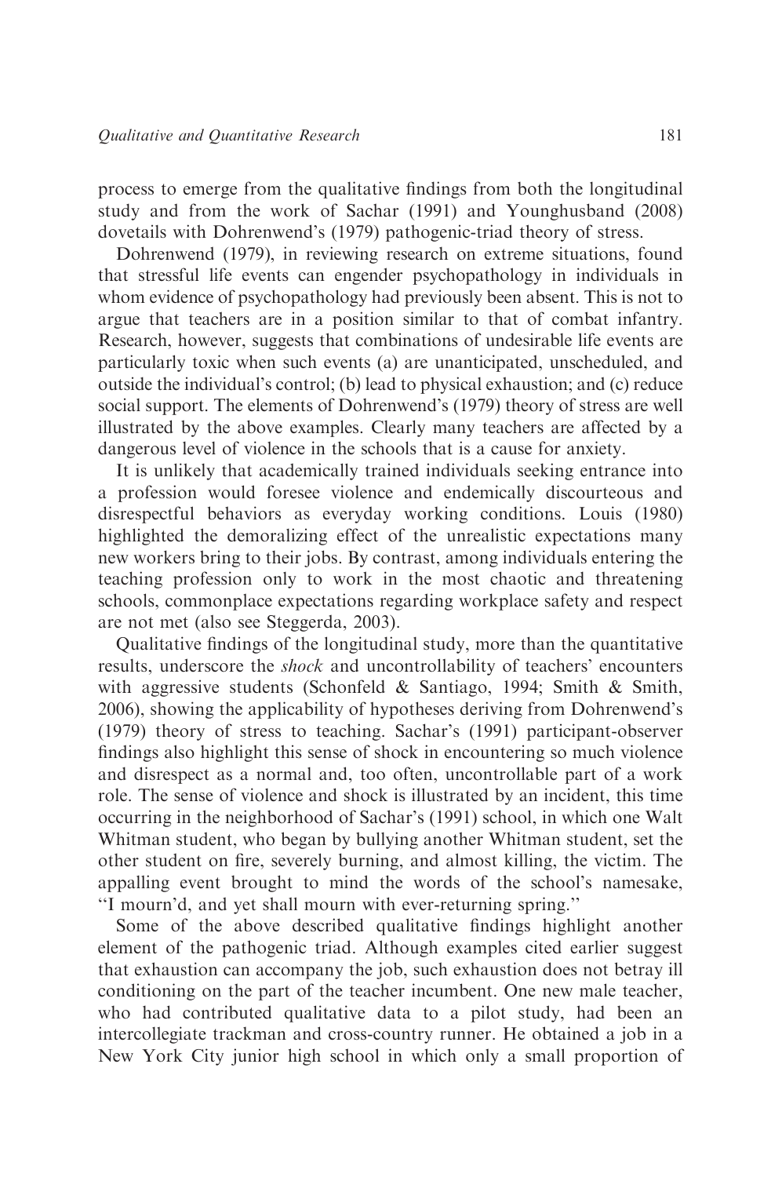process to emerge from the qualitative findings from both the longitudinal study and from the work of Sachar (1991) and Younghusband (2008) dovetails with Dohrenwend's (1979) pathogenic-triad theory of stress.

Dohrenwend (1979), in reviewing research on extreme situations, found that stressful life events can engender psychopathology in individuals in whom evidence of psychopathology had previously been absent. This is not to argue that teachers are in a position similar to that of combat infantry. Research, however, suggests that combinations of undesirable life events are particularly toxic when such events (a) are unanticipated, unscheduled, and outside the individual's control; (b) lead to physical exhaustion; and (c) reduce social support. The elements of Dohrenwend's (1979) theory of stress are well illustrated by the above examples. Clearly many teachers are affected by a dangerous level of violence in the schools that is a cause for anxiety.

It is unlikely that academically trained individuals seeking entrance into a profession would foresee violence and endemically discourteous and disrespectful behaviors as everyday working conditions. Louis (1980) highlighted the demoralizing effect of the unrealistic expectations many new workers bring to their jobs. By contrast, among individuals entering the teaching profession only to work in the most chaotic and threatening schools, commonplace expectations regarding workplace safety and respect are not met (also see Steggerda, 2003).

Qualitative findings of the longitudinal study, more than the quantitative results, underscore the *shock* and uncontrollability of teachers' encounters with aggressive students (Schonfeld & Santiago, 1994; Smith & Smith, 2006), showing the applicability of hypotheses deriving from Dohrenwend's (1979) theory of stress to teaching. Sachar's (1991) participant-observer findings also highlight this sense of shock in encountering so much violence and disrespect as a normal and, too often, uncontrollable part of a work role. The sense of violence and shock is illustrated by an incident, this time occurring in the neighborhood of Sachar's (1991) school, in which one Walt Whitman student, who began by bullying another Whitman student, set the other student on fire, severely burning, and almost killing, the victim. The appalling event brought to mind the words of the school's namesake, "I mourn'd, and yet shall mourn with ever-returning spring."

Some of the above described qualitative findings highlight another element of the pathogenic triad. Although examples cited earlier suggest that exhaustion can accompany the job, such exhaustion does not betray ill conditioning on the part of the teacher incumbent. One new male teacher, who had contributed qualitative data to a pilot study, had been an intercollegiate trackman and cross-country runner. He obtained a job in a New York City junior high school in which only a small proportion of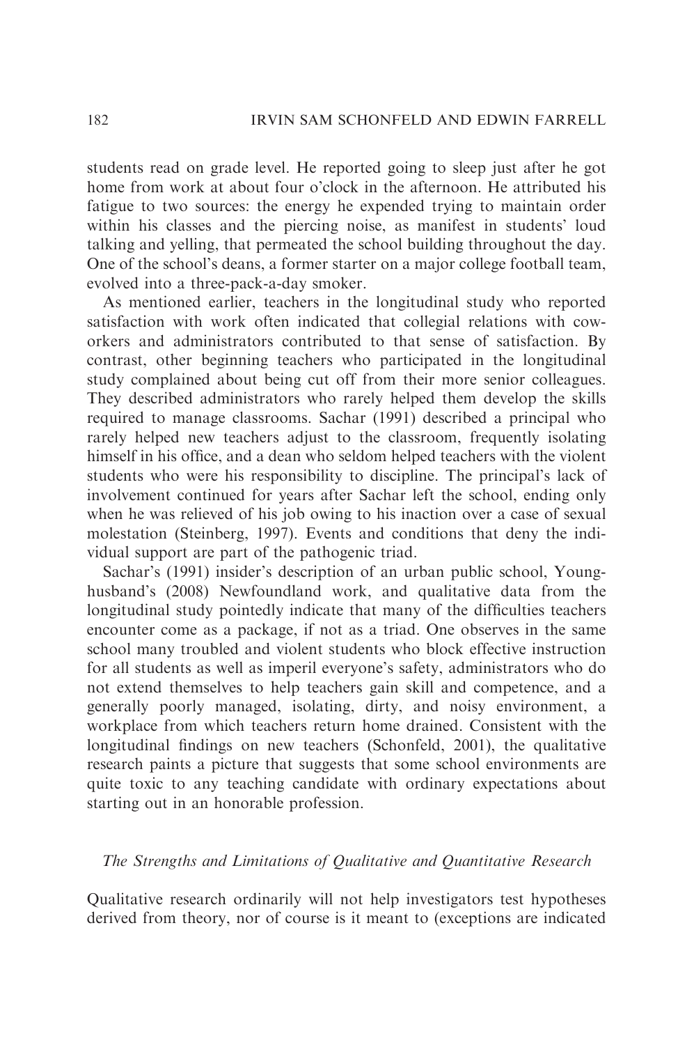students read on grade level. He reported going to sleep just after he got home from work at about four o'clock in the afternoon. He attributed his fatigue to two sources: the energy he expended trying to maintain order within his classes and the piercing noise, as manifest in students' loud talking and yelling, that permeated the school building throughout the day. One of the school's deans, a former starter on a major college football team, evolved into a three-pack-a-day smoker.

As mentioned earlier, teachers in the longitudinal study who reported satisfaction with work often indicated that collegial relations with coworkers and administrators contributed to that sense of satisfaction. By contrast, other beginning teachers who participated in the longitudinal study complained about being cut off from their more senior colleagues. They described administrators who rarely helped them develop the skills required to manage classrooms. Sachar (1991) described a principal who rarely helped new teachers adjust to the classroom, frequently isolating himself in his office, and a dean who seldom helped teachers with the violent students who were his responsibility to discipline. The principal's lack of involvement continued for years after Sachar left the school, ending only when he was relieved of his job owing to his inaction over a case of sexual molestation (Steinberg, 1997). Events and conditions that deny the individual support are part of the pathogenic triad.

Sachar's (1991) insider's description of an urban public school, Younghusband's (2008) Newfoundland work, and qualitative data from the longitudinal study pointedly indicate that many of the difficulties teachers encounter come as a package, if not as a triad. One observes in the same school many troubled and violent students who block effective instruction for all students as well as imperil everyone's safety, administrators who do not extend themselves to help teachers gain skill and competence, and a generally poorly managed, isolating, dirty, and noisy environment, a workplace from which teachers return home drained. Consistent with the longitudinal findings on new teachers (Schonfeld, 2001), the qualitative research paints a picture that suggests that some school environments are quite toxic to any teaching candidate with ordinary expectations about starting out in an honorable profession.

### *The Strengths and Limitations of Qualitative and Quantitative Research*

Qualitative research ordinarily will not help investigators test hypotheses derived from theory, nor of course is it meant to (exceptions are indicated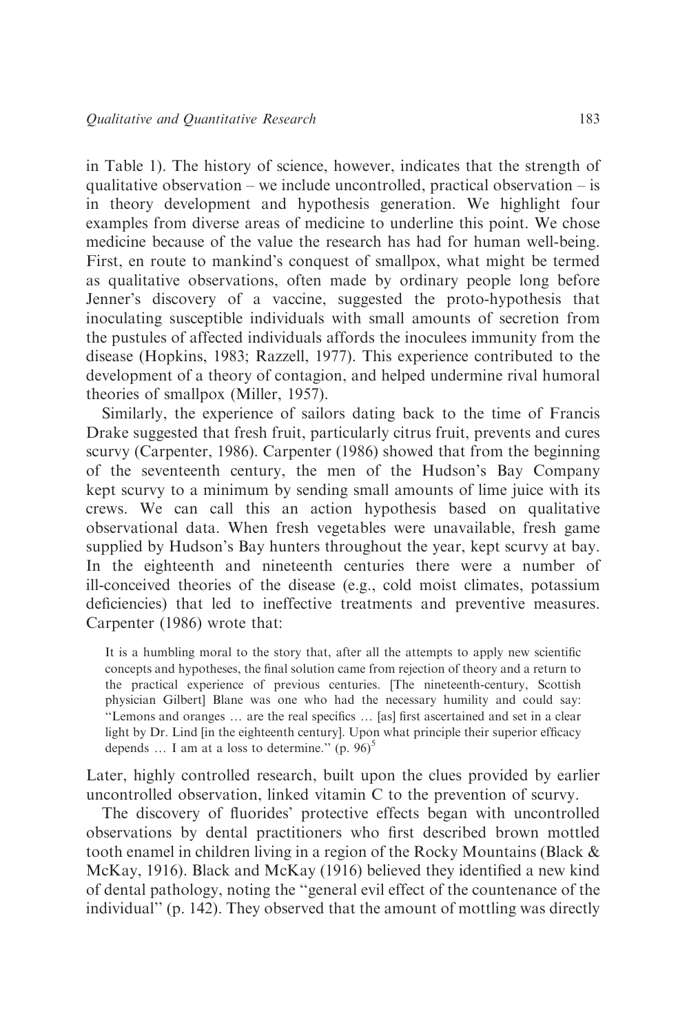in Table 1). The history of science, however, indicates that the strength of qualitative observation – we include uncontrolled, practical observation – is in theory development and hypothesis generation. We highlight four examples from diverse areas of medicine to underline this point. We chose medicine because of the value the research has had for human well-being. First, en route to mankind's conquest of smallpox, what might be termed as qualitative observations, often made by ordinary people long before Jenner's discovery of a vaccine, suggested the proto-hypothesis that inoculating susceptible individuals with small amounts of secretion from the pustules of affected individuals affords the inoculees immunity from the disease (Hopkins, 1983; Razzell, 1977). This experience contributed to the development of a theory of contagion, and helped undermine rival humoral theories of smallpox (Miller, 1957).

Similarly, the experience of sailors dating back to the time of Francis Drake suggested that fresh fruit, particularly citrus fruit, prevents and cures scurvy (Carpenter, 1986). Carpenter (1986) showed that from the beginning of the seventeenth century, the men of the Hudson's Bay Company kept scurvy to a minimum by sending small amounts of lime juice with its crews. We can call this an action hypothesis based on qualitative observational data. When fresh vegetables were unavailable, fresh game supplied by Hudson's Bay hunters throughout the year, kept scurvy at bay. In the eighteenth and nineteenth centuries there were a number of ill-conceived theories of the disease (e.g., cold moist climates, potassium deficiencies) that led to ineffective treatments and preventive measures. Carpenter (1986) wrote that:

> It is a humbling moral to the story that, after all the attempts to apply new scientific concepts and hypotheses, the final solution came from rejection of theory and a return to the practical experience of previous centuries. [The nineteenth-century, Scottish physician Gilbert] Blane was one who had the necessary humility and could say: "Lemons and oranges … are the real specifics … [as] first ascertained and set in a clear light by Dr. Lind [in the eighteenth century]. Upon what principle their superior efficacy depends … I am at a loss to determine." (p. 96)[5]

Later, highly controlled research, built upon the clues provided by earlier uncontrolled observation, linked vitamin C to the prevention of scurvy.

The discovery of fluorides' protective effects began with uncontrolled observations by dental practitioners who first described brown mottled tooth enamel in children living in a region of the Rocky Mountains (Black & McKay, 1916). Black and McKay (1916) believed they identified a new kind of dental pathology, noting the "general evil effect of the countenance of the individual" (p. 142). They observed that the amount of mottling was directly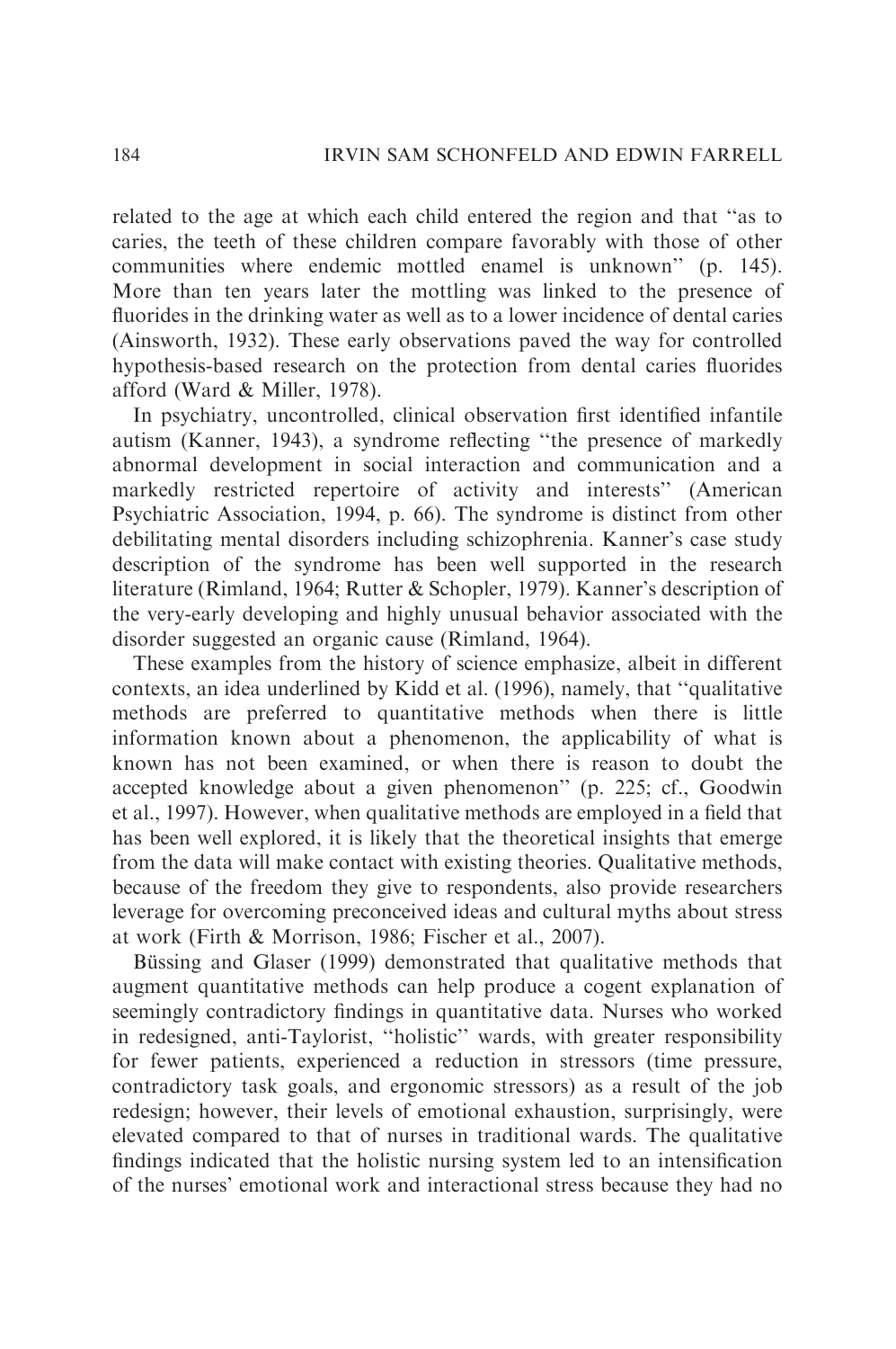related to the age at which each child entered the region and that "as to caries, the teeth of these children compare favorably with those of other communities where endemic mottled enamel is unknown" (p. 145). More than ten years later the mottling was linked to the presence of fluorides in the drinking water as well as to a lower incidence of dental caries (Ainsworth, 1932). These early observations paved the way for controlled hypothesis-based research on the protection from dental caries fluorides afford (Ward & Miller, 1978).

In psychiatry, uncontrolled, clinical observation first identified infantile autism (Kanner, 1943), a syndrome reflecting "the presence of markedly abnormal development in social interaction and communication and a markedly restricted repertoire of activity and interests" (American Psychiatric Association, 1994, p. 66). The syndrome is distinct from other debilitating mental disorders including schizophrenia. Kanner's case study description of the syndrome has been well supported in the research literature (Rimland, 1964; Rutter & Schopler, 1979). Kanner's description of the very-early developing and highly unusual behavior associated with the disorder suggested an organic cause (Rimland, 1964).

These examples from the history of science emphasize, albeit in different contexts, an idea underlined by Kidd et al. (1996), namely, that "qualitative methods are preferred to quantitative methods when there is little information known about a phenomenon, the applicability of what is known has not been examined, or when there is reason to doubt the accepted knowledge about a given phenomenon" (p. 225; cf., Goodwin et al., 1997). However, when qualitative methods are employed in a field that has been well explored, it is likely that the theoretical insights that emerge from the data will make contact with existing theories. Qualitative methods, because of the freedom they give to respondents, also provide researchers leverage for overcoming preconceived ideas and cultural myths about stress at work (Firth & Morrison, 1986; Fischer et al., 2007).

Büssing and Glaser (1999) demonstrated that qualitative methods that augment quantitative methods can help produce a cogent explanation of seemingly contradictory findings in quantitative data. Nurses who worked in redesigned, anti-Taylorist, "holistic" wards, with greater responsibility for fewer patients, experienced a reduction in stressors (time pressure, contradictory task goals, and ergonomic stressors) as a result of the job redesign; however, their levels of emotional exhaustion, surprisingly, were elevated compared to that of nurses in traditional wards. The qualitative findings indicated that the holistic nursing system led to an intensification of the nurses' emotional work and interactional stress because they had no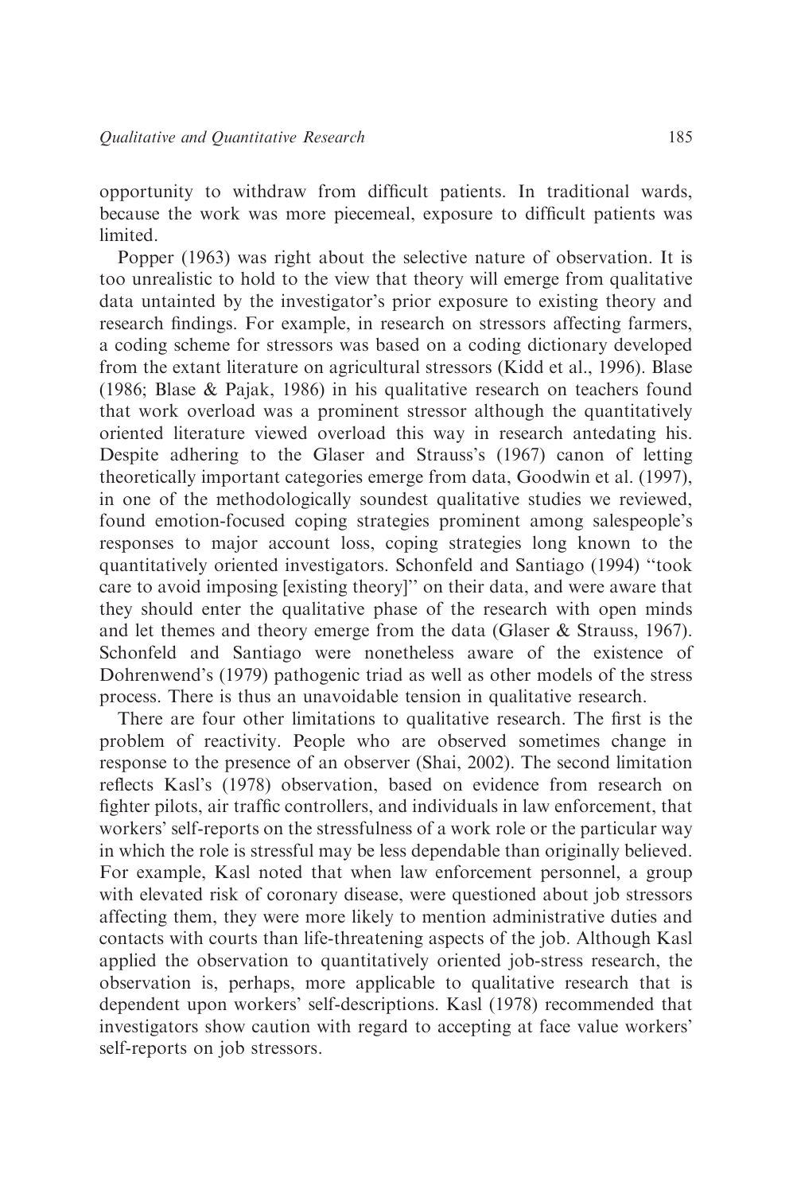opportunity to withdraw from difficult patients. In traditional wards, because the work was more piecemeal, exposure to difficult patients was limited.

Popper (1963) was right about the selective nature of observation. It is too unrealistic to hold to the view that theory will emerge from qualitative data untainted by the investigator's prior exposure to existing theory and research findings. For example, in research on stressors affecting farmers, a coding scheme for stressors was based on a coding dictionary developed from the extant literature on agricultural stressors (Kidd et al., 1996). Blase (1986; Blase & Pajak, 1986) in his qualitative research on teachers found that work overload was a prominent stressor although the quantitatively oriented literature viewed overload this way in research antedating his. Despite adhering to the Glaser and Strauss's (1967) canon of letting theoretically important categories emerge from data, Goodwin et al. (1997), in one of the methodologically soundest qualitative studies we reviewed, found emotion-focused coping strategies prominent among salespeople's responses to major account loss, coping strategies long known to the quantitatively oriented investigators. Schonfeld and Santiago (1994) "took care to avoid imposing [existing theory]" on their data, and were aware that they should enter the qualitative phase of the research with open minds and let themes and theory emerge from the data (Glaser & Strauss, 1967). Schonfeld and Santiago were nonetheless aware of the existence of Dohrenwend's (1979) pathogenic triad as well as other models of the stress process. There is thus an unavoidable tension in qualitative research.

There are four other limitations to qualitative research. The first is the problem of reactivity. People who are observed sometimes change in response to the presence of an observer (Shai, 2002). The second limitation reflects Kasl's (1978) observation, based on evidence from research on fighter pilots, air traffic controllers, and individuals in law enforcement, that workers' self-reports on the stressfulness of a work role or the particular way in which the role is stressful may be less dependable than originally believed. For example, Kasl noted that when law enforcement personnel, a group with elevated risk of coronary disease, were questioned about job stressors affecting them, they were more likely to mention administrative duties and contacts with courts than life-threatening aspects of the job. Although Kasl applied the observation to quantitatively oriented job-stress research, the observation is, perhaps, more applicable to qualitative research that is dependent upon workers' self-descriptions. Kasl (1978) recommended that investigators show caution with regard to accepting at face value workers' self-reports on job stressors.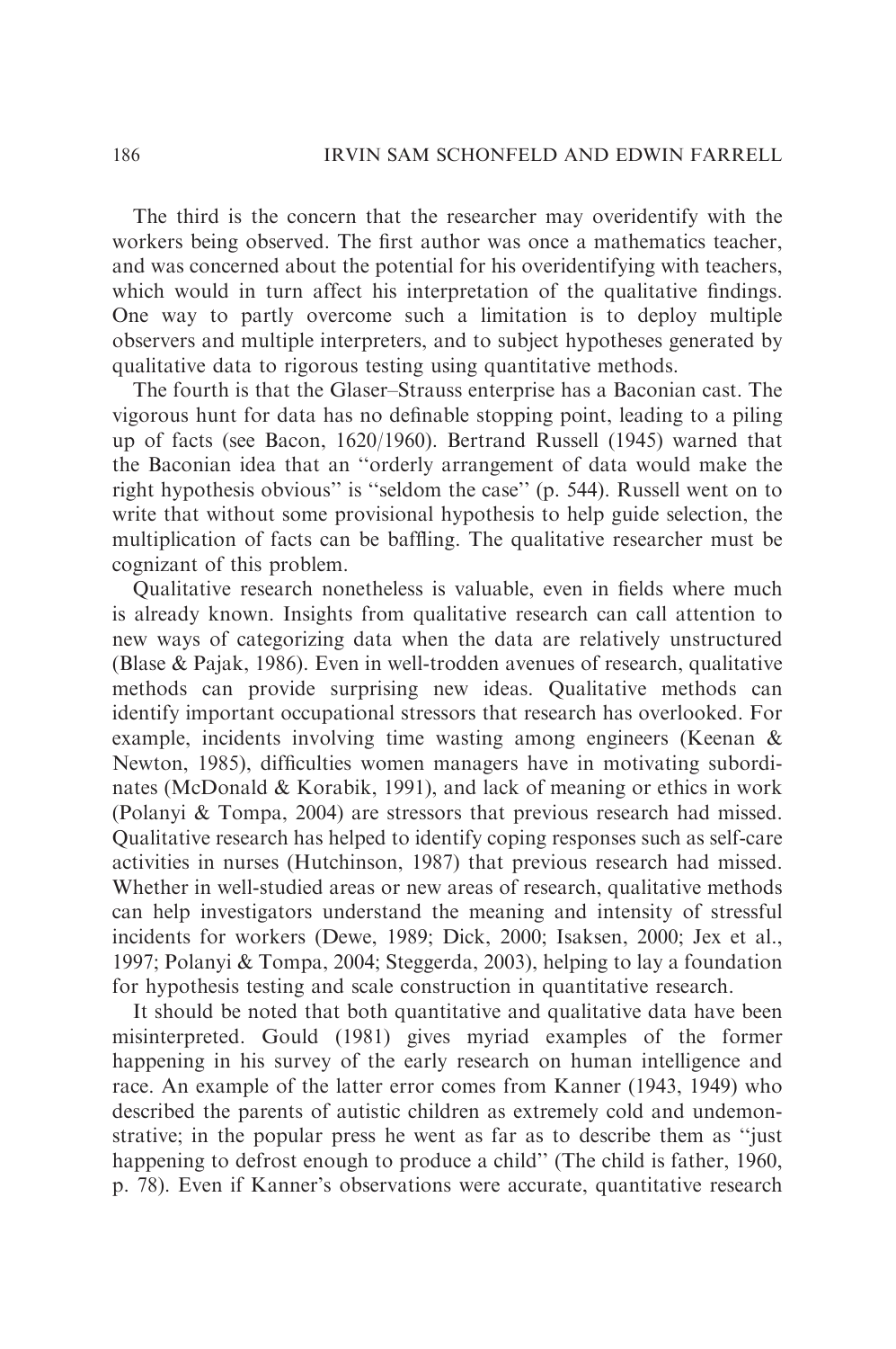The third is the concern that the researcher may overidentify with the workers being observed. The first author was once a mathematics teacher, and was concerned about the potential for his overidentifying with teachers, which would in turn affect his interpretation of the qualitative findings. One way to partly overcome such a limitation is to deploy multiple observers and multiple interpreters, and to subject hypotheses generated by qualitative data to rigorous testing using quantitative methods.

The fourth is that the Glaser–Strauss enterprise has a Baconian cast. The vigorous hunt for data has no definable stopping point, leading to a piling up of facts (see Bacon, 1620/1960). Bertrand Russell (1945) warned that the Baconian idea that an ''orderly arrangement of data would make the right hypothesis obvious'' is ''seldom the case'' (p. 544). Russell went on to write that without some provisional hypothesis to help guide selection, the multiplication of facts can be baffling. The qualitative researcher must be cognizant of this problem.

Qualitative research nonetheless is valuable, even in fields where much is already known. Insights from qualitative research can call attention to new ways of categorizing data when the data are relatively unstructured (Blase & Pajak, 1986). Even in well-trodden avenues of research, qualitative methods can provide surprising new ideas. Qualitative methods can identify important occupational stressors that research has overlooked. For example, incidents involving time wasting among engineers (Keenan & Newton, 1985), difficulties women managers have in motivating subordinates (McDonald & Korabik, 1991), and lack of meaning or ethics in work (Polanyi & Tompa, 2004) are stressors that previous research had missed. Qualitative research has helped to identify coping responses such as self-care activities in nurses (Hutchinson, 1987) that previous research had missed. Whether in well-studied areas or new areas of research, qualitative methods can help investigators understand the meaning and intensity of stressful incidents for workers (Dewe, 1989; Dick, 2000; Isaksen, 2000; Jex et al., 1997; Polanyi & Tompa, 2004; Steggerda, 2003), helping to lay a foundation for hypothesis testing and scale construction in quantitative research.

It should be noted that both quantitative and qualitative data have been misinterpreted. Gould (1981) gives myriad examples of the former happening in his survey of the early research on human intelligence and race. An example of the latter error comes from Kanner (1943, 1949) who described the parents of autistic children as extremely cold and undemonstrative; in the popular press he went as far as to describe them as ''just happening to defrost enough to produce a child'' (The child is father, 1960, p. 78). Even if Kanner's observations were accurate, quantitative research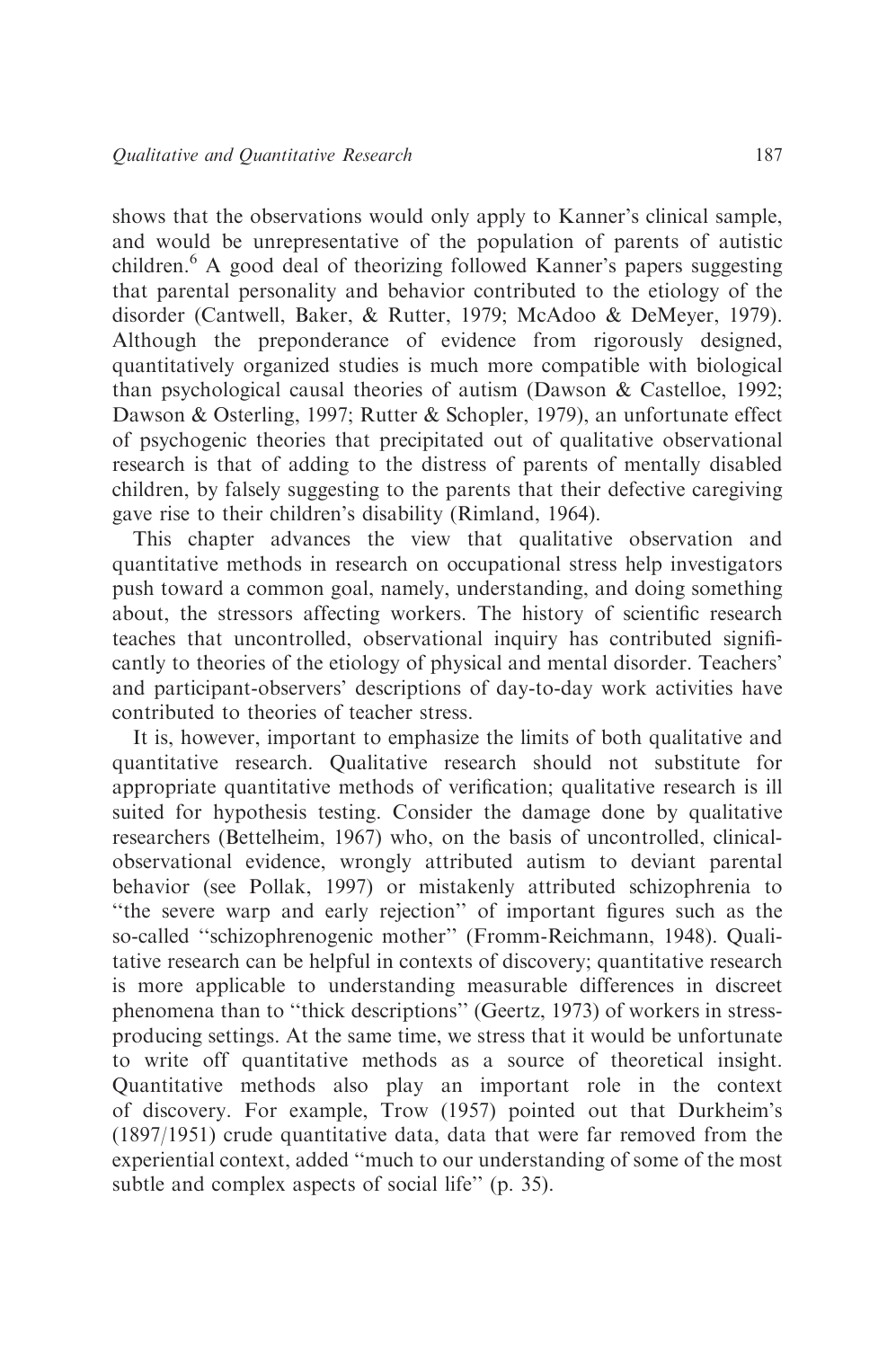shows that the observations would only apply to Kanner's clinical sample, and would be unrepresentative of the population of parents of autistic children.[6] A good deal of theorizing followed Kanner's papers suggesting that parental personality and behavior contributed to the etiology of the disorder (Cantwell, Baker, & Rutter, 1979; McAdoo & DeMeyer, 1979). Although the preponderance of evidence from rigorously designed, quantitatively organized studies is much more compatible with biological than psychological causal theories of autism (Dawson & Castelloe, 1992; Dawson & Osterling, 1997; Rutter & Schopler, 1979), an unfortunate effect of psychogenic theories that precipitated out of qualitative observational research is that of adding to the distress of parents of mentally disabled children, by falsely suggesting to the parents that their defective caregiving gave rise to their children's disability (Rimland, 1964).

This chapter advances the view that qualitative observation and quantitative methods in research on occupational stress help investigators push toward a common goal, namely, understanding, and doing something about, the stressors affecting workers. The history of scientific research teaches that uncontrolled, observational inquiry has contributed significantly to theories of the etiology of physical and mental disorder. Teachers' and participant-observers' descriptions of day-to-day work activities have contributed to theories of teacher stress.

It is, however, important to emphasize the limits of both qualitative and quantitative research. Qualitative research should not substitute for appropriate quantitative methods of verification; qualitative research is ill suited for hypothesis testing. Consider the damage done by qualitative researchers (Bettelheim, 1967) who, on the basis of uncontrolled, clinical-observational evidence, wrongly attributed autism to deviant parental behavior (see Pollak, 1997) or mistakenly attributed schizophrenia to "the severe warp and early rejection" of important figures such as the so-called "schizophrenogenic mother" (Fromm-Reichmann, 1948). Qualitative research can be helpful in contexts of discovery; quantitative research is more applicable to understanding measurable differences in discreet phenomena than to "thick descriptions" (Geertz, 1973) of workers in stress-producing settings. At the same time, we stress that it would be unfortunate to write off quantitative methods as a source of theoretical insight. Quantitative methods also play an important role in the context of discovery. For example, Trow (1957) pointed out that Durkheim's (1897/1951) crude quantitative data, data that were far removed from the experiential context, added "much to our understanding of some of the most subtle and complex aspects of social life" (p. 35).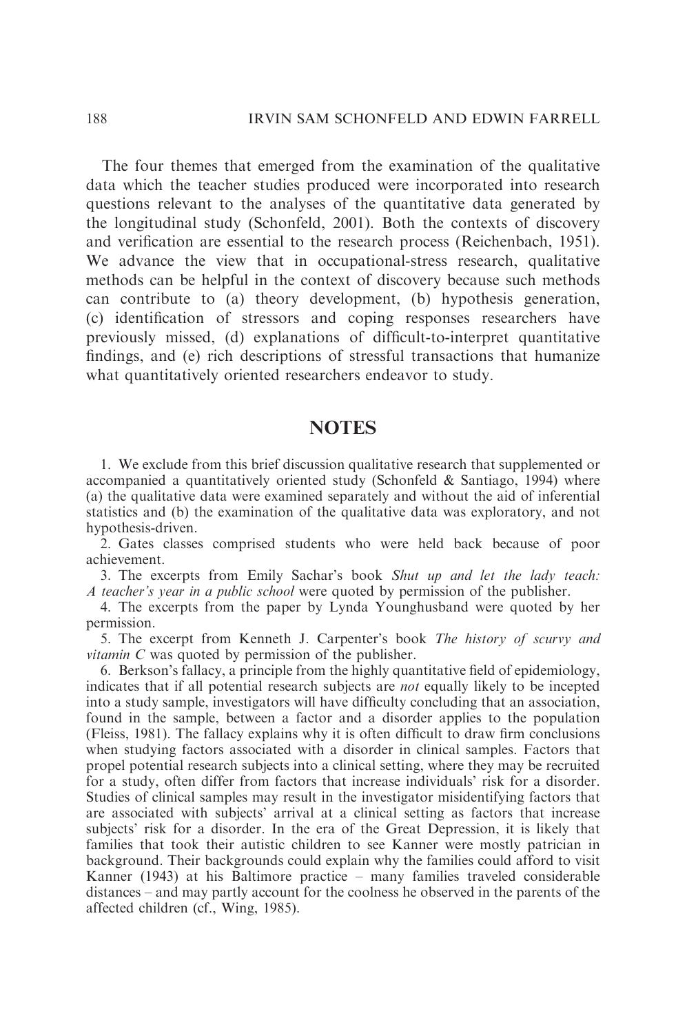The four themes that emerged from the examination of the qualitative data which the teacher studies produced were incorporated into research questions relevant to the analyses of the quantitative data generated by the longitudinal study (Schonfeld, 2001). Both the contexts of discovery and verification are essential to the research process (Reichenbach, 1951). We advance the view that in occupational-stress research, qualitative methods can be helpful in the context of discovery because such methods can contribute to (a) theory development, (b) hypothesis generation, (c) identification of stressors and coping responses researchers have previously missed, (d) explanations of difficult-to-interpret quantitative findings, and (e) rich descriptions of stressful transactions that humanize what quantitatively oriented researchers endeavor to study.

## NOTES

1. We exclude from this brief discussion qualitative research that supplemented or accompanied a quantitatively oriented study (Schonfeld & Santiago, 1994) where (a) the qualitative data were examined separately and without the aid of inferential statistics and (b) the examination of the qualitative data was exploratory, and not hypothesis-driven.

2. Gates classes comprised students who were held back because of poor achievement.

3. The excerpts from Emily Sachar's book *Shut up and let the lady teach: A teacher's year in a public school* were quoted by permission of the publisher.

4. The excerpts from the paper by Lynda Younghusband were quoted by her permission.

5. The excerpt from Kenneth J. Carpenter's book *The history of scurvy and vitamin C* was quoted by permission of the publisher.

6. Berkson's fallacy, a principle from the highly quantitative field of epidemiology, indicates that if all potential research subjects are *not* equally likely to be incepted into a study sample, investigators will have difficulty concluding that an association, found in the sample, between a factor and a disorder applies to the population (Fleiss, 1981). The fallacy explains why it is often difficult to draw firm conclusions when studying factors associated with a disorder in clinical samples. Factors that propel potential research subjects into a clinical setting, where they may be recruited for a study, often differ from factors that increase individuals' risk for a disorder. Studies of clinical samples may result in the investigator misidentifying factors that are associated with subjects' arrival at a clinical setting as factors that increase subjects' risk for a disorder. In the era of the Great Depression, it is likely that families that took their autistic children to see Kanner were mostly patrician in background. Their backgrounds could explain why the families could afford to visit Kanner (1943) at his Baltimore practice – many families traveled considerable distances – and may partly account for the coolness he observed in the parents of the affected children (cf., Wing, 1985).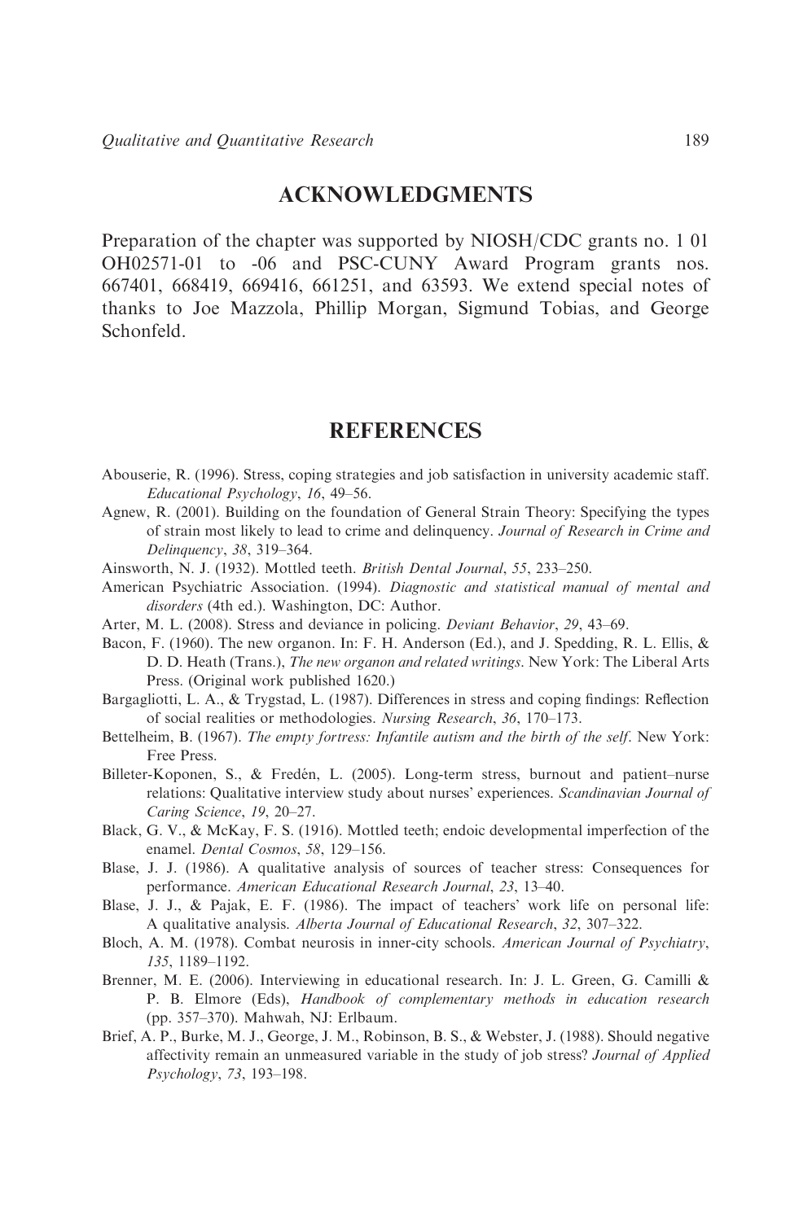## ACKNOWLEDGMENTS

Preparation of the chapter was supported by NIOSH/CDC grants no. 1 01 OH02571-01 to -06 and PSC-CUNY Award Program grants nos. 667401, 668419, 669416, 661251, and 63593. We extend special notes of thanks to Joe Mazzola, Phillip Morgan, Sigmund Tobias, and George Schonfeld.

## REFERENCES

Abouserie, R. (1996). Stress, coping strategies and job satisfaction in university academic staff. *Educational Psychology*, *16*, 49–56.

Agnew, R. (2001). Building on the foundation of General Strain Theory: Specifying the types of strain most likely to lead to crime and delinquency. *Journal of Research in Crime and Delinquency*, *38*, 319–364.

Ainsworth, N. J. (1932). Mottled teeth. *British Dental Journal*, *55*, 233–250.

American Psychiatric Association. (1994). *Diagnostic and statistical manual of mental and disorders* (4th ed.). Washington, DC: Author.

Arter, M. L. (2008). Stress and deviance in policing. *Deviant Behavior*, *29*, 43–69.

Bacon, F. (1960). The new organon. In: F. H. Anderson (Ed.), and J. Spedding, R. L. Ellis, & D. D. Heath (Trans.), *The new organon and related writings*. New York: The Liberal Arts Press. (Original work published 1620.)

Bargagliotti, L. A., & Trygstad, L. (1987). Differences in stress and coping findings: Reflection of social realities or methodologies. *Nursing Research*, *36*, 170–173.

Bettelheim, B. (1967). *The empty fortress: Infantile autism and the birth of the self*. New York: Free Press.

Billeter-Koponen, S., & Fredén, L. (2005). Long-term stress, burnout and patient–nurse relations: Qualitative interview study about nurses' experiences. *Scandinavian Journal of Caring Science*, *19*, 20–27.

Black, G. V., & McKay, F. S. (1916). Mottled teeth; endoic developmental imperfection of the enamel. *Dental Cosmos*, *58*, 129–156.

Blase, J. J. (1986). A qualitative analysis of sources of teacher stress: Consequences for performance. *American Educational Research Journal*, *23*, 13–40.

Blase, J. J., & Pajak, E. F. (1986). The impact of teachers' work life on personal life: A qualitative analysis. *Alberta Journal of Educational Research*, *32*, 307–322.

Bloch, A. M. (1978). Combat neurosis in inner-city schools. *American Journal of Psychiatry*, *135*, 1189–1192.

Brenner, M. E. (2006). Interviewing in educational research. In: J. L. Green, G. Camilli & P. B. Elmore (Eds), *Handbook of complementary methods in education research* (pp. 357–370). Mahwah, NJ: Erlbaum.

Brief, A. P., Burke, M. J., George, J. M., Robinson, B. S., & Webster, J. (1988). Should negative affectivity remain an unmeasured variable in the study of job stress? *Journal of Applied Psychology*, *73*, 193–198.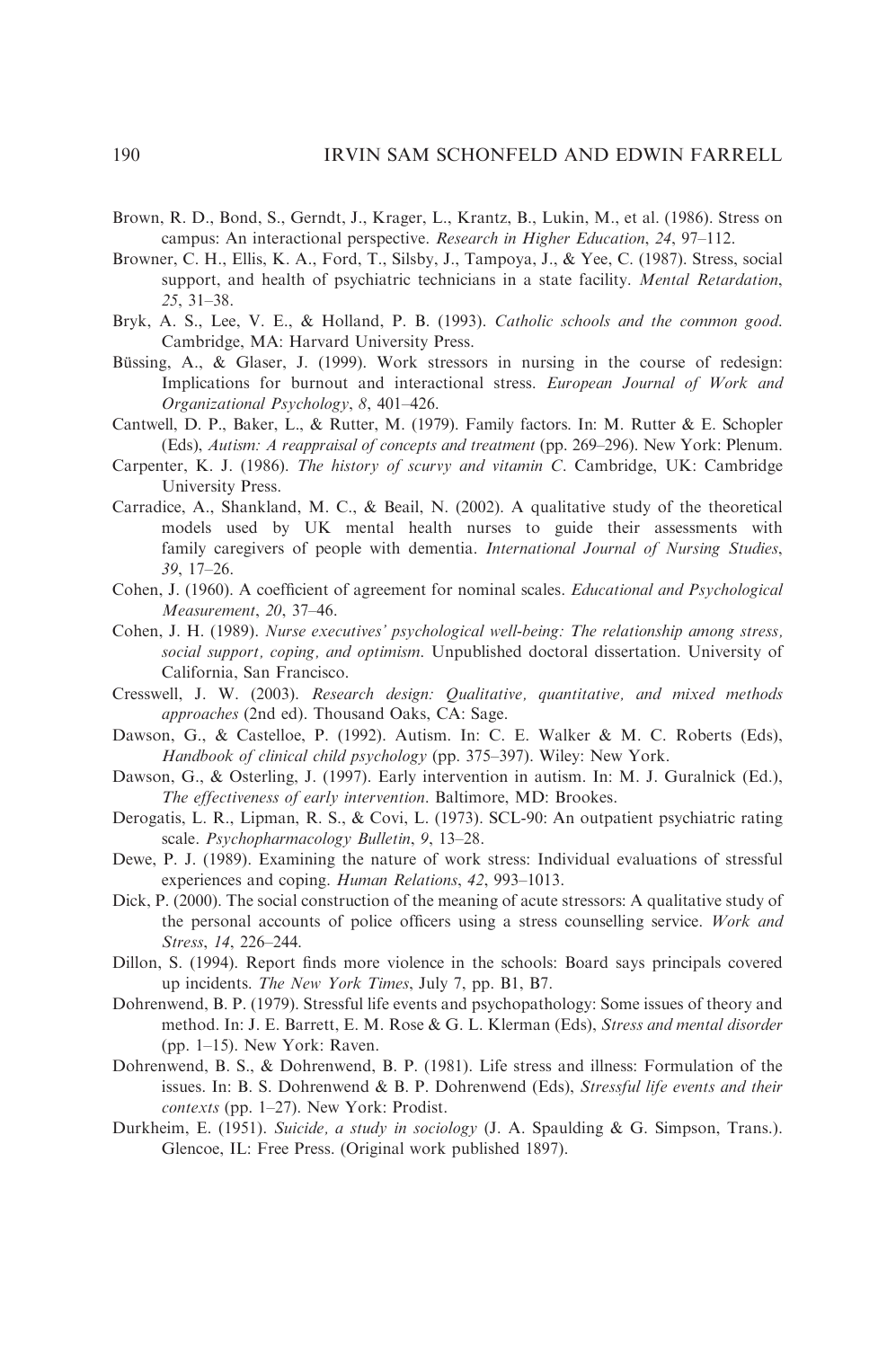Brown, R. D., Bond, S., Gerndt, J., Krager, L., Krantz, B., Lukin, M., et al. (1986). Stress on campus: An interactional perspective. *Research in Higher Education*, *24*, 97–112.

Browner, C. H., Ellis, K. A., Ford, T., Silsby, J., Tampoya, J., & Yee, C. (1987). Stress, social support, and health of psychiatric technicians in a state facility. *Mental Retardation*, *25*, 31–38.

Bryk, A. S., Lee, V. E., & Holland, P. B. (1993). *Catholic schools and the common good*. Cambridge, MA: Harvard University Press.

Büssing, A., & Glaser, J. (1999). Work stressors in nursing in the course of redesign: Implications for burnout and interactional stress. *European Journal of Work and Organizational Psychology*, *8*, 401–426.

Cantwell, D. P., Baker, L., & Rutter, M. (1979). Family factors. In: M. Rutter & E. Schopler (Eds), *Autism: A reappraisal of concepts and treatment* (pp. 269–296). New York: Plenum.

Carpenter, K. J. (1986). *The history of scurvy and vitamin C*. Cambridge, UK: Cambridge University Press.

Carradice, A., Shankland, M. C., & Beail, N. (2002). A qualitative study of the theoretical models used by UK mental health nurses to guide their assessments with family caregivers of people with dementia. *International Journal of Nursing Studies*, *39*, 17–26.

Cohen, J. (1960). A coefficient of agreement for nominal scales. *Educational and Psychological Measurement*, *20*, 37–46.

Cohen, J. H. (1989). *Nurse executives' psychological well-being: The relationship among stress, social support, coping, and optimism*. Unpublished doctoral dissertation. University of California, San Francisco.

Cresswell, J. W. (2003). *Research design: Qualitative, quantitative, and mixed methods approaches* (2nd ed). Thousand Oaks, CA: Sage.

Dawson, G., & Castelloe, P. (1992). Autism. In: C. E. Walker & M. C. Roberts (Eds), *Handbook of clinical child psychology* (pp. 375–397). Wiley: New York.

Dawson, G., & Osterling, J. (1997). Early intervention in autism. In: M. J. Guralnick (Ed.), *The effectiveness of early intervention*. Baltimore, MD: Brookes.

Derogatis, L. R., Lipman, R. S., & Covi, L. (1973). SCL-90: An outpatient psychiatric rating scale. *Psychopharmacology Bulletin*, *9*, 13–28.

Dewe, P. J. (1989). Examining the nature of work stress: Individual evaluations of stressful experiences and coping. *Human Relations*, *42*, 993–1013.

Dick, P. (2000). The social construction of the meaning of acute stressors: A qualitative study of the personal accounts of police officers using a stress counselling service. *Work and Stress*, *14*, 226–244.

Dillon, S. (1994). Report finds more violence in the schools: Board says principals covered up incidents. *The New York Times*, July 7, pp. B1, B7.

Dohrenwend, B. P. (1979). Stressful life events and psychopathology: Some issues of theory and method. In: J. E. Barrett, E. M. Rose & G. L. Klerman (Eds), *Stress and mental disorder* (pp. 1–15). New York: Raven.

Dohrenwend, B. S., & Dohrenwend, B. P. (1981). Life stress and illness: Formulation of the issues. In: B. S. Dohrenwend & B. P. Dohrenwend (Eds), *Stressful life events and their contexts* (pp. 1–27). New York: Prodist.

Durkheim, E. (1951). *Suicide, a study in sociology* (J. A. Spaulding & G. Simpson, Trans.). Glencoe, IL: Free Press. (Original work published 1897).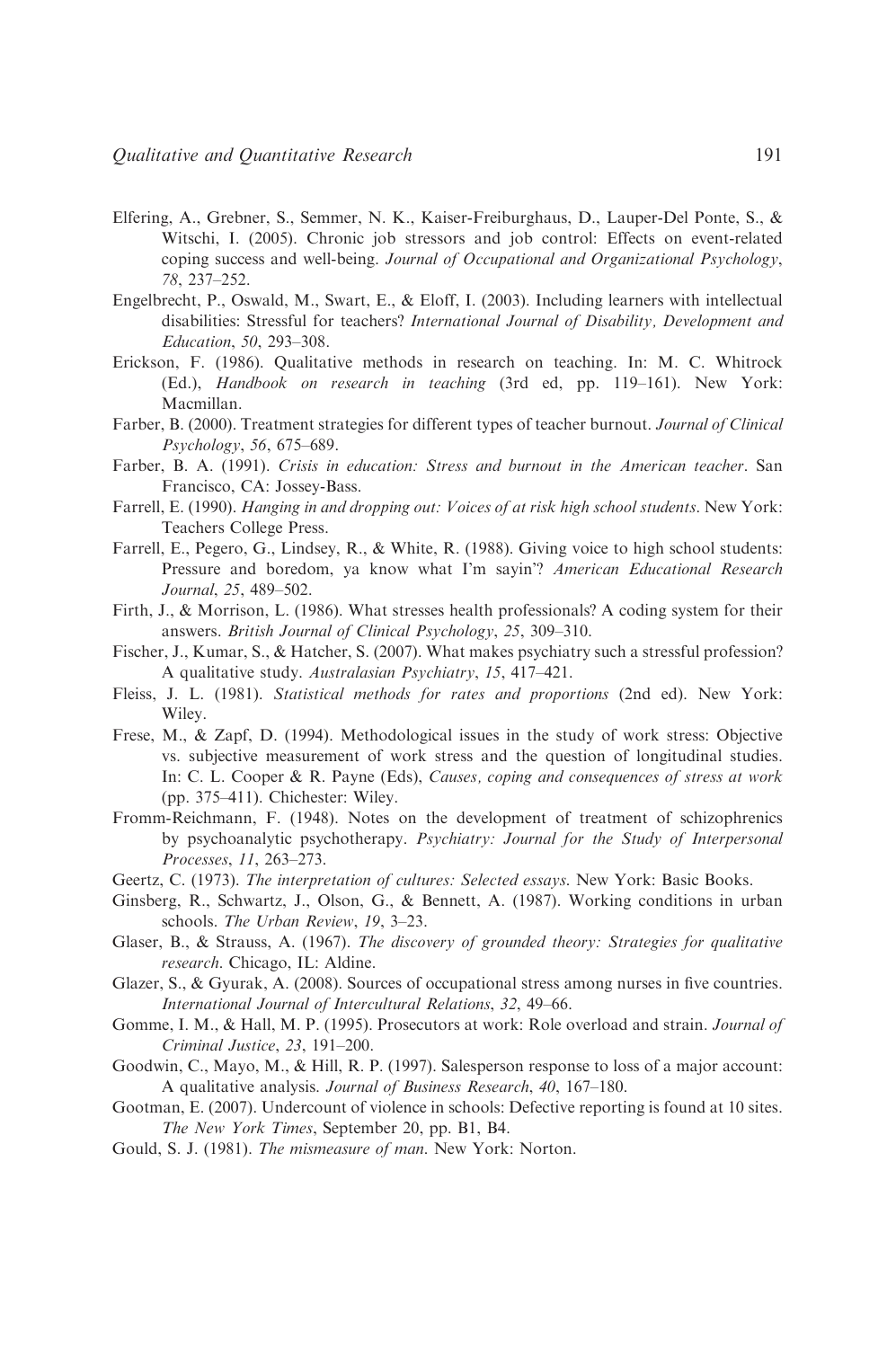Elfering, A., Grebner, S., Semmer, N. K., Kaiser-Freiburghaus, D., Lauper-Del Ponte, S., & Witschi, I. (2005). Chronic job stressors and job control: Effects on event-related coping success and well-being. *Journal of Occupational and Organizational Psychology*, *78*, 237–252.

Engelbrecht, P., Oswald, M., Swart, E., & Eloff, I. (2003). Including learners with intellectual disabilities: Stressful for teachers? *International Journal of Disability, Development and Education*, *50*, 293–308.

Erickson, F. (1986). Qualitative methods in research on teaching. In: M. C. Whitrock (Ed.), *Handbook on research in teaching* (3rd ed, pp. 119–161). New York: Macmillan.

Farber, B. (2000). Treatment strategies for different types of teacher burnout. *Journal of Clinical Psychology*, *56*, 675–689.

Farber, B. A. (1991). *Crisis in education: Stress and burnout in the American teacher*. San Francisco, CA: Jossey-Bass.

Farrell, E. (1990). *Hanging in and dropping out: Voices of at risk high school students*. New York: Teachers College Press.

Farrell, E., Pegero, G., Lindsey, R., & White, R. (1988). Giving voice to high school students: Pressure and boredom, ya know what I'm sayin'? *American Educational Research Journal*, *25*, 489–502.

Firth, J., & Morrison, L. (1986). What stresses health professionals? A coding system for their answers. *British Journal of Clinical Psychology*, *25*, 309–310.

Fischer, J., Kumar, S., & Hatcher, S. (2007). What makes psychiatry such a stressful profession? A qualitative study. *Australasian Psychiatry*, *15*, 417–421.

Fleiss, J. L. (1981). *Statistical methods for rates and proportions* (2nd ed). New York: Wiley.

Frese, M., & Zapf, D. (1994). Methodological issues in the study of work stress: Objective vs. subjective measurement of work stress and the question of longitudinal studies. In: C. L. Cooper & R. Payne (Eds), *Causes, coping and consequences of stress at work* (pp. 375–411). Chichester: Wiley.

Fromm-Reichmann, F. (1948). Notes on the development of treatment of schizophrenics by psychoanalytic psychotherapy. *Psychiatry: Journal for the Study of Interpersonal Processes*, *11*, 263–273.

Geertz, C. (1973). *The interpretation of cultures: Selected essays*. New York: Basic Books.

Ginsberg, R., Schwartz, J., Olson, G., & Bennett, A. (1987). Working conditions in urban schools. *The Urban Review*, *19*, 3–23.

Glaser, B., & Strauss, A. (1967). *The discovery of grounded theory: Strategies for qualitative research*. Chicago, IL: Aldine.

Glazer, S., & Gyurak, A. (2008). Sources of occupational stress among nurses in five countries. *International Journal of Intercultural Relations*, *32*, 49–66.

Gomme, I. M., & Hall, M. P. (1995). Prosecutors at work: Role overload and strain. *Journal of Criminal Justice*, *23*, 191–200.

Goodwin, C., Mayo, M., & Hill, R. P. (1997). Salesperson response to loss of a major account: A qualitative analysis. *Journal of Business Research*, *40*, 167–180.

Gootman, E. (2007). Undercount of violence in schools: Defective reporting is found at 10 sites. *The New York Times*, September 20, pp. B1, B4.

Gould, S. J. (1981). *The mismeasure of man*. New York: Norton.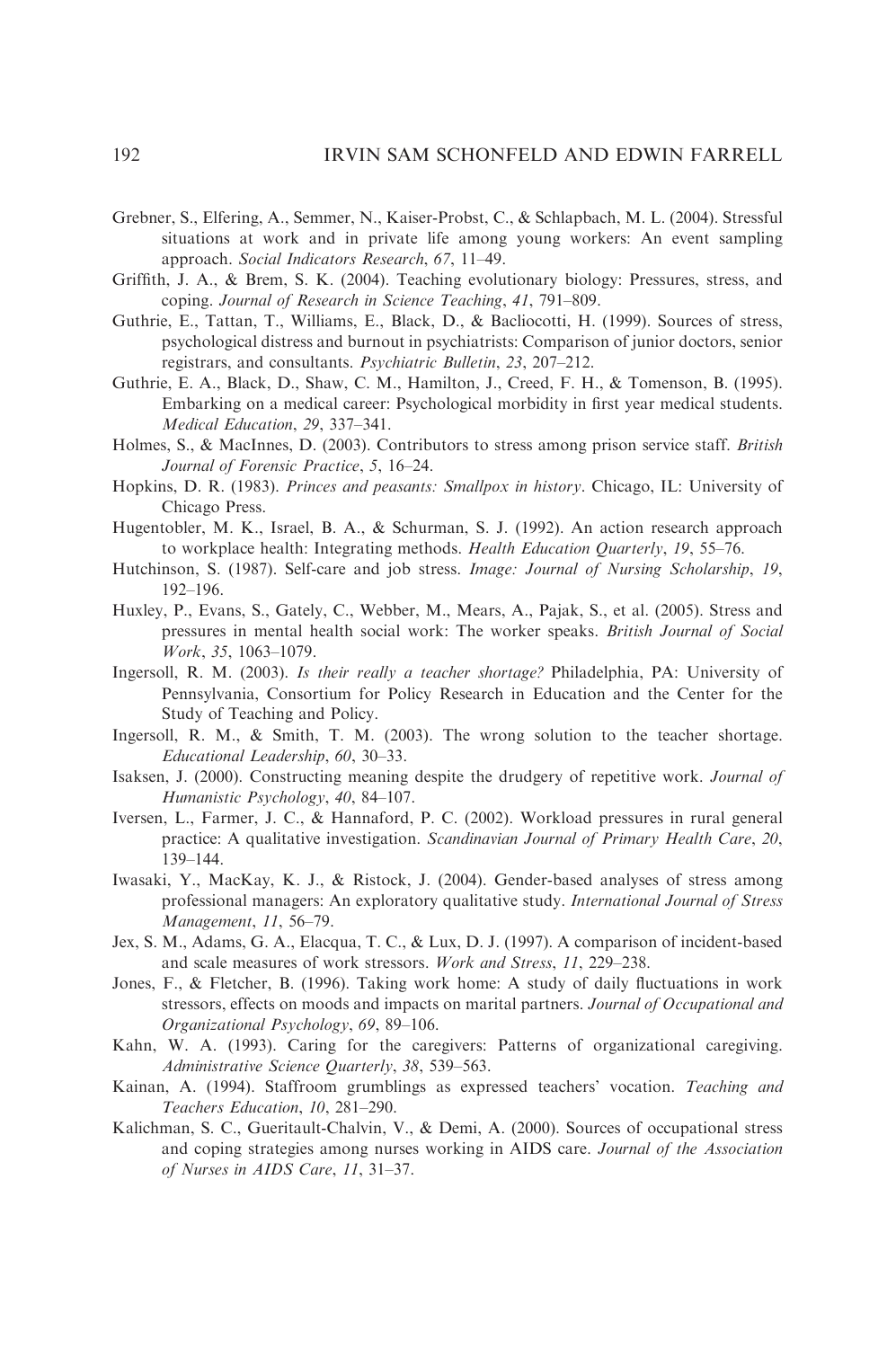Grebner, S., Elfering, A., Semmer, N., Kaiser-Probst, C., & Schlapbach, M. L. (2004). Stressful situations at work and in private life among young workers: An event sampling approach. *Social Indicators Research*, *67*, 11–49.

Griffith, J. A., & Brem, S. K. (2004). Teaching evolutionary biology: Pressures, stress, and coping. *Journal of Research in Science Teaching*, *41*, 791–809.

Guthrie, E., Tattan, T., Williams, E., Black, D., & Bacliocotti, H. (1999). Sources of stress, psychological distress and burnout in psychiatrists: Comparison of junior doctors, senior registrars, and consultants. *Psychiatric Bulletin*, *23*, 207–212.

Guthrie, E. A., Black, D., Shaw, C. M., Hamilton, J., Creed, F. H., & Tomenson, B. (1995). Embarking on a medical career: Psychological morbidity in first year medical students. *Medical Education*, *29*, 337–341.

Holmes, S., & MacInnes, D. (2003). Contributors to stress among prison service staff. *British Journal of Forensic Practice*, *5*, 16–24.

Hopkins, D. R. (1983). *Princes and peasants: Smallpox in history*. Chicago, IL: University of Chicago Press.

Hugentobler, M. K., Israel, B. A., & Schurman, S. J. (1992). An action research approach to workplace health: Integrating methods. *Health Education Quarterly*, *19*, 55–76.

Hutchinson, S. (1987). Self-care and job stress. *Image: Journal of Nursing Scholarship*, *19*, 192–196.

Huxley, P., Evans, S., Gately, C., Webber, M., Mears, A., Pajak, S., et al. (2005). Stress and pressures in mental health social work: The worker speaks. *British Journal of Social Work*, *35*, 1063–1079.

Ingersoll, R. M. (2003). *Is their really a teacher shortage?* Philadelphia, PA: University of Pennsylvania, Consortium for Policy Research in Education and the Center for the Study of Teaching and Policy.

Ingersoll, R. M., & Smith, T. M. (2003). The wrong solution to the teacher shortage. *Educational Leadership*, *60*, 30–33.

Isaksen, J. (2000). Constructing meaning despite the drudgery of repetitive work. *Journal of Humanistic Psychology*, *40*, 84–107.

Iversen, L., Farmer, J. C., & Hannaford, P. C. (2002). Workload pressures in rural general practice: A qualitative investigation. *Scandinavian Journal of Primary Health Care*, *20*, 139–144.

Iwasaki, Y., MacKay, K. J., & Ristock, J. (2004). Gender-based analyses of stress among professional managers: An exploratory qualitative study. *International Journal of Stress Management*, *11*, 56–79.

Jex, S. M., Adams, G. A., Elacqua, T. C., & Lux, D. J. (1997). A comparison of incident-based and scale measures of work stressors. *Work and Stress*, *11*, 229–238.

Jones, F., & Fletcher, B. (1996). Taking work home: A study of daily fluctuations in work stressors, effects on moods and impacts on marital partners. *Journal of Occupational and Organizational Psychology*, *69*, 89–106.

Kahn, W. A. (1993). Caring for the caregivers: Patterns of organizational caregiving. *Administrative Science Quarterly*, *38*, 539–563.

Kainan, A. (1994). Staffroom grumblings as expressed teachers' vocation. *Teaching and Teachers Education*, *10*, 281–290.

Kalichman, S. C., Gueritault-Chalvin, V., & Demi, A. (2000). Sources of occupational stress and coping strategies among nurses working in AIDS care. *Journal of the Association of Nurses in AIDS Care*, *11*, 31–37.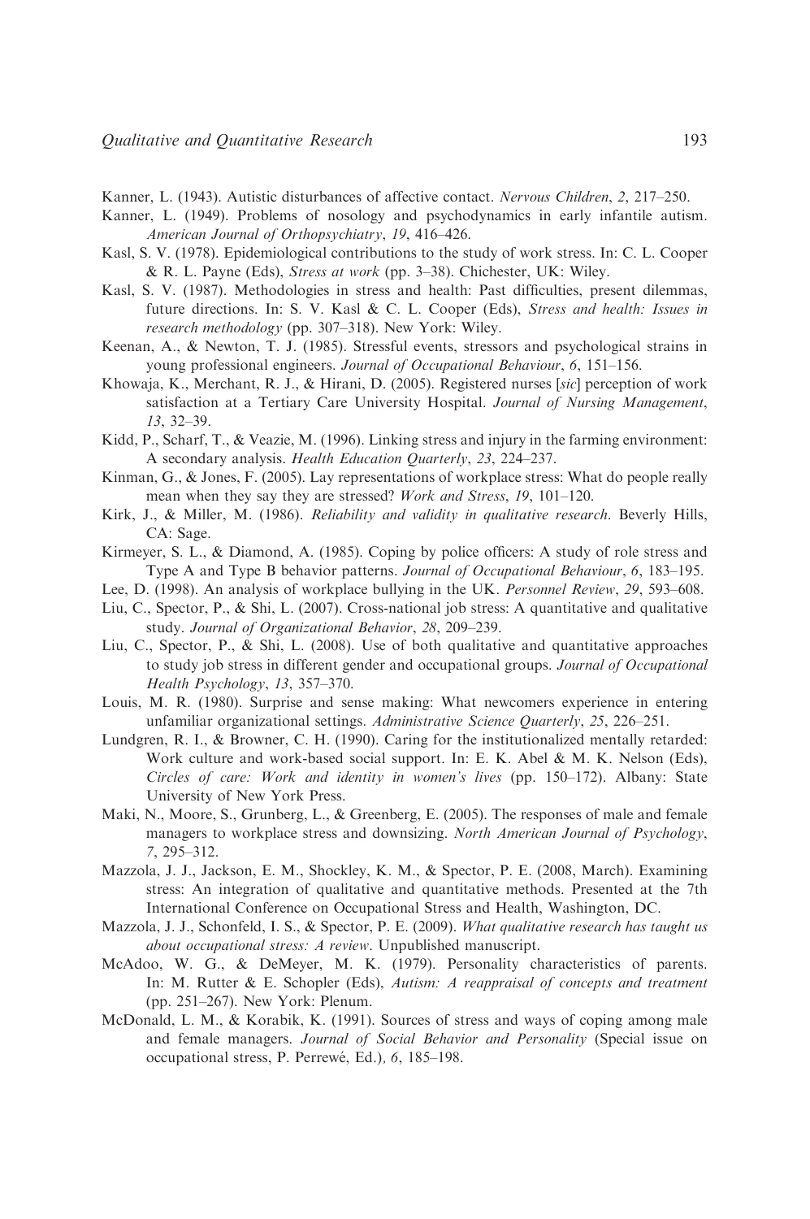Kanner, L. (1943). Autistic disturbances of affective contact. *Nervous Children*, *2*, 217–250.

Kanner, L. (1949). Problems of nosology and psychodynamics in early infantile autism. *American Journal of Orthopsychiatry*, *19*, 416–426.

Kasl, S. V. (1978). Epidemiological contributions to the study of work stress. In: C. L. Cooper & R. L. Payne (Eds), *Stress at work* (pp. 3–38). Chichester, UK: Wiley.

Kasl, S. V. (1987). Methodologies in stress and health: Past difficulties, present dilemmas, future directions. In: S. V. Kasl & C. L. Cooper (Eds), *Stress and health: Issues in research methodology* (pp. 307–318). New York: Wiley.

Keenan, A., & Newton, T. J. (1985). Stressful events, stressors and psychological strains in young professional engineers. *Journal of Occupational Behaviour*, *6*, 151–156.

Khowaja, K., Merchant, R. J., & Hirani, D. (2005). Registered nurses [*sic*] perception of work satisfaction at a Tertiary Care University Hospital. *Journal of Nursing Management*, *13*, 32–39.

Kidd, P., Scharf, T., & Veazie, M. (1996). Linking stress and injury in the farming environment: A secondary analysis. *Health Education Quarterly*, *23*, 224–237.

Kinman, G., & Jones, F. (2005). Lay representations of workplace stress: What do people really mean when they say they are stressed? *Work and Stress*, *19*, 101–120.

Kirk, J., & Miller, M. (1986). *Reliability and validity in qualitative research*. Beverly Hills, CA: Sage.

Kirmeyer, S. L., & Diamond, A. (1985). Coping by police officers: A study of role stress and Type A and Type B behavior patterns. *Journal of Occupational Behaviour*, *6*, 183–195.

Lee, D. (1998). An analysis of workplace bullying in the UK. *Personnel Review*, *29*, 593–608.

Liu, C., Spector, P., & Shi, L. (2007). Cross-national job stress: A quantitative and qualitative study. *Journal of Organizational Behavior*, *28*, 209–239.

Liu, C., Spector, P., & Shi, L. (2008). Use of both qualitative and quantitative approaches to study job stress in different gender and occupational groups. *Journal of Occupational Health Psychology*, *13*, 357–370.

Louis, M. R. (1980). Surprise and sense making: What newcomers experience in entering unfamiliar organizational settings. *Administrative Science Quarterly*, *25*, 226–251.

Lundgren, R. I., & Browner, C. H. (1990). Caring for the institutionalized mentally retarded: Work culture and work-based social support. In: E. K. Abel & M. K. Nelson (Eds), *Circles of care: Work and identity in women's lives* (pp. 150–172). Albany: State University of New York Press.

Maki, N., Moore, S., Grunberg, L., & Greenberg, E. (2005). The responses of male and female managers to workplace stress and downsizing. *North American Journal of Psychology*, *7*, 295–312.

Mazzola, J. J., Jackson, E. M., Shockley, K. M., & Spector, P. E. (2008, March). Examining stress: An integration of qualitative and quantitative methods. Presented at the 7th International Conference on Occupational Stress and Health, Washington, DC.

Mazzola, J. J., Schonfeld, I. S., & Spector, P. E. (2009). *What qualitative research has taught us about occupational stress: A review*. Unpublished manuscript.

McAdoo, W. G., & DeMeyer, M. K. (1979). Personality characteristics of parents. In: M. Rutter & E. Schopler (Eds), *Autism: A reappraisal of concepts and treatment* (pp. 251–267). New York: Plenum.

McDonald, L. M., & Korabik, K. (1991). Sources of stress and ways of coping among male and female managers. *Journal of Social Behavior and Personality* (Special issue on occupational stress, P. Perrewé, Ed.), *6*, 185–198.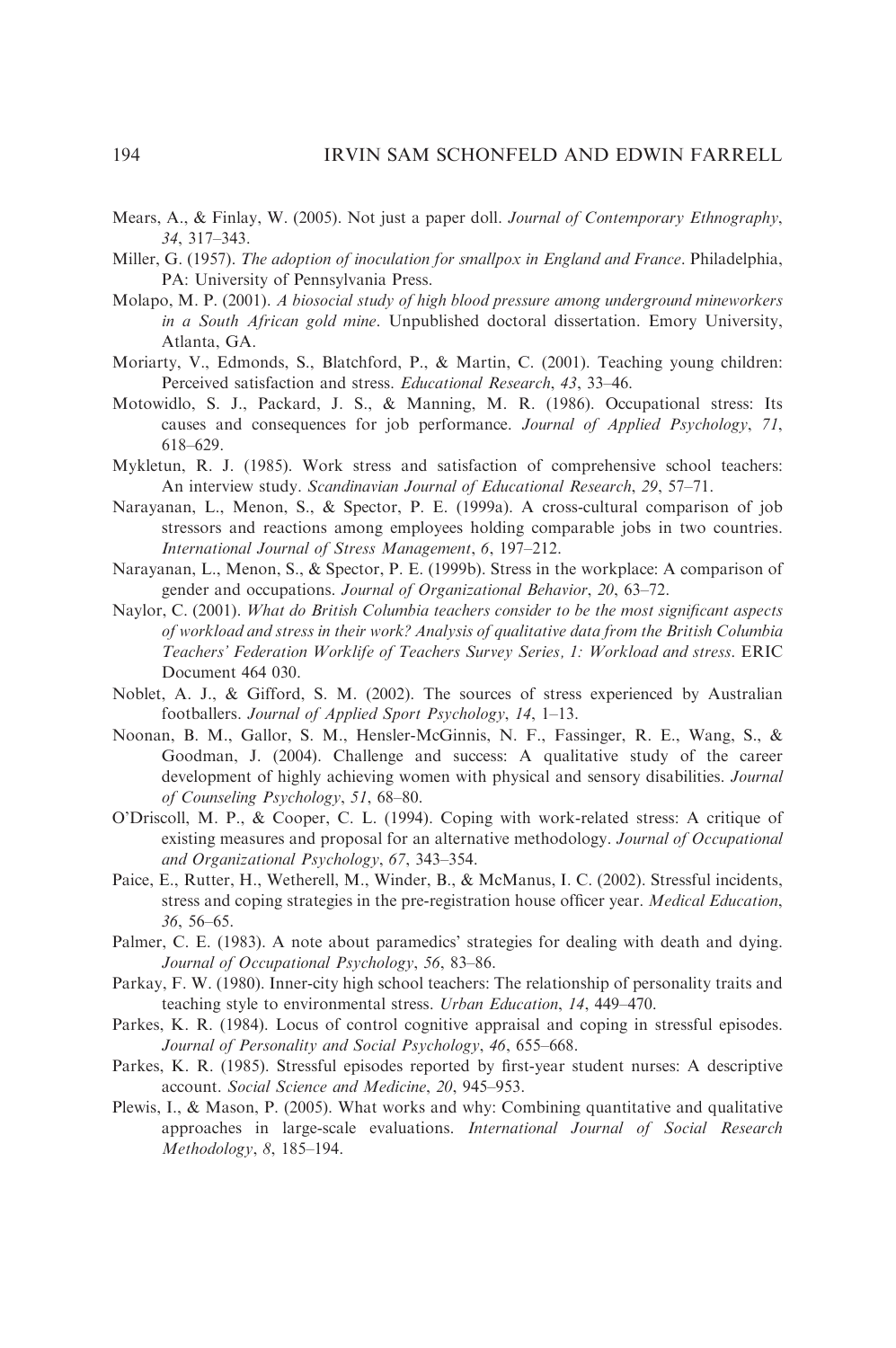Mears, A., & Finlay, W. (2005). Not just a paper doll. *Journal of Contemporary Ethnography*, *34*, 317–343.

Miller, G. (1957). *The adoption of inoculation for smallpox in England and France*. Philadelphia, PA: University of Pennsylvania Press.

Molapo, M. P. (2001). *A biosocial study of high blood pressure among underground mineworkers in a South African gold mine*. Unpublished doctoral dissertation. Emory University, Atlanta, GA.

Moriarty, V., Edmonds, S., Blatchford, P., & Martin, C. (2001). Teaching young children: Perceived satisfaction and stress. *Educational Research*, *43*, 33–46.

Motowidlo, S. J., Packard, J. S., & Manning, M. R. (1986). Occupational stress: Its causes and consequences for job performance. *Journal of Applied Psychology*, *71*, 618–629.

Mykletun, R. J. (1985). Work stress and satisfaction of comprehensive school teachers: An interview study. *Scandinavian Journal of Educational Research*, *29*, 57–71.

Narayanan, L., Menon, S., & Spector, P. E. (1999a). A cross-cultural comparison of job stressors and reactions among employees holding comparable jobs in two countries. *International Journal of Stress Management*, *6*, 197–212.

Narayanan, L., Menon, S., & Spector, P. E. (1999b). Stress in the workplace: A comparison of gender and occupations. *Journal of Organizational Behavior*, *20*, 63–72.

Naylor, C. (2001). *What do British Columbia teachers consider to be the most significant aspects of workload and stress in their work? Analysis of qualitative data from the British Columbia Teachers' Federation Worklife of Teachers Survey Series, 1: Workload and stress*. ERIC Document 464 030.

Noblet, A. J., & Gifford, S. M. (2002). The sources of stress experienced by Australian footballers. *Journal of Applied Sport Psychology*, *14*, 1–13.

Noonan, B. M., Gallor, S. M., Hensler-McGinnis, N. F., Fassinger, R. E., Wang, S., & Goodman, J. (2004). Challenge and success: A qualitative study of the career development of highly achieving women with physical and sensory disabilities. *Journal of Counseling Psychology*, *51*, 68–80.

O'Driscoll, M. P., & Cooper, C. L. (1994). Coping with work-related stress: A critique of existing measures and proposal for an alternative methodology. *Journal of Occupational and Organizational Psychology*, *67*, 343–354.

Paice, E., Rutter, H., Wetherell, M., Winder, B., & McManus, I. C. (2002). Stressful incidents, stress and coping strategies in the pre-registration house officer year. *Medical Education*, *36*, 56–65.

Palmer, C. E. (1983). A note about paramedics' strategies for dealing with death and dying. *Journal of Occupational Psychology*, *56*, 83–86.

Parkay, F. W. (1980). Inner-city high school teachers: The relationship of personality traits and teaching style to environmental stress. *Urban Education*, *14*, 449–470.

Parkes, K. R. (1984). Locus of control cognitive appraisal and coping in stressful episodes. *Journal of Personality and Social Psychology*, *46*, 655–668.

Parkes, K. R. (1985). Stressful episodes reported by first-year student nurses: A descriptive account. *Social Science and Medicine*, *20*, 945–953.

Plewis, I., & Mason, P. (2005). What works and why: Combining quantitative and qualitative approaches in large-scale evaluations. *International Journal of Social Research Methodology*, *8*, 185–194.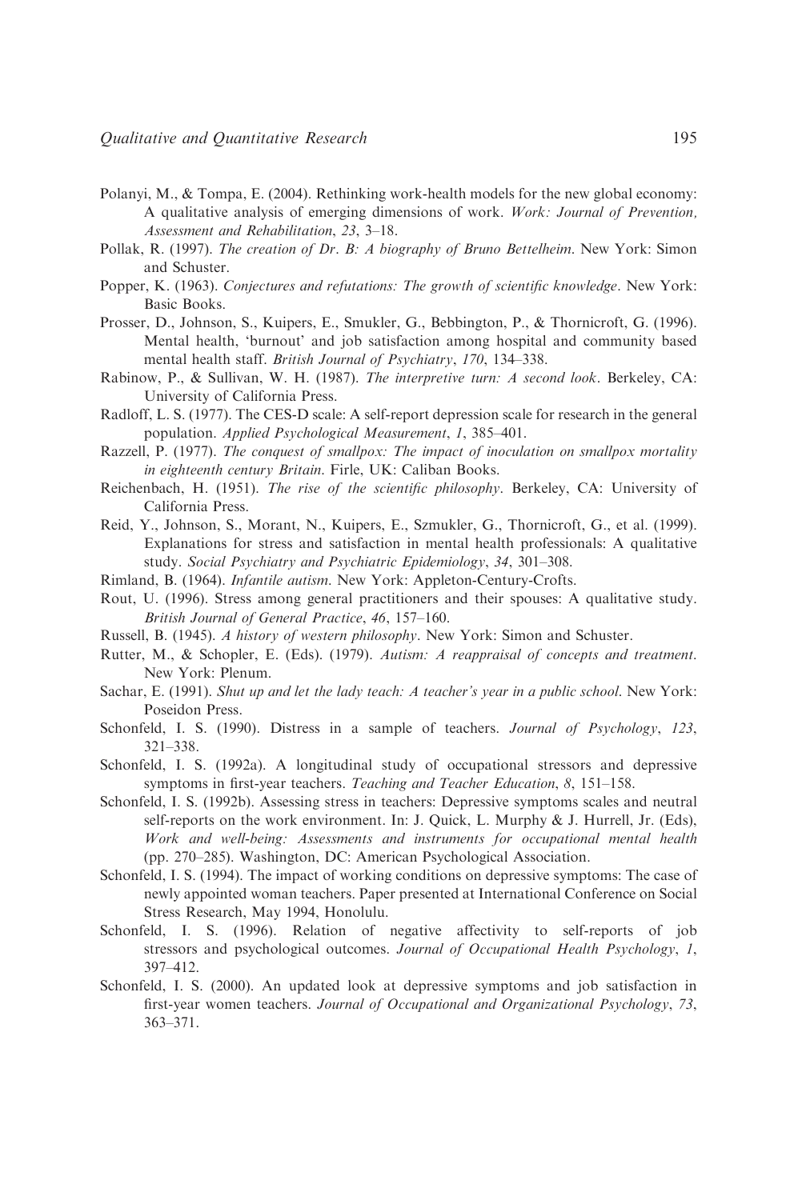Polanyi, M., & Tompa, E. (2004). Rethinking work-health models for the new global economy: A qualitative analysis of emerging dimensions of work. *Work: Journal of Prevention, Assessment and Rehabilitation*, *23*, 3–18.

Pollak, R. (1997). *The creation of Dr. B: A biography of Bruno Bettelheim*. New York: Simon and Schuster.

Popper, K. (1963). *Conjectures and refutations: The growth of scientific knowledge*. New York: Basic Books.

Prosser, D., Johnson, S., Kuipers, E., Smukler, G., Bebbington, P., & Thornicroft, G. (1996). Mental health, 'burnout' and job satisfaction among hospital and community based mental health staff. *British Journal of Psychiatry*, *170*, 134–338.

Rabinow, P., & Sullivan, W. H. (1987). *The interpretive turn: A second look*. Berkeley, CA: University of California Press.

Radloff, L. S. (1977). The CES-D scale: A self-report depression scale for research in the general population. *Applied Psychological Measurement*, *1*, 385–401.

Razzell, P. (1977). *The conquest of smallpox: The impact of inoculation on smallpox mortality in eighteenth century Britain*. Firle, UK: Caliban Books.

Reichenbach, H. (1951). *The rise of the scientific philosophy*. Berkeley, CA: University of California Press.

Reid, Y., Johnson, S., Morant, N., Kuipers, E., Szmukler, G., Thornicroft, G., et al. (1999). Explanations for stress and satisfaction in mental health professionals: A qualitative study. *Social Psychiatry and Psychiatric Epidemiology*, *34*, 301–308.

Rimland, B. (1964). *Infantile autism*. New York: Appleton-Century-Crofts.

Rout, U. (1996). Stress among general practitioners and their spouses: A qualitative study. *British Journal of General Practice*, *46*, 157–160.

Russell, B. (1945). *A history of western philosophy*. New York: Simon and Schuster.

Rutter, M., & Schopler, E. (Eds). (1979). *Autism: A reappraisal of concepts and treatment*. New York: Plenum.

Sachar, E. (1991). *Shut up and let the lady teach: A teacher's year in a public school*. New York: Poseidon Press.

Schonfeld, I. S. (1990). Distress in a sample of teachers. *Journal of Psychology*, *123*, 321–338.

Schonfeld, I. S. (1992a). A longitudinal study of occupational stressors and depressive symptoms in first-year teachers. *Teaching and Teacher Education*, *8*, 151–158.

Schonfeld, I. S. (1992b). Assessing stress in teachers: Depressive symptoms scales and neutral self-reports on the work environment. In: J. Quick, L. Murphy & J. Hurrell, Jr. (Eds), *Work and well-being: Assessments and instruments for occupational mental health* (pp. 270–285). Washington, DC: American Psychological Association.

Schonfeld, I. S. (1994). The impact of working conditions on depressive symptoms: The case of newly appointed woman teachers. Paper presented at International Conference on Social Stress Research, May 1994, Honolulu.

Schonfeld, I. S. (1996). Relation of negative affectivity to self-reports of job stressors and psychological outcomes. *Journal of Occupational Health Psychology*, *1*, 397–412.

Schonfeld, I. S. (2000). An updated look at depressive symptoms and job satisfaction in first-year women teachers. *Journal of Occupational and Organizational Psychology*, *73*, 363–371.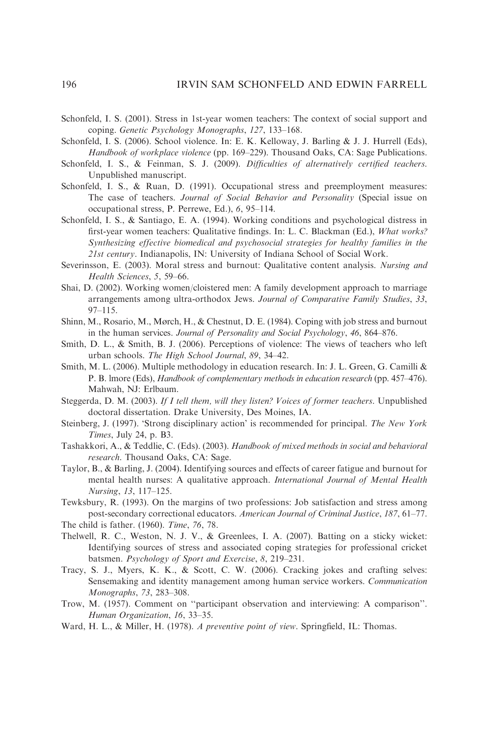Schonfeld, I. S. (2001). Stress in 1st-year women teachers: The context of social support and coping. *Genetic Psychology Monographs*, *127*, 133–168.

Schonfeld, I. S. (2006). School violence. In: E. K. Kelloway, J. Barling & J. J. Hurrell (Eds), *Handbook of workplace violence* (pp. 169–229). Thousand Oaks, CA: Sage Publications.

Schonfeld, I. S., & Feinman, S. J. (2009). *Difficulties of alternatively certified teachers*. Unpublished manuscript.

Schonfeld, I. S., & Ruan, D. (1991). Occupational stress and preemployment measures: The case of teachers. *Journal of Social Behavior and Personality* (Special issue on occupational stress, P. Perrewe, Ed.), *6*, 95–114.

Schonfeld, I. S., & Santiago, E. A. (1994). Working conditions and psychological distress in first-year women teachers: Qualitative findings. In: L. C. Blackman (Ed.), *What works? Synthesizing effective biomedical and psychosocial strategies for healthy families in the 21st century*. Indianapolis, IN: University of Indiana School of Social Work.

Severinsson, E. (2003). Moral stress and burnout: Qualitative content analysis. *Nursing and Health Sciences*, *5*, 59–66.

Shai, D. (2002). Working women/cloistered men: A family development approach to marriage arrangements among ultra-orthodox Jews. *Journal of Comparative Family Studies*, *33*, 97–115.

Shinn, M., Rosario, M., Mørch, H., & Chestnut, D. E. (1984). Coping with job stress and burnout in the human services. *Journal of Personality and Social Psychology*, *46*, 864–876.

Smith, D. L., & Smith, B. J. (2006). Perceptions of violence: The views of teachers who left urban schools. *The High School Journal*, *89*, 34–42.

Smith, M. L. (2006). Multiple methodology in education research. In: J. L. Green, G. Camilli & P. B. lmore (Eds), *Handbook of complementary methods in education research* (pp. 457–476). Mahwah, NJ: Erlbaum.

Steggerda, D. M. (2003). *If I tell them, will they listen? Voices of former teachers*. Unpublished doctoral dissertation. Drake University, Des Moines, IA.

Steinberg, J. (1997). 'Strong disciplinary action' is recommended for principal. *The New York Times*, July 24, p. B3.

Tashakkori, A., & Teddlie, C. (Eds). (2003). *Handbook of mixed methods in social and behavioral research*. Thousand Oaks, CA: Sage.

Taylor, B., & Barling, J. (2004). Identifying sources and effects of career fatigue and burnout for mental health nurses: A qualitative approach. *International Journal of Mental Health Nursing*, *13*, 117–125.

Tewksbury, R. (1993). On the margins of two professions: Job satisfaction and stress among post-secondary correctional educators. *American Journal of Criminal Justice*, *187*, 61–77.

The child is father. (1960). *Time*, *76*, 78.

Thelwell, R. C., Weston, N. J. V., & Greenlees, I. A. (2007). Batting on a sticky wicket: Identifying sources of stress and associated coping strategies for professional cricket batsmen. *Psychology of Sport and Exercise*, *8*, 219–231.

Tracy, S. J., Myers, K. K., & Scott, C. W. (2006). Cracking jokes and crafting selves: Sensemaking and identity management among human service workers. *Communication Monographs*, *73*, 283–308.

Trow, M. (1957). Comment on "participant observation and interviewing: A comparison". *Human Organization*, *16*, 33–35.

Ward, H. L., & Miller, H. (1978). *A preventive point of view*. Springfield, IL: Thomas.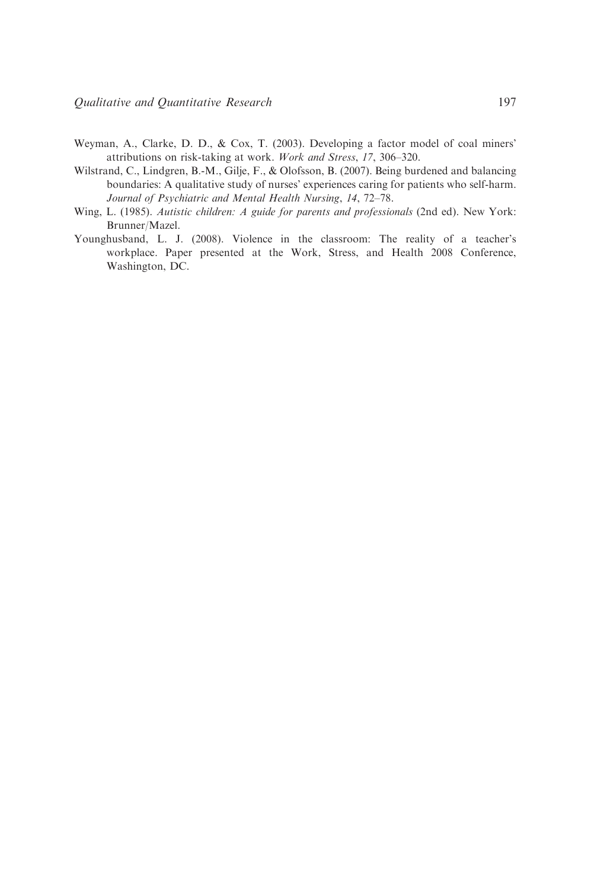Weyman, A., Clarke, D. D., & Cox, T. (2003). Developing a factor model of coal miners' attributions on risk-taking at work. *Work and Stress*, *17*, 306–320.

Wilstrand, C., Lindgren, B.-M., Gilje, F., & Olofsson, B. (2007). Being burdened and balancing boundaries: A qualitative study of nurses' experiences caring for patients who self-harm. *Journal of Psychiatric and Mental Health Nursing*, *14*, 72–78.

Wing, L. (1985). *Autistic children: A guide for parents and professionals* (2nd ed). New York: Brunner/Mazel.

Younghusband, L. J. (2008). Violence in the classroom: The reality of a teacher's workplace. Paper presented at the Work, Stress, and Health 2008 Conference, Washington, DC.